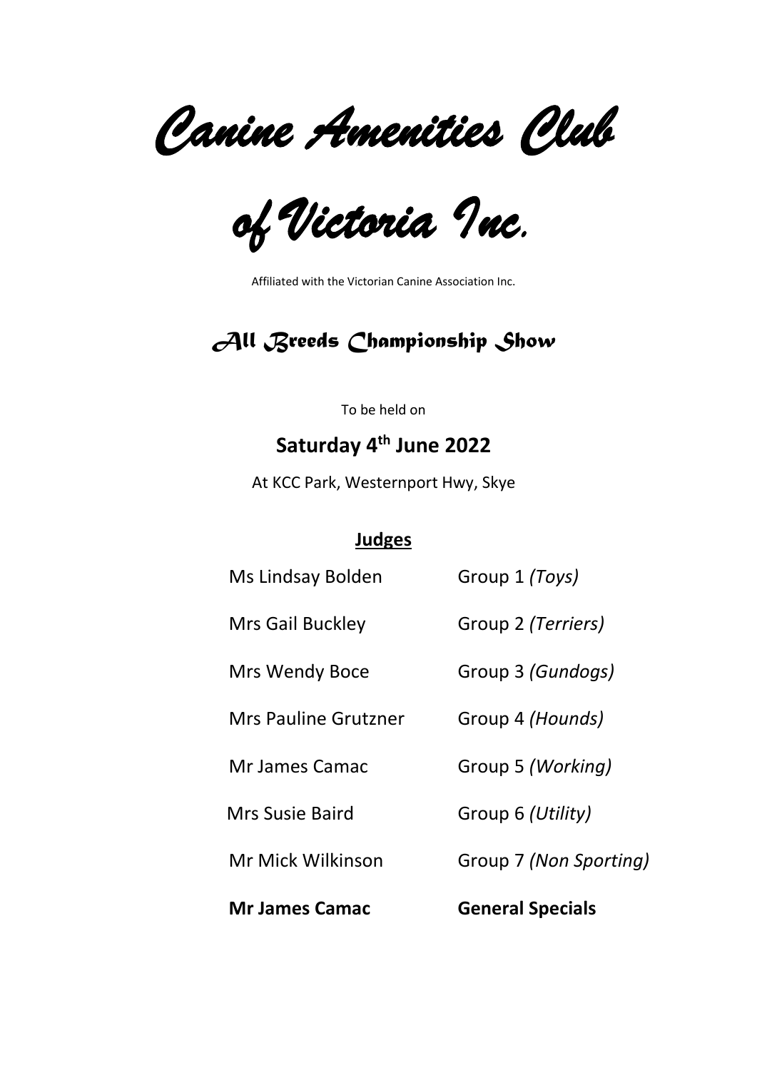# *Canine Amenities Club of Victoria Inc.*

Affiliated with the Victorian Canine Association Inc.

## *All Breeds Championship Show*

To be held on

**Saturday 4th June 2022**

At KCC Park, Westernport Hwy, Skye

**Judges**

| | |
|---|---|
| Ms Lindsay Bolden | Group 1 *(Toys)* |
| Mrs Gail Buckley | Group 2 *(Terriers)* |
| Mrs Wendy Boce | Group 3 *(Gundogs)* |
| Mrs Pauline Grutzner | Group 4 *(Hounds)* |
| Mr James Camac | Group 5 *(Working)* |
| Mrs Susie Baird | Group 6 *(Utility)* |
| Mr Mick Wilkinson | Group 7 *(Non Sporting)* |
| **Mr James Camac** | **General Specials** |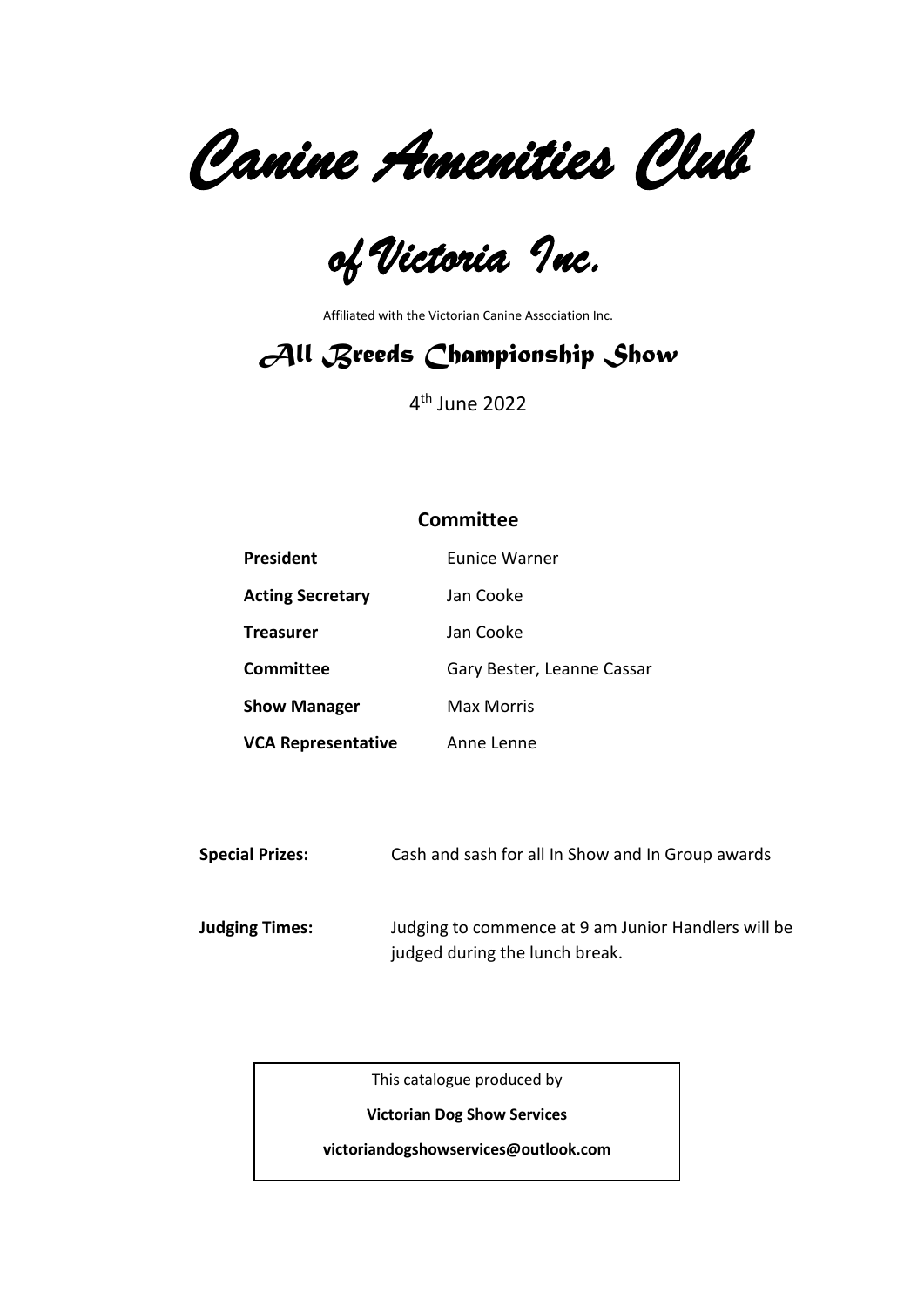# Canine Amenities Club

# of Victoria Inc.

Affiliated with the Victorian Canine Association Inc.

## All Breeds Championship Show

4th June 2022

### Committee

| | |
|---|---|
| **President** | Eunice Warner |
| **Acting Secretary** | Jan Cooke |
| **Treasurer** | Jan Cooke |
| **Committee** | Gary Bester, Leanne Cassar |
| **Show Manager** | Max Morris |
| **VCA Representative** | Anne Lenne |

**Special Prizes:** Cash and sash for all In Show and In Group awards

**Judging Times:** Judging to commence at 9 am Junior Handlers will be judged during the lunch break.

This catalogue produced by

**Victorian Dog Show Services**

**victoriandogshowservices@outlook.com**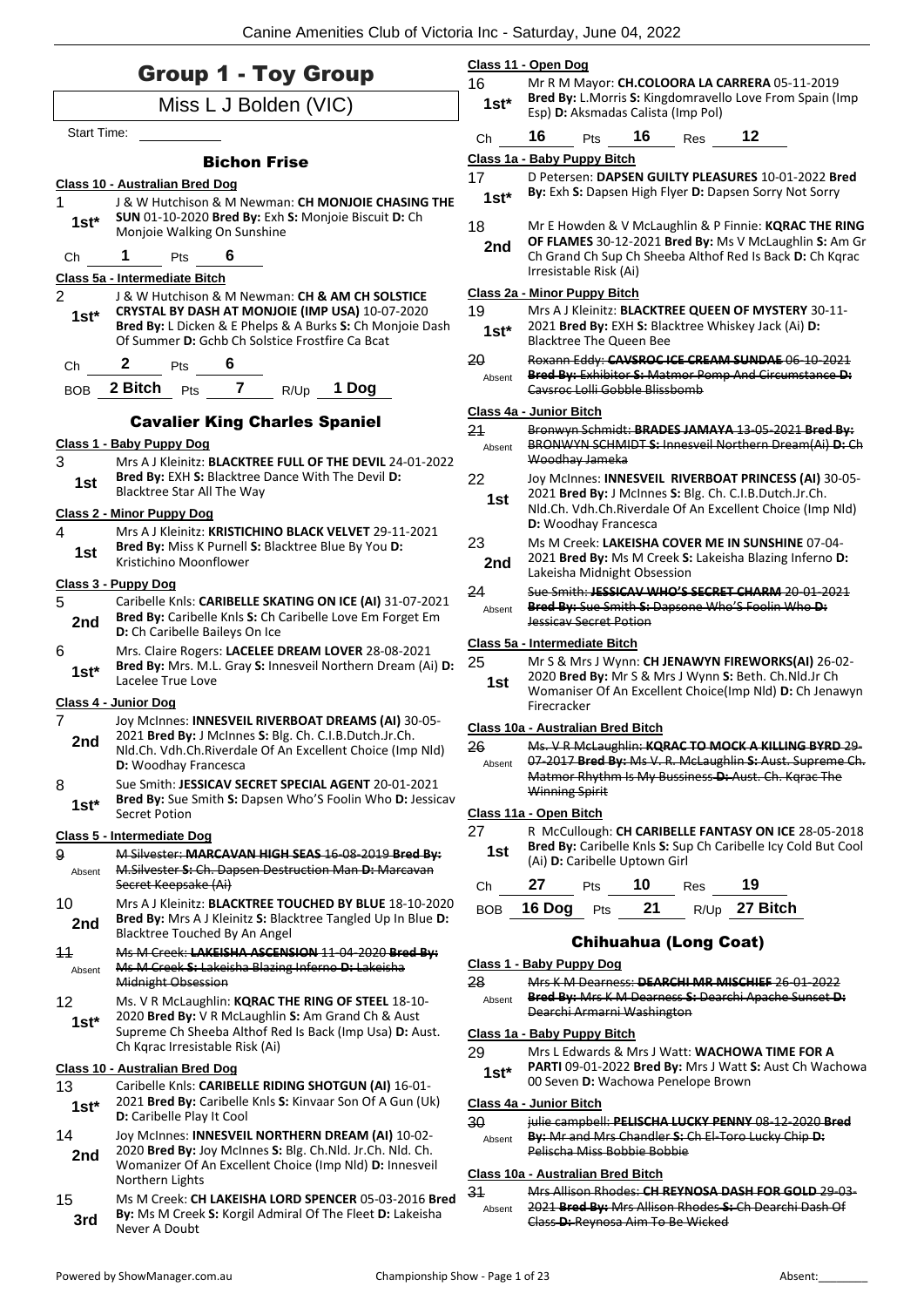# Group 1 - Toy Group

## Miss L J Bolden (VIC)

Start Time: ___________

### Bichon Frise

**Class 10 - Australian Bred Dog**

1 — 1st* — J & W Hutchison & M Newman: **CH MONJOIE CHASING THE SUN** 01-10-2020 **Bred By:** Exh **S:** Monjoie Biscuit **D:** Ch Monjoie Walking On Sunshine

Ch 1 Pts 6

**Class 5a - Intermediate Bitch**

2 — 1st* — J & W Hutchison & M Newman: **CH & AM CH SOLSTICE CRYSTAL BY DASH AT MONJOIE (IMP USA)** 10-07-2020 **Bred By:** L Dicken & E Phelps & A Burks **S:** Ch Monjoie Dash Of Summer **D:** Gchb Ch Solstice Frostfire Ca Bcat

Ch 2 Pts 6

BOB 2 Bitch Pts 7 R/Up 1 Dog

### Cavalier King Charles Spaniel

**Class 1 - Baby Puppy Dog**

3 — 1st — Mrs A J Kleinitz: **BLACKTREE FULL OF THE DEVIL** 24-01-2022 **Bred By:** EXH **S:** Blacktree Dance With The Devil **D:** Blacktree Star All The Way

**Class 2 - Minor Puppy Dog**

4 — 1st — Mrs A J Kleinitz: **KRISTICHINO BLACK VELVET** 29-11-2021 **Bred By:** Miss K Purnell **S:** Blacktree Blue By You **D:** Kristichino Moonflower

**Class 3 - Puppy Dog**

5 — 2nd — Caribelle Knls: **CARIBELLE SKATING ON ICE (AI)** 31-07-2021 **Bred By:** Caribelle Knls **S:** Ch Caribelle Love Em Forget Em **D:** Ch Caribelle Baileys On Ice

6 — 1st* — Mrs. Claire Rogers: **LACELEE DREAM LOVER** 28-08-2021 **Bred By:** Mrs. M.L. Gray **S:** Innesveil Northern Dream (Ai) **D:** Lacelee True Love

**Class 4 - Junior Dog**

7 — 2nd — Joy McInnes: **INNESVEIL RIVERBOAT DREAMS (AI)** 30-05-2021 **Bred By:** J McInnes **S:** Blg. Ch. C.I.B.Dutch.Jr.Ch. Nld.Ch. Vdh.Ch.Riverdale Of An Excellent Choice (Imp Nld) **D:** Woodhay Francesca

8 — 1st* — Sue Smith: **JESSICAV SECRET SPECIAL AGENT** 20-01-2021 **Bred By:** Sue Smith **S:** Dapsen Who'S Foolin Who **D:** Jessicav Secret Potion

**Class 5 - Intermediate Dog**

9 — Absent — ~~M Silvester: **MARCAVAN HIGH SEAS** 16-08-2019 **Bred By:** M.Silvester **S:** Ch. Dapsen Destruction Man **D:** Marcavan Secret Keepsake (Ai)~~

10 — 2nd — Mrs A J Kleinitz: **BLACKTREE TOUCHED BY BLUE** 18-10-2020 **Bred By:** Mrs A J Kleinitz **S:** Blacktree Tangled Up In Blue **D:** Blacktree Touched By An Angel

11 — Absent — ~~Ms M Creek: **LAKEISHA ASCENSION** 11-04-2020 **Bred By:** Ms M Creek **S:** Lakeisha Blazing Inferno **D:** Lakeisha Midnight Obsession~~

12 — 1st* — Ms. V R McLaughlin: **KQRAC THE RING OF STEEL** 18-10-2020 **Bred By:** V R McLaughlin **S:** Am Grand Ch & Aust Supreme Ch Sheeba Althof Red Is Back (Imp Usa) **D:** Aust. Ch Kqrac Irresistable Risk (Ai)

**Class 10 - Australian Bred Dog**

13 — 1st* — Caribelle Knls: **CARIBELLE RIDING SHOTGUN (AI)** 16-01-2021 **Bred By:** Caribelle Knls **S:** Kinvaar Son Of A Gun (Uk) **D:** Caribelle Play It Cool

14 — 2nd — Joy McInnes: **INNESVEIL NORTHERN DREAM (AI)** 10-02-2020 **Bred By:** Joy McInnes **S:** Blg. Ch.Nld. Jr.Ch. Nld. Ch. Womanizer Of An Excellent Choice (Imp Nld) **D:** Innesveil Northern Lights

15 — 3rd — Ms M Creek: **CH LAKEISHA LORD SPENCER** 05-03-2016 **Bred By:** Ms M Creek **S:** Korgil Admiral Of The Fleet **D:** Lakeisha Never A Doubt

**Class 11 - Open Dog**

16 — 1st* — Mr R M Mayor: **CH.COLOORA LA CARRERA** 05-11-2019 **Bred By:** L.Morris **S:** Kingdomravello Love From Spain (Imp Esp) **D:** Aksmadas Calista (Imp Pol)

Ch 16 Pts 16 Res 12

**Class 1a - Baby Puppy Bitch**

17 — 1st* — D Petersen: **DAPSEN GUILTY PLEASURES** 10-01-2022 **Bred By:** Exh **S:** Dapsen High Flyer **D:** Dapsen Sorry Not Sorry

18 — 2nd — Mr E Howden & V McLaughlin & P Finnie: **KQRAC THE RING OF FLAMES** 30-12-2021 **Bred By:** Ms V McLaughlin **S:** Am Gr Ch Grand Ch Sup Ch Sheeba Althof Red Is Back **D:** Ch Kqrac Irresistable Risk (Ai)

**Class 2a - Minor Puppy Bitch**

19 — 1st* — Mrs A J Kleinitz: **BLACKTREE QUEEN OF MYSTERY** 30-11-2021 **Bred By:** EXH **S:** Blacktree Whiskey Jack (Ai) **D:** Blacktree The Queen Bee

20 — Absent — ~~Roxann Eddy: **CAVSROC ICE CREAM SUNDAE** 06-10-2021 **Bred By:** Exhibitor **S:** Matmor Pomp And Circumstance **D:** Cavsroc Lolli Gobble Blissbomb~~

**Class 4a - Junior Bitch**

21 — Absent — ~~Bronwyn Schmidt: **BRADES JAMAYA** 13-05-2021 **Bred By:** BRONWYN SCHMIDT **S:** Innesveil Northern Dream(Ai) **D:** Ch Woodhay Jameka~~

22 — 1st — Joy McInnes: **INNESVEIL RIVERBOAT PRINCESS (AI)** 30-05-2021 **Bred By:** J McInnes **S:** Blg. Ch. C.I.B.Dutch.Jr.Ch. Nld.Ch. Vdh.Ch.Riverdale Of An Excellent Choice (Imp Nld) **D:** Woodhay Francesca

23 — 2nd — Ms M Creek: **LAKEISHA COVER ME IN SUNSHINE** 07-04-2021 **Bred By:** Ms M Creek **S:** Lakeisha Blazing Inferno **D:** Lakeisha Midnight Obsession

24 — Absent — ~~Sue Smith: **JESSICAV WHO'S SECRET CHARM** 20-01-2021 **Bred By:** Sue Smith **S:** Dapsone Who'S Foolin Who **D:** Jessicav Secret Potion~~

**Class 5a - Intermediate Bitch**

25 — 1st — Mr S & Mrs J Wynn: **CH JENAWYN FIREWORKS(AI)** 26-02-2020 **Bred By:** Mr S & Mrs J Wynn **S:** Beth. Ch.Nld.Jr Ch Womaniser Of An Excellent Choice(Imp Nld) **D:** Ch Jenawyn Firecracker

**Class 10a - Australian Bred Bitch**

26 — Absent — ~~Ms. V R McLaughlin: **KQRAC TO MOCK A KILLING BYRD** 29-07-2017 **Bred By:** Ms V. R. McLaughlin **S:** Aust. Supreme Ch. Matmor Rhythm Is My Bussiness **D:** Aust. Ch. Kqrac The Winning Spirit~~

**Class 11a - Open Bitch**

27 — 1st — R McCullough: **CH CARIBELLE FANTASY ON ICE** 28-05-2018 **Bred By:** Caribelle Knls **S:** Sup Ch Caribelle Icy Cold But Cool (Ai) **D:** Caribelle Uptown Girl

Ch 27 Pts 10 Res 19

BOB 16 Dog Pts 21 R/Up 27 Bitch

### Chihuahua (Long Coat)

**Class 1 - Baby Puppy Dog**

28 — Absent — ~~Mrs K M Dearness: **DEARCHI MR MISCHIEF** 26-01-2022 **Bred By:** Mrs K M Dearness **S:** Dearchi Apache Sunset **D:** Dearchi Armarni Washington~~

**Class 1a - Baby Puppy Bitch**

29 — 1st* — Mrs L Edwards & Mrs J Watt: **WACHOWA TIME FOR A PARTI** 09-01-2022 **Bred By:** Mrs J Watt **S:** Aust Ch Wachowa 00 Seven **D:** Wachowa Penelope Brown

**Class 4a - Junior Bitch**

30 — Absent — ~~julie campbell: **PELISCHA LUCKY PENNY** 08-12-2020 **Bred By:** Mr and Mrs Chandler **S:** Ch El-Toro Lucky Chip **D:** Pelischa Miss Bobbie Bobbie~~

**Class 10a - Australian Bred Bitch**

31 — Absent — ~~Mrs Allison Rhodes: **CH REYNOSA DASH FOR GOLD** 29-03-2021 **Bred By:** Mrs Allison Rhodes **S:** Ch Dearchi Dash Of Class **D:** Reynosa Aim To Be Wicked~~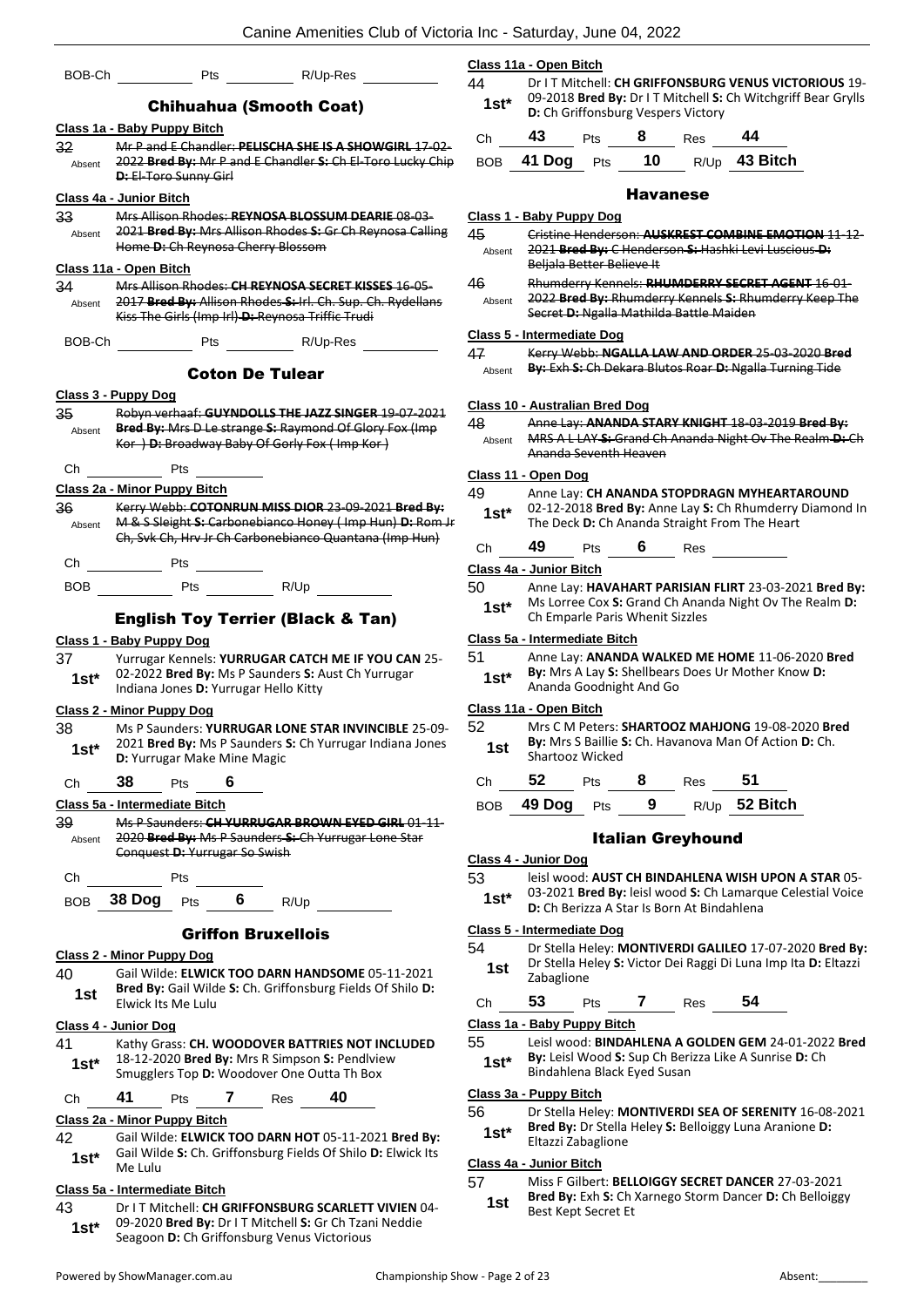BOB-Ch \_\_\_\_\_\_\_\_\_\_ Pts \_\_\_\_\_\_\_\_\_\_ R/Up-Res \_\_\_\_\_\_\_\_\_\_

## Chihuahua (Smooth Coat)

**Class 1a - Baby Puppy Bitch**

32 Absent ~~Mr P and E Chandler: **PELISCHA SHE IS A SHOWGIRL** 17-02-2022 **Bred By:** Mr P and E Chandler **S:** Ch El-Toro Lucky Chip **D:** El-Toro Sunny Girl~~

**Class 4a - Junior Bitch**

33 Absent ~~Mrs Allison Rhodes: **REYNOSA BLOSSUM DEARIE** 08-03-2021 **Bred By:** Mrs Allison Rhodes **S:** Gr Ch Reynosa Calling Home **D:** Ch Reynosa Cherry Blossom~~

**Class 11a - Open Bitch**

34 Absent ~~Mrs Allison Rhodes: **CH REYNOSA SECRET KISSES** 16-05-2017 **Bred By:** Allison Rhodes **S:** Irl. Ch. Sup. Ch. Rydellans Kiss The Girls (Imp Irl) **D:** Reynosa Triffic Trudi~~

BOB-Ch \_\_\_\_\_\_\_\_\_\_ Pts \_\_\_\_\_\_\_\_\_\_ R/Up-Res \_\_\_\_\_\_\_\_\_\_

## Coton De Tulear

**Class 3 - Puppy Dog**

35 Absent ~~Robyn verhaaf: **GUYNDOLLS THE JAZZ SINGER** 19-07-2021 **Bred By:** Mrs D Le strange **S:** Raymond Of Glory Fox (Imp Kor ) **D:** Broadway Baby Of Gorly Fox ( Imp Kor )~~

Ch \_\_\_\_\_\_\_\_\_\_ Pts \_\_\_\_\_\_\_\_\_\_

**Class 2a - Minor Puppy Bitch**

36 Absent ~~Kerry Webb: **COTONRUN MISS DIOR** 23-09-2021 **Bred By:** M & S Sleight **S:** Carbonebianco Honey ( Imp Hun) **D:** Rom Jr Ch, Svk Ch, Hrv Jr Ch Carbonebianco Quantana (Imp Hun)~~

Ch \_\_\_\_\_\_\_\_\_\_ Pts \_\_\_\_\_\_\_\_\_\_

BOB \_\_\_\_\_\_\_\_\_\_ Pts \_\_\_\_\_\_\_\_\_\_ R/Up \_\_\_\_\_\_\_\_\_\_

## English Toy Terrier (Black & Tan)

**Class 1 - Baby Puppy Dog**

37 1st* Yurrugar Kennels: **YURRUGAR CATCH ME IF YOU CAN** 25-02-2022 **Bred By:** Ms P Saunders **S:** Aust Ch Yurrugar Indiana Jones **D:** Yurrugar Hello Kitty

**Class 2 - Minor Puppy Dog**

38 1st* Ms P Saunders: **YURRUGAR LONE STAR INVINCIBLE** 25-09-2021 **Bred By:** Ms P Saunders **S:** Ch Yurrugar Indiana Jones **D:** Yurrugar Make Mine Magic

Ch **38** Pts **6**

**Class 5a - Intermediate Bitch**

39 Absent ~~Ms P Saunders: **CH YURRUGAR BROWN EYED GIRL** 01-11-2020 **Bred By:** Ms P Saunders **S:** Ch Yurrugar Lone Star Conquest **D:** Yurrugar So Swish~~

Ch \_\_\_\_\_\_\_\_\_\_ Pts \_\_\_\_\_\_\_\_\_\_

BOB **38 Dog** Pts **6** R/Up \_\_\_\_\_\_\_\_\_\_

## Griffon Bruxellois

**Class 2 - Minor Puppy Dog**

40 1st Gail Wilde: **ELWICK TOO DARN HANDSOME** 05-11-2021 **Bred By:** Gail Wilde **S:** Ch. Griffonsburg Fields Of Shilo **D:** Elwick Its Me Lulu

**Class 4 - Junior Dog**

41 1st* Kathy Grass: **CH. WOODOVER BATTRIES NOT INCLUDED** 18-12-2020 **Bred By:** Mrs R Simpson **S:** Pendlview Smugglers Top **D:** Woodover One Outta Th Box

Ch **41** Pts **7** Res **40**

**Class 2a - Minor Puppy Bitch**

42 1st* Gail Wilde: **ELWICK TOO DARN HOT** 05-11-2021 **Bred By:** Gail Wilde **S:** Ch. Griffonsburg Fields Of Shilo **D:** Elwick Its Me Lulu

**Class 5a - Intermediate Bitch**

43 1st* Dr I T Mitchell: **CH GRIFFONSBURG SCARLETT VIVIEN** 04-09-2020 **Bred By:** Dr I T Mitchell **S:** Gr Ch Tzani Neddie Seagoon **D:** Ch Griffonsburg Venus Victorious

**Class 11a - Open Bitch**

44 1st* Dr I T Mitchell: **CH GRIFFONSBURG VENUS VICTORIOUS** 19-09-2018 **Bred By:** Dr I T Mitchell **S:** Ch Witchgriff Bear Grylls **D:** Ch Griffonsburg Vespers Victory

Ch **43** Pts **8** Res **44**

BOB **41 Dog** Pts **10** R/Up **43 Bitch**

## Havanese

**Class 1 - Baby Puppy Dog**

45 Absent ~~Cristine Henderson: **AUSKREST COMBINE EMOTION** 11-12-2021 **Bred By:** C Henderson **S:** Hashki Levi Luscious **D:** Beljala Better Believe It~~

46 Absent ~~Rhumderry Kennels: **RHUMDERRY SECRET AGENT** 16-01-2022 **Bred By:** Rhumderry Kennels **S:** Rhumderry Keep The Secret **D:** Ngalla Mathilda Battle Maiden~~

**Class 5 - Intermediate Dog**

47 Absent ~~Kerry Webb: **NGALLA LAW AND ORDER** 25-03-2020 **Bred By:** Exh **S:** Ch Dekara Blutos Roar **D:** Ngalla Turning Tide~~

**Class 10 - Australian Bred Dog**

48 Absent ~~Anne Lay: **ANANDA STARY KNIGHT** 18-03-2019 **Bred By:** MRS A L LAY **S:** Grand Ch Ananda Night Ov The Realm **D:** Ch Ananda Seventh Heaven~~

**Class 11 - Open Dog**

49 1st* Anne Lay: **CH ANANDA STOPDRAGN MYHEARTAROUND** 02-12-2018 **Bred By:** Anne Lay **S:** Ch Rhumderry Diamond In The Deck **D:** Ch Ananda Straight From The Heart

Ch **49** Pts **6** Res \_\_\_\_\_\_\_\_\_\_

**Class 4a - Junior Bitch**

50 1st* Anne Lay: **HAVAHART PARISIAN FLIRT** 23-03-2021 **Bred By:** Ms Lorree Cox **S:** Grand Ch Ananda Night Ov The Realm **D:** Ch Emparle Paris Whenit Sizzles

**Class 5a - Intermediate Bitch**

51 1st* Anne Lay: **ANANDA WALKED ME HOME** 11-06-2020 **Bred By:** Mrs A Lay **S:** Shellbears Does Ur Mother Know **D:** Ananda Goodnight And Go

**Class 11a - Open Bitch**

52 1st Mrs C M Peters: **SHARTOOZ MAHJONG** 19-08-2020 **Bred By:** Mrs S Baillie **S:** Ch. Havanova Man Of Action **D:** Ch. Shartooz Wicked

Ch **52** Pts **8** Res **51**

BOB **49 Dog** Pts **9** R/Up **52 Bitch**

## Italian Greyhound

**Class 4 - Junior Dog**

53 1st* leisl wood: **AUST CH BINDAHLENA WISH UPON A STAR** 05-03-2021 **Bred By:** leisl wood **S:** Ch Lamarque Celestial Voice **D:** Ch Berizza A Star Is Born At Bindahlena

**Class 5 - Intermediate Dog**

54 1st Dr Stella Heley: **MONTIVERDI GALILEO** 17-07-2020 **Bred By:** Dr Stella Heley **S:** Victor Dei Raggi Di Luna Imp Ita **D:** Eltazzi Zabaglione

Ch **53** Pts **7** Res **54**

**Class 1a - Baby Puppy Bitch**

55 1st* Leisl wood: **BINDAHLENA A GOLDEN GEM** 24-01-2022 **Bred By:** Leisl Wood **S:** Sup Ch Berizza Like A Sunrise **D:** Ch Bindahlena Black Eyed Susan

**Class 3a - Puppy Bitch**

56 1st* Dr Stella Heley: **MONTIVERDI SEA OF SERENITY** 16-08-2021 **Bred By:** Dr Stella Heley **S:** Belloiggy Luna Aranione **D:** Eltazzi Zabaglione

**Class 4a - Junior Bitch**

57 1st Miss F Gilbert: **BELLOIGGY SECRET DANCER** 27-03-2021 **Bred By:** Exh **S:** Ch Xarnego Storm Dancer **D:** Ch Belloiggy Best Kept Secret Et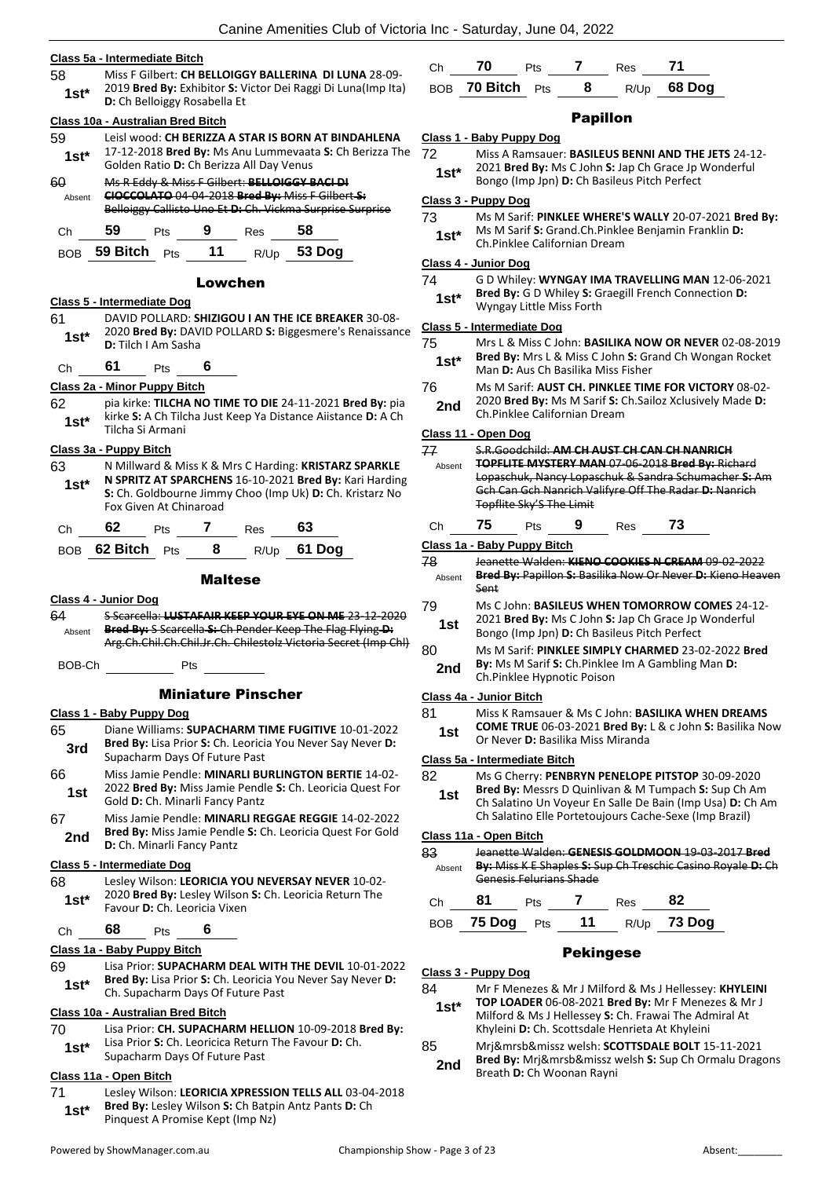#### Class 5a - Intermediate Bitch

58 — **1st*** — Miss F Gilbert: **CH BELLOIGGY BALLERINA DI LUNA** 28-09-2019 **Bred By:** Exhibitor **S:** Victor Dei Raggi Di Luna(Imp Ita) **D:** Ch Belloiggy Rosabella Et

#### Class 10a - Australian Bred Bitch

59 — **1st*** — Leisl wood: **CH BERIZZA A STAR IS BORN AT BINDAHLENA** 17-12-2018 **Bred By:** Ms Anu Lummevaata **S:** Ch Berizza The Golden Ratio **D:** Ch Berizza All Day Venus

60 — Absent — ~~Ms R Eddy & Miss F Gilbert: **BELLOIGGY BACI DI CIOCCOLATO** 04-04-2018 **Bred By:** Miss F Gilbert **S:** Belloiggy Callisto Uno Et **D:** Ch. Vickma Surprise Surprise~~

Ch 59 Pts 9 Res 58

BOB 59 Bitch Pts 11 R/Up 53 Dog

### Lowchen

#### Class 5 - Intermediate Dog

61 — **1st*** — DAVID POLLARD: **SHIZIGOU I AN THE ICE BREAKER** 30-08-2020 **Bred By:** DAVID POLLARD **S:** Biggesmere's Renaissance **D:** Tilch I Am Sasha

Ch 61 Pts 6

#### Class 2a - Minor Puppy Bitch

62 — **1st*** — pia kirke: **TILCHA NO TIME TO DIE** 24-11-2021 **Bred By:** pia kirke **S:** A Ch Tilcha Just Keep Ya Distance Aiistance **D:** A Ch Tilcha Si Armani

#### Class 3a - Puppy Bitch

63 — **1st*** — N Millward & Miss K & Mrs C Harding: **KRISTARZ SPARKLE N SPRITZ AT SPARCHENS** 16-10-2021 **Bred By:** Kari Harding **S:** Ch. Goldbourne Jimmy Choo (Imp Uk) **D:** Ch. Kristarz No Fox Given At Chinaroad

Ch 62 Pts 7 Res 63

BOB 62 Bitch Pts 8 R/Up 61 Dog

### Maltese

#### Class 4 - Junior Dog

64 — Absent — ~~S Scarcella: **LUSTAFAIR KEEP YOUR EYE ON ME** 23-12-2020 **Bred By:** S Scarcella **S:** Ch Pender Keep The Flag Flying **D:** Arg.Ch.Chil.Ch.Chil.Jr.Ch. Chilestolz Victoria Secret (Imp Chl)~~

BOB-Ch ______ Pts ______

### Miniature Pinscher

#### Class 1 - Baby Puppy Dog

65 — **3rd** — Diane Williams: **SUPACHARM TIME FUGITIVE** 10-01-2022 **Bred By:** Lisa Prior **S:** Ch. Leoricia You Never Say Never **D:** Supacharm Days Of Future Past

66 — **1st** — Miss Jamie Pendle: **MINARLI BURLINGTON BERTIE** 14-02-2022 **Bred By:** Miss Jamie Pendle **S:** Ch. Leoricia Quest For Gold **D:** Ch. Minarli Fancy Pantz

67 — **2nd** — Miss Jamie Pendle: **MINARLI REGGAE REGGIE** 14-02-2022 **Bred By:** Miss Jamie Pendle **S:** Ch. Leoricia Quest For Gold **D:** Ch. Minarli Fancy Pantz

#### Class 5 - Intermediate Dog

68 — **1st*** — Lesley Wilson: **LEORICIA YOU NEVERSAY NEVER** 10-02-2020 **Bred By:** Lesley Wilson **S:** Ch. Leoricia Return The Favour **D:** Ch. Leoricia Vixen

Ch 68 Pts 6

#### Class 1a - Baby Puppy Bitch

69 — **1st*** — Lisa Prior: **SUPACHARM DEAL WITH THE DEVIL** 10-01-2022 **Bred By:** Lisa Prior **S:** Ch. Leoricia You Never Say Never **D:** Ch. Supacharm Days Of Future Past

#### Class 10a - Australian Bred Bitch

70 — **1st*** — Lisa Prior: **CH. SUPACHARM HELLION** 10-09-2018 **Bred By:** Lisa Prior **S:** Ch. Leoricica Return The Favour **D:** Ch. Supacharm Days Of Future Past

#### Class 11a - Open Bitch

71 — **1st*** — Lesley Wilson: **LEORICIA XPRESSION TELLS ALL** 03-04-2018 **Bred By:** Lesley Wilson **S:** Ch Batpin Antz Pants **D:** Ch Pinquest A Promise Kept (Imp Nz)

Ch 70 Pts 7 Res 71

BOB 70 Bitch Pts 8 R/Up 68 Dog

### Papillon

#### Class 1 - Baby Puppy Dog

72 — **1st*** — Miss A Ramsauer: **BASILEUS BENNI AND THE JETS** 24-12-2021 **Bred By:** Ms C John **S:** Jap Ch Grace Jp Wonderful Bongo (Imp Jpn) **D:** Ch Basileus Pitch Perfect

#### Class 3 - Puppy Dog

73 — **1st*** — Ms M Sarif: **PINKLEE WHERE'S WALLY** 20-07-2021 **Bred By:** Ms M Sarif **S:** Grand.Ch.Pinklee Benjamin Franklin **D:** Ch.Pinklee Californian Dream

#### Class 4 - Junior Dog

74 — **1st*** — G D Whiley: **WYNGAY IMA TRAVELLING MAN** 12-06-2021 **Bred By:** G D Whiley **S:** Graegill French Connection **D:** Wyngay Little Miss Forth

#### Class 5 - Intermediate Dog

75 — **1st*** — Mrs L & Miss C John: **BASILIKA NOW OR NEVER** 02-08-2019 **Bred By:** Mrs L & Miss C John **S:** Grand Ch Wongan Rocket Man **D:** Aus Ch Basilika Miss Fisher

76 — **2nd** — Ms M Sarif: **AUST CH. PINKLEE TIME FOR VICTORY** 08-02-2020 **Bred By:** Ms M Sarif **S:** Ch.Sailoz Xclusively Made **D:** Ch.Pinklee Californian Dream

#### Class 11 - Open Dog

77 — Absent — ~~S.R.Goodchild: **AM CH AUST CH CAN CH NANRICH TOPFLITE MYSTERY MAN** 07-06-2018 **Bred By:** Richard Lopaschuk, Nancy Lopaschuk & Sandra Schumacher **S:** Am Gch Can Gch Nanrich Valifyre Off The Radar **D:** Nanrich Topflite Sky'S The Limit~~

Ch 75 Pts 9 Res 73

#### Class 1a - Baby Puppy Bitch

78 — Absent — ~~Jeanette Walden: **KIENO COOKIES N CREAM** 09-02-2022 **Bred By:** Papillon **S:** Basilika Now Or Never **D:** Kieno Heaven Sent~~

79 — **1st** — Ms C John: **BASILEUS WHEN TOMORROW COMES** 24-12-2021 **Bred By:** Ms C John **S:** Jap Ch Grace Jp Wonderful Bongo (Imp Jpn) **D:** Ch Basileus Pitch Perfect

80 — **2nd** — Ms M Sarif: **PINKLEE SIMPLY CHARMED** 23-02-2022 **Bred By:** Ms M Sarif **S:** Ch.Pinklee Im A Gambling Man **D:** Ch.Pinklee Hypnotic Poison

#### Class 4a - Junior Bitch

81 — **1st** — Miss K Ramsauer & Ms C John: **BASILIKA WHEN DREAMS COME TRUE** 06-03-2021 **Bred By:** L & c John **S:** Basilika Now Or Never **D:** Basilika Miss Miranda

#### Class 5a - Intermediate Bitch

82 — **1st** — Ms G Cherry: **PENBRYN PENELOPE PITSTOP** 30-09-2020 **Bred By:** Messrs D Quinlivan & M Tumpach **S:** Sup Ch Am Ch Salatino Un Voyeur En Salle De Bain (Imp Usa) **D:** Ch Am Ch Salatino Elle Portetoujours Cache-Sexe (Imp Brazil)

#### Class 11a - Open Bitch

83 — Absent — ~~Jeanette Walden: **GENESIS GOLDMOON** 19-03-2017 **Bred By:** Miss K E Shaples **S:** Sup Ch Treschic Casino Royale **D:** Ch Genesis Felurians Shade~~

Ch 81 Pts 7 Res 82

BOB 75 Dog Pts 11 R/Up 73 Dog

### Pekingese

#### Class 3 - Puppy Dog

84 — **1st*** — Mr F Menezes & Mr J Milford & Ms J Hellessey: **KHYLEINI TOP LOADER** 06-08-2021 **Bred By:** Mr F Menezes & Mr J Milford & Ms J Hellessey **S:** Ch. Frawai The Admiral At Khyleini **D:** Ch. Scottsdale Henrieta At Khyleini

85 — **2nd** — Mrj&mrsb&missz welsh: **SCOTTSDALE BOLT** 15-11-2021 **Bred By:** Mrj&mrsb&missz welsh **S:** Sup Ch Ormalu Dragons Breath **D:** Ch Woonan Rayni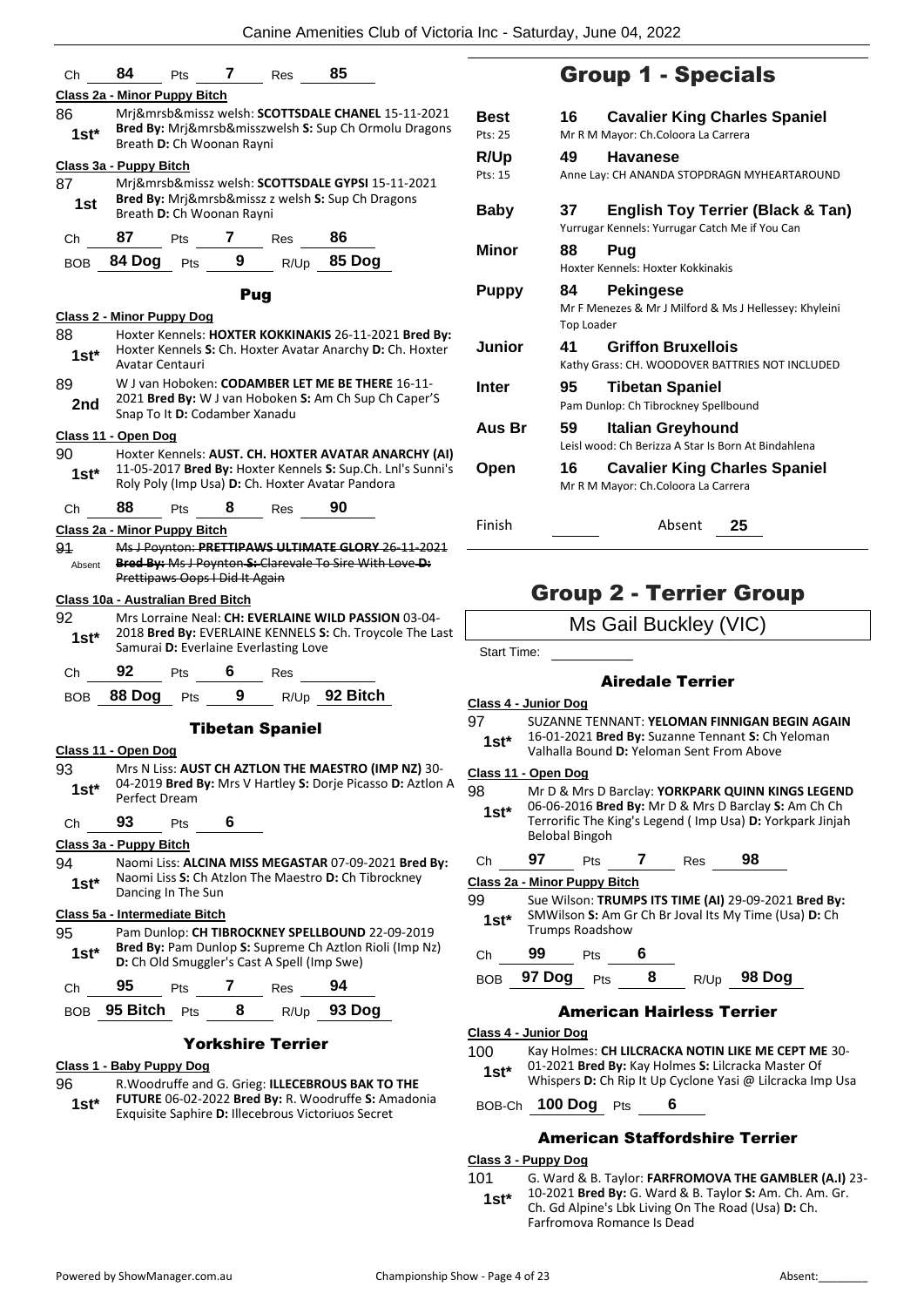| Ch | 84 | Pts | 7 | Res | 85 |
|---|---|---|---|---|---|

**Class 2a - Minor Puppy Bitch**

86 1st* Mrj&mrsb&missz welsh: **SCOTTSDALE CHANEL** 15-11-2021 **Bred By:** Mrj&mrsb&misszwelsh **S:** Sup Ch Ormolu Dragons Breath **D:** Ch Woonan Rayni

**Class 3a - Puppy Bitch**

87 1st Mrj&mrsb&missz welsh: **SCOTTSDALE GYPSI** 15-11-2021 **Bred By:** Mrj&mrsb&missz z welsh **S:** Sup Ch Dragons Breath **D:** Ch Woonan Rayni

| Ch | 87 | Pts | 7 | Res | 86 |
|---|---|---|---|---|---|
| BOB | 84 Dog | Pts | 9 | R/Up | 85 Dog |

### Pug

**Class 2 - Minor Puppy Dog**

88 1st* Hoxter Kennels: **HOXTER KOKKINAKIS** 26-11-2021 **Bred By:** Hoxter Kennels **S:** Ch. Hoxter Avatar Anarchy **D:** Ch. Hoxter Avatar Centauri

89 2nd W J van Hoboken: **CODAMBER LET ME BE THERE** 16-11-2021 **Bred By:** W J van Hoboken **S:** Am Ch Sup Ch Caper'S Snap To It **D:** Codamber Xanadu

**Class 11 - Open Dog**

90 1st* Hoxter Kennels: **AUST. CH. HOXTER AVATAR ANARCHY (AI)** 11-05-2017 **Bred By:** Hoxter Kennels **S:** Sup.Ch. Lnl's Sunni's Roly Poly (Imp Usa) **D:** Ch. Hoxter Avatar Pandora

| Ch | 88 | Pts | 8 | Res | 90 |
|---|---|---|---|---|---|

**Class 2a - Minor Puppy Bitch**

~~91 Absent Ms J Poynton: **PRETTIPAWS ULTIMATE GLORY** 26-11-2021 **Bred By:** Ms J Poynton **S:** Clarevale To Sire With Love **D:** Prettipaws Oops I Did It Again~~

**Class 10a - Australian Bred Bitch**

92 1st* Mrs Lorraine Neal: **CH: EVERLAINE WILD PASSION** 03-04-2018 **Bred By:** EVERLAINE KENNELS **S:** Ch. Troycole The Last Samurai **D:** Everlaine Everlasting Love

| Ch | 92 | Pts | 6 | Res | |
|---|---|---|---|---|---|
| BOB | 88 Dog | Pts | 9 | R/Up | 92 Bitch |

### Tibetan Spaniel

**Class 11 - Open Dog**

93 1st* Mrs N Liss: **AUST CH AZTLON THE MAESTRO (IMP NZ)** 30-04-2019 **Bred By:** Mrs V Hartley **S:** Dorje Picasso **D:** Aztlon A Perfect Dream

| Ch | 93 | Pts | 6 |
|---|---|---|---|

**Class 3a - Puppy Bitch**

94 1st* Naomi Liss: **ALCINA MISS MEGASTAR** 07-09-2021 **Bred By:** Naomi Liss **S:** Ch Atzlon The Maestro **D:** Ch Tibrockney Dancing In The Sun

**Class 5a - Intermediate Bitch**

95 1st* Pam Dunlop: **CH TIBROCKNEY SPELLBOUND** 22-09-2019 **Bred By:** Pam Dunlop **S:** Supreme Ch Aztlon Rioli (Imp Nz) **D:** Ch Old Smuggler's Cast A Spell (Imp Swe)

| Ch | 95 | Pts | 7 | Res | 94 |
|---|---|---|---|---|---|
| BOB | 95 Bitch | Pts | 8 | R/Up | 93 Dog |

### Yorkshire Terrier

**Class 1 - Baby Puppy Dog**

96 1st* R.Woodruffe and G. Grieg: **ILLECEBROUS BAK TO THE FUTURE** 06-02-2022 **Bred By:** R. Woodruffe **S:** Amadonia Exquisite Saphire **D:** Illecebrous Victoriuos Secret

## Group 1 - Specials

| | | |
|---|---|---|
| **Best** (Pts: 25) | 16 | **Cavalier King Charles Spaniel** — Mr R M Mayor: Ch.Coloora La Carrera |
| **R/Up** (Pts: 15) | 49 | **Havanese** — Anne Lay: CH ANANDA STOPDRAGN MYHEARTAROUND |
| **Baby** | 37 | **English Toy Terrier (Black & Tan)** — Yurrugar Kennels: Yurrugar Catch Me if You Can |
| **Minor** | 88 | **Pug** — Hoxter Kennels: Hoxter Kokkinakis |
| **Puppy** | 84 | **Pekingese** — Mr F Menezes & Mr J Milford & Ms J Hellessey: Khyleini Top Loader |
| **Junior** | 41 | **Griffon Bruxellois** — Kathy Grass: CH. WOODOVER BATTRIES NOT INCLUDED |
| **Inter** | 95 | **Tibetan Spaniel** — Pam Dunlop: Ch Tibrockney Spellbound |
| **Aus Br** | 59 | **Italian Greyhound** — Leisl wood: Ch Berizza A Star Is Born At Bindahlena |
| **Open** | 16 | **Cavalier King Charles Spaniel** — Mr R M Mayor: Ch.Coloora La Carrera |

Finish ______ Absent **25**

## Group 2 - Terrier Group

Ms Gail Buckley (VIC)

Start Time:

### Airedale Terrier

**Class 4 - Junior Dog**

97 1st* SUZANNE TENNANT: **YELOMAN FINNIGAN BEGIN AGAIN** 16-01-2021 **Bred By:** Suzanne Tennant **S:** Ch Yeloman Valhalla Bound **D:** Yeloman Sent From Above

**Class 11 - Open Dog**

98 1st* Mr D & Mrs D Barclay: **YORKPARK QUINN KINGS LEGEND** 06-06-2016 **Bred By:** Mr D & Mrs D Barclay **S:** Am Ch Ch Terrorific The King's Legend ( Imp Usa) **D:** Yorkpark Jinjah Belobal Bingoh

| Ch | 97 | Pts | 7 | Res | 98 |
|---|---|---|---|---|---|

**Class 2a - Minor Puppy Bitch**

99 1st* Sue Wilson: **TRUMPS ITS TIME (AI)** 29-09-2021 **Bred By:** SMWilson **S:** Am Gr Ch Br Joval Its My Time (Usa) **D:** Ch Trumps Roadshow

| Ch | 99 | Pts | 6 | | |
|---|---|---|---|---|---|
| BOB | 97 Dog | Pts | 8 | R/Up | 98 Dog |

### American Hairless Terrier

**Class 4 - Junior Dog**

100 1st* Kay Holmes: **CH LILCRACKA NOTIN LIKE ME CEPT ME** 30-01-2021 **Bred By:** Kay Holmes **S:** Lilcracka Master Of Whispers **D:** Ch Rip It Up Cyclone Yasi @ Lilcracka Imp Usa

| BOB-Ch | 100 Dog | Pts | 6 |
|---|---|---|---|

### American Staffordshire Terrier

**Class 3 - Puppy Dog**

101 1st* G. Ward & B. Taylor: **FARFROMOVA THE GAMBLER (A.I)** 23-10-2021 **Bred By:** G. Ward & B. Taylor **S:** Am. Ch. Am. Gr. Ch. Gd Alpine's Lbk Living On The Road (Usa) **D:** Ch. Farfromova Romance Is Dead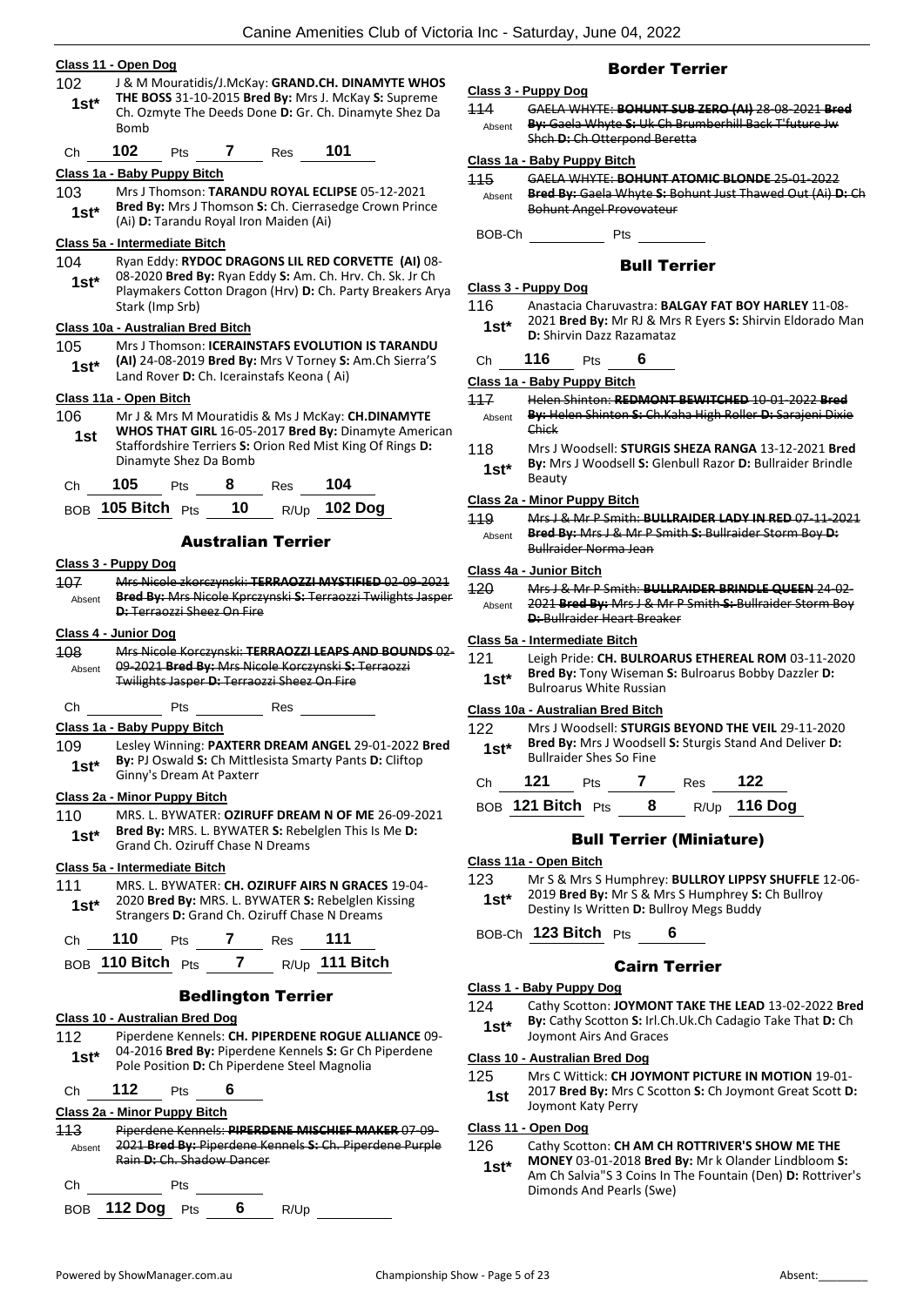#### Class 11 - Open Dog

102 — 1st* — J & M Mouratidis/J.McKay: **GRAND.CH. DINAMYTE WHOS THE BOSS** 31-10-2015 **Bred By:** Mrs J. McKay **S:** Supreme Ch. Ozmyte The Deeds Done **D:** Gr. Ch. Dinamyte Shez Da Bomb

Ch 102 Pts 7 Res 101

#### Class 1a - Baby Puppy Bitch

103 — 1st* — Mrs J Thomson: **TARANDU ROYAL ECLIPSE** 05-12-2021 **Bred By:** Mrs J Thomson **S:** Ch. Cierrasedge Crown Prince (Ai) **D:** Tarandu Royal Iron Maiden (Ai)

#### Class 5a - Intermediate Bitch

104 — 1st* — Ryan Eddy: **RYDOC DRAGONS LIL RED CORVETTE (AI)** 08-08-2020 **Bred By:** Ryan Eddy **S:** Am. Ch. Hrv. Ch. Sk. Jr Ch Playmakers Cotton Dragon (Hrv) **D:** Ch. Party Breakers Arya Stark (Imp Srb)

#### Class 10a - Australian Bred Bitch

105 — 1st* — Mrs J Thomson: **ICERAINSTAFS EVOLUTION IS TARANDU (AI)** 24-08-2019 **Bred By:** Mrs V Torney **S:** Am.Ch Sierra'S Land Rover **D:** Ch. Icerainstafs Keona ( Ai)

#### Class 11a - Open Bitch

106 — 1st — Mr J & Mrs M Mouratidis & Ms J McKay: **CH.DINAMYTE WHOS THAT GIRL** 16-05-2017 **Bred By:** Dinamyte American Staffordshire Terriers **S:** Orion Red Mist King Of Rings **D:** Dinamyte Shez Da Bomb

Ch 105 Pts 8 Res 104

BOB 105 Bitch Pts 10 R/Up 102 Dog

## Australian Terrier

#### Class 3 - Puppy Dog

107 — Absent — ~~Mrs Nicole zkorczynski: **TERRAOZZI MYSTIFIED** 02-09-2021 **Bred By:** Mrs Nicole Kprczynski **S:** Terraozzi Twilights Jasper **D:** Terraozzi Sheez On Fire~~

#### Class 4 - Junior Dog

108 — Absent — ~~Mrs Nicole Korczynski: **TERRAOZZI LEAPS AND BOUNDS** 02-09-2021 **Bred By:** Mrs Nicole Korczynski **S:** Terraozzi Twilights Jasper **D:** Terraozzi Sheez On Fire~~

Ch ______ Pts ______ Res ______

#### Class 1a - Baby Puppy Bitch

109 — 1st* — Lesley Winning: **PAXTERR DREAM ANGEL** 29-01-2022 **Bred By:** PJ Oswald **S:** Ch Mittlesista Smarty Pants **D:** Cliftop Ginny's Dream At Paxterr

#### Class 2a - Minor Puppy Bitch

110 — 1st* — MRS. L. BYWATER: **OZIRUFF DREAM N OF ME** 26-09-2021 **Bred By:** MRS. L. BYWATER **S:** Rebelglen This Is Me **D:** Grand Ch. Oziruff Chase N Dreams

#### Class 5a - Intermediate Bitch

111 — 1st* — MRS. L. BYWATER: **CH. OZIRUFF AIRS N GRACES** 19-04-2020 **Bred By:** MRS. L. BYWATER **S:** Rebelglen Kissing Strangers **D:** Grand Ch. Oziruff Chase N Dreams

Ch 110 Pts 7 Res 111

BOB 110 Bitch Pts 7 R/Up 111 Bitch

## Bedlington Terrier

#### Class 10 - Australian Bred Dog

112 — 1st* — Piperdene Kennels: **CH. PIPERDENE ROGUE ALLIANCE** 09-04-2016 **Bred By:** Piperdene Kennels **S:** Gr Ch Piperdene Pole Position **D:** Ch Piperdene Steel Magnolia

Ch 112 Pts 6

#### Class 2a - Minor Puppy Bitch

113 — Absent — ~~Piperdene Kennels: **PIPERDENE MISCHIEF MAKER** 07-09-2021 **Bred By:** Piperdene Kennels **S:** Ch. Piperdene Purple Rain **D:** Ch. Shadow Dancer~~

Ch ______ Pts ______

BOB 112 Dog Pts 6 R/Up ______

## Border Terrier

#### Class 3 - Puppy Dog

114 — Absent — ~~GAELA WHYTE: **BOHUNT SUB ZERO (AI)** 28-08-2021 **Bred By:** Gaela Whyte **S:** Uk Ch Brumberhill Back T'future Jw Shch **D:** Ch Otterpond Beretta~~

#### Class 1a - Baby Puppy Bitch

115 — Absent — ~~GAELA WHYTE: **BOHUNT ATOMIC BLONDE** 25-01-2022 **Bred By:** Gaela Whyte **S:** Bohunt Just Thawed Out (Ai) **D:** Ch Bohunt Angel Provovateur~~

BOB-Ch ______ Pts ______

## Bull Terrier

#### Class 3 - Puppy Dog

116 — 1st* — Anastacia Charuvastra: **BALGAY FAT BOY HARLEY** 11-08-2021 **Bred By:** Mr RJ & Mrs R Eyers **S:** Shirvin Eldorado Man **D:** Shirvin Dazz Razamataz

Ch 116 Pts 6

#### Class 1a - Baby Puppy Bitch

117 — Absent — ~~Helen Shinton: **REDMONT BEWITCHED** 10-01-2022 **Bred By:** Helen Shinton **S:** Ch.Kaha High Roller **D:** Sarajeni Dixie Chick~~

118 — 1st* — Mrs J Woodsell: **STURGIS SHEZA RANGA** 13-12-2021 **Bred By:** Mrs J Woodsell **S:** Glenbull Razor **D:** Bullraider Brindle Beauty

#### Class 2a - Minor Puppy Bitch

119 — Absent — ~~Mrs J & Mr P Smith: **BULLRAIDER LADY IN RED** 07-11-2021 **Bred By:** Mrs J & Mr P Smith **S:** Bullraider Storm Boy **D:** Bullraider Norma Jean~~

#### Class 4a - Junior Bitch

120 — Absent — ~~Mrs J & Mr P Smith: **BULLRAIDER BRINDLE QUEEN** 24-02-2021 **Bred By:** Mrs J & Mr P Smith **S:** Bullraider Storm Boy **D:** Bullraider Heart Breaker~~

#### Class 5a - Intermediate Bitch

121 — 1st* — Leigh Pride: **CH. BULROARUS ETHEREAL ROM** 03-11-2020 **Bred By:** Tony Wiseman **S:** Bulroarus Bobby Dazzler **D:** Bulroarus White Russian

#### Class 10a - Australian Bred Bitch

122 — 1st* — Mrs J Woodsell: **STURGIS BEYOND THE VEIL** 29-11-2020 **Bred By:** Mrs J Woodsell **S:** Sturgis Stand And Deliver **D:** Bullraider Shes So Fine

Ch 121 Pts 7 Res 122

BOB 121 Bitch Pts 8 R/Up 116 Dog

## Bull Terrier (Miniature)

#### Class 11a - Open Bitch

123 — 1st* — Mr S & Mrs S Humphrey: **BULLROY LIPPSY SHUFFLE** 12-06-2019 **Bred By:** Mr S & Mrs S Humphrey **S:** Ch Bullroy Destiny Is Written **D:** Bullroy Megs Buddy

BOB-Ch 123 Bitch Pts 6

## Cairn Terrier

#### Class 1 - Baby Puppy Dog

124 — 1st* — Cathy Scotton: **JOYMONT TAKE THE LEAD** 13-02-2022 **Bred By:** Cathy Scotton **S:** Irl.Ch.Uk.Ch Cadagio Take That **D:** Ch Joymont Airs And Graces

#### Class 10 - Australian Bred Dog

125 — 1st — Mrs C Wittick: **CH JOYMONT PICTURE IN MOTION** 19-01-2017 **Bred By:** Mrs C Scotton **S:** Ch Joymont Great Scott **D:** Joymont Katy Perry

#### Class 11 - Open Dog

126 — 1st* — Cathy Scotton: **CH AM CH ROTTRIVER'S SHOW ME THE MONEY** 03-01-2018 **Bred By:** Mr k Olander Lindbloom **S:** Am Ch Salvia"S 3 Coins In The Fountain (Den) **D:** Rottriver's Dimonds And Pearls (Swe)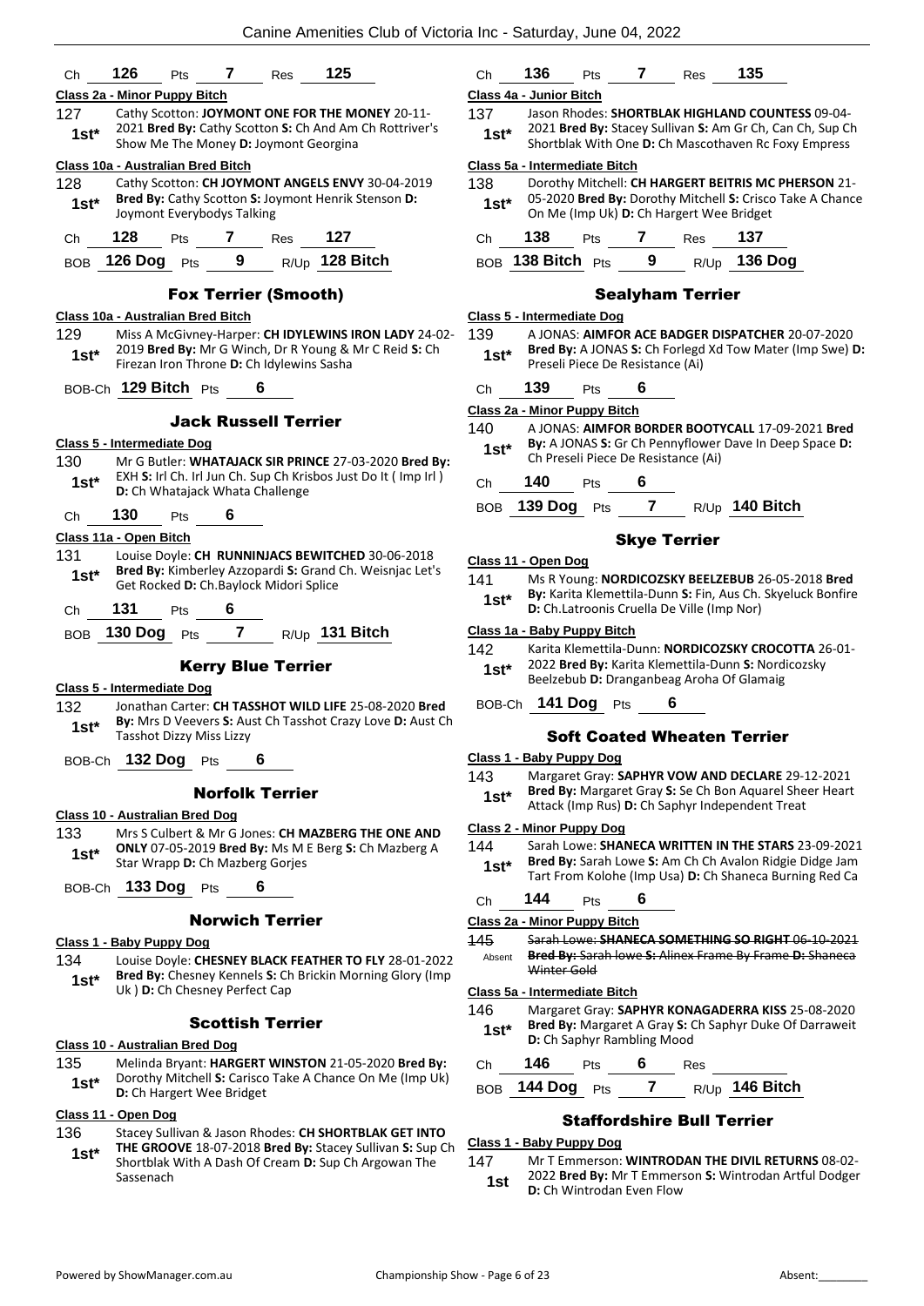Ch **126** Pts **7** Res **125**

**Class 2a - Minor Puppy Bitch**

127 **1st*** Cathy Scotton: **JOYMONT ONE FOR THE MONEY** 20-11-2021 **Bred By:** Cathy Scotton **S:** Ch And Am Ch Rottriver's Show Me The Money **D:** Joymont Georgina

**Class 10a - Australian Bred Bitch**

128 **1st*** Cathy Scotton: **CH JOYMONT ANGELS ENVY** 30-04-2019 **Bred By:** Cathy Scotton **S:** Joymont Henrik Stenson **D:** Joymont Everybodys Talking

Ch **128** Pts **7** Res **127**

BOB **126 Dog** Pts **9** R/Up **128 Bitch**

## Fox Terrier (Smooth)

**Class 10a - Australian Bred Bitch**

129 **1st*** Miss A McGivney-Harper: **CH IDYLEWINS IRON LADY** 24-02-2019 **Bred By:** Mr G Winch, Dr R Young & Mr C Reid **S:** Ch Firezan Iron Throne **D:** Ch Idylewins Sasha

BOB-Ch **129 Bitch** Pts **6**

## Jack Russell Terrier

**Class 5 - Intermediate Dog**

130 **1st*** Mr G Butler: **WHATAJACK SIR PRINCE** 27-03-2020 **Bred By:** EXH **S:** Irl Ch. Irl Jun Ch. Sup Ch Krisbos Just Do It ( Imp Irl ) **D:** Ch Whatajack Whata Challenge

Ch **130** Pts **6**

**Class 11a - Open Bitch**

131 **1st*** Louise Doyle: **CH RUNNINJACS BEWITCHED** 30-06-2018 **Bred By:** Kimberley Azzopardi **S:** Grand Ch. Weisnjac Let's Get Rocked **D:** Ch.Baylock Midori Splice

Ch **131** Pts **6**

BOB **130 Dog** Pts **7** R/Up **131 Bitch**

## Kerry Blue Terrier

**Class 5 - Intermediate Dog**

132 **1st*** Jonathan Carter: **CH TASSHOT WILD LIFE** 25-08-2020 **Bred By:** Mrs D Veevers **S:** Aust Ch Tasshot Crazy Love **D:** Aust Ch Tasshot Dizzy Miss Lizzy

BOB-Ch **132 Dog** Pts **6**

## Norfolk Terrier

**Class 10 - Australian Bred Dog**

133 **1st*** Mrs S Culbert & Mr G Jones: **CH MAZBERG THE ONE AND ONLY** 07-05-2019 **Bred By:** Ms M E Berg **S:** Ch Mazberg A Star Wrapp **D:** Ch Mazberg Gorjes

BOB-Ch **133 Dog** Pts **6**

## Norwich Terrier

**Class 1 - Baby Puppy Dog**

134 **1st*** Louise Doyle: **CHESNEY BLACK FEATHER TO FLY** 28-01-2022 **Bred By:** Chesney Kennels **S:** Ch Brickin Morning Glory (Imp Uk ) **D:** Ch Chesney Perfect Cap

## Scottish Terrier

**Class 10 - Australian Bred Dog**

135 **1st*** Melinda Bryant: **HARGERT WINSTON** 21-05-2020 **Bred By:** Dorothy Mitchell **S:** Carisco Take A Chance On Me (Imp Uk) **D:** Ch Hargert Wee Bridget

**Class 11 - Open Dog**

136 **1st*** Stacey Sullivan & Jason Rhodes: **CH SHORTBLAK GET INTO THE GROOVE** 18-07-2018 **Bred By:** Stacey Sullivan **S:** Sup Ch Shortblak With A Dash Of Cream **D:** Sup Ch Argowan The Sassenach

Ch **136** Pts **7** Res **135**

**Class 4a - Junior Bitch**

137 **1st*** Jason Rhodes: **SHORTBLAK HIGHLAND COUNTESS** 09-04-2021 **Bred By:** Stacey Sullivan **S:** Am Gr Ch, Can Ch, Sup Ch Shortblak With One **D:** Ch Mascothaven Rc Foxy Empress

**Class 5a - Intermediate Bitch**

138 **1st*** Dorothy Mitchell: **CH HARGERT BEITRIS MC PHERSON** 21-05-2020 **Bred By:** Dorothy Mitchell **S:** Crisco Take A Chance On Me (Imp Uk) **D:** Ch Hargert Wee Bridget

Ch **138** Pts **7** Res **137**

BOB **138 Bitch** Pts **9** R/Up **136 Dog**

## Sealyham Terrier

**Class 5 - Intermediate Dog**

139 **1st*** A JONAS: **AIMFOR ACE BADGER DISPATCHER** 20-07-2020 **Bred By:** A JONAS **S:** Ch Forlegd Xd Tow Mater (Imp Swe) **D:** Preseli Piece De Resistance (Ai)

Ch **139** Pts **6**

**Class 2a - Minor Puppy Bitch**

140 **1st*** A JONAS: **AIMFOR BORDER BOOTYCALL** 17-09-2021 **Bred By:** A JONAS **S:** Gr Ch Pennyflower Dave In Deep Space **D:** Ch Preseli Piece De Resistance (Ai)

Ch **140** Pts **6**

BOB **139 Dog** Pts **7** R/Up **140 Bitch**

## Skye Terrier

**Class 11 - Open Dog**

141 **1st*** Ms R Young: **NORDICOZSKY BEELZEBUB** 26-05-2018 **Bred By:** Karita Klemettila-Dunn **S:** Fin, Aus Ch. Skyeluck Bonfire **D:** Ch.Latroonis Cruella De Ville (Imp Nor)

**Class 1a - Baby Puppy Bitch**

142 **1st*** Karita Klemettila-Dunn: **NORDICOZSKY CROCOTTA** 26-01-2022 **Bred By:** Karita Klemettila-Dunn **S:** Nordicozsky Beelzebub **D:** Dranganbeag Aroha Of Glamaig

BOB-Ch **141 Dog** Pts **6**

## Soft Coated Wheaten Terrier

**Class 1 - Baby Puppy Dog**

143 **1st*** Margaret Gray: **SAPHYR VOW AND DECLARE** 29-12-2021 **Bred By:** Margaret Gray **S:** Se Ch Bon Aquarel Sheer Heart Attack (Imp Rus) **D:** Ch Saphyr Independent Treat

**Class 2 - Minor Puppy Dog**

144 **1st*** Sarah Lowe: **SHANECA WRITTEN IN THE STARS** 23-09-2021 **Bred By:** Sarah Lowe **S:** Am Ch Ch Avalon Ridgie Didge Jam Tart From Kolohe (Imp Usa) **D:** Ch Shaneca Burning Red Ca

Ch **144** Pts **6**

**Class 2a - Minor Puppy Bitch**

~~145~~ Absent ~~Sarah Lowe: **SHANECA SOMETHING SO RIGHT** 06-10-2021 **Bred By:** Sarah lowe **S:** Alinex Frame By Frame **D:** Shaneca Winter Gold~~

**Class 5a - Intermediate Bitch**

146 **1st*** Margaret Gray: **SAPHYR KONAGADERRA KISS** 25-08-2020 **Bred By:** Margaret A Gray **S:** Ch Saphyr Duke Of Darraweit **D:** Ch Saphyr Rambling Mood

Ch **146** Pts **6** Res

BOB **144 Dog** Pts **7** R/Up **146 Bitch**

## Staffordshire Bull Terrier

**Class 1 - Baby Puppy Dog**

147 **1st** Mr T Emmerson: **WINTRODAN THE DIVIL RETURNS** 08-02-2022 **Bred By:** Mr T Emmerson **S:** Wintrodan Artful Dodger **D:** Ch Wintrodan Even Flow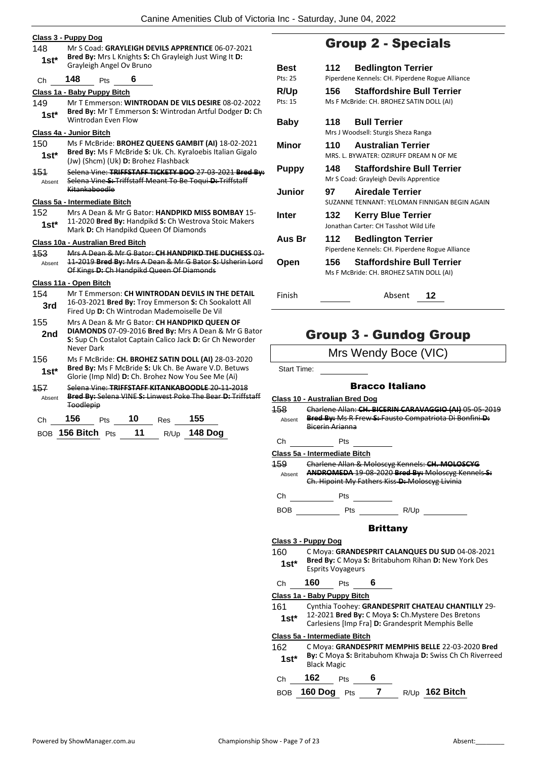**Class 3 - Puppy Dog**

148 1st* — Mr S Coad: **GRAYLEIGH DEVILS APPRENTICE** 06-07-2021 **Bred By:** Mrs L Knights **S:** Ch Grayleigh Just Wing It **D:** Grayleigh Angel Ov Bruno

Ch 148 Pts 6

**Class 1a - Baby Puppy Bitch**

149 1st* — Mr T Emmerson: **WINTRODAN DE VILS DESIRE** 08-02-2022 **Bred By:** Mr T Emmerson **S:** Wintrodan Artful Dodger **D:** Ch Wintrodan Even Flow

**Class 4a - Junior Bitch**

150 1st* — Ms F McBride: **BROHEZ QUEENS GAMBIT (AI)** 18-02-2021 **Bred By:** Ms F McBride **S:** Uk. Ch. Kyraloebis Italian Gigalo (Jw) (Shcm) (Uk) **D:** Brohez Flashback

151 Absent — ~~Selena Vine: **TRIFFSTAFF TICKETY BOO** 27-03-2021 **Bred By:** Selena Vine **S:** Triffstaff Meant To Be Toqui **D:** Triffstaff Kitankaboodle~~

**Class 5a - Intermediate Bitch**

152 1st* — Mrs A Dean & Mr G Bator: **HANDPIKD MISS BOMBAY** 15-11-2020 **Bred By:** Handpikd **S:** Ch Westrova Stoic Makers Mark **D:** Ch Handpikd Queen Of Diamonds

**Class 10a - Australian Bred Bitch**

153 Absent — ~~Mrs A Dean & Mr G Bator: **CH HANDPIKD THE DUCHESS** 03-11-2019 **Bred By:** Mrs A Dean & Mr G Bator **S:** Usherin Lord Of Kings **D:** Ch Handpikd Queen Of Diamonds~~

**Class 11a - Open Bitch**

154 3rd — Mr T Emmerson: **CH WINTRODAN DEVILS IN THE DETAIL** 16-03-2021 **Bred By:** Troy Emmerson **S:** Ch Sookalott All Fired Up **D:** Ch Wintrodan Mademoiselle De Vil

155 2nd — Mrs A Dean & Mr G Bator: **CH HANDPIKD QUEEN OF DIAMONDS** 07-09-2016 **Bred By:** Mrs A Dean & Mr G Bator **S:** Sup Ch Costalot Captain Calico Jack **D:** Gr Ch Neworder Never Dark

156 1st* — Ms F McBride: **CH. BROHEZ SATIN DOLL (AI)** 28-03-2020 **Bred By:** Ms F McBride **S:** Uk Ch. Be Aware V.D. Betuws Glorie (Imp Nld) **D:** Ch. Brohez Now You See Me (Ai)

157 Absent — ~~Selena Vine: **TRIFFSTAFF KITANKABOODLE** 20-11-2018 **Bred By:** Selena VINE **S:** Linwest Poke The Bear **D:** Triffstaff Toodlepip~~

Ch 156 Pts 10 Res 155

BOB 156 Bitch Pts 11 R/Up 148 Dog

# Group 2 - Specials

| | | | |
|---|---|---|---|
| **Best** (Pts: 25) | 112 | **Bedlington Terrier** | Piperdene Kennels: CH. Piperdene Rogue Alliance |
| **R/Up** (Pts: 15) | 156 | **Staffordshire Bull Terrier** | Ms F McBride: CH. BROHEZ SATIN DOLL (AI) |
| **Baby** | 118 | **Bull Terrier** | Mrs J Woodsell: Sturgis Sheza Ranga |
| **Minor** | 110 | **Australian Terrier** | MRS. L. BYWATER: OZIRUFF DREAM N OF ME |
| **Puppy** | 148 | **Staffordshire Bull Terrier** | Mr S Coad: Grayleigh Devils Apprentice |
| **Junior** | 97 | **Airedale Terrier** | SUZANNE TENNANT: YELOMAN FINNIGAN BEGIN AGAIN |
| **Inter** | 132 | **Kerry Blue Terrier** | Jonathan Carter: CH Tasshot Wild Life |
| **Aus Br** | 112 | **Bedlington Terrier** | Piperdene Kennels: CH. Piperdene Rogue Alliance |
| **Open** | 156 | **Staffordshire Bull Terrier** | Ms F McBride: CH. BROHEZ SATIN DOLL (AI) |

Finish ______ Absent 12

# Group 3 - Gundog Group

Mrs Wendy Boce (VIC)

Start Time: ______

## Bracco Italiano

**Class 10 - Australian Bred Dog**

158 Absent — ~~Charlene Allan: **CH. BICERIN CARAVAGGIO (AI)** 05-05-2019 **Bred By:** Ms R Frew **S:** Fausto Compatriota Di Bonfini **D:** Bicerin Arianna~~

Ch ______ Pts ______

**Class 5a - Intermediate Bitch**

159 Absent — ~~Charlene Allan & Moloscyg Kennels: **CH. MOLOSCYG ANDROMEDA** 19-08-2020 **Bred By:** Moloscyg Kennels **S:** Ch. Hipoint My Fathers Kiss **D:** Moloscyg Livinia~~

Ch ______ Pts ______

BOB ______ Pts ______ R/Up ______

## Brittany

**Class 3 - Puppy Dog**

160 1st* — C Moya: **GRANDESPRIT CALANQUES DU SUD** 04-08-2021 **Bred By:** C Moya **S:** Britabuhom Rihan **D:** New York Des Esprits Voyageurs

Ch 160 Pts 6

**Class 1a - Baby Puppy Bitch**

161 1st* — Cynthia Toohey: **GRANDESPRIT CHATEAU CHANTILLY** 29-12-2021 **Bred By:** C Moya **S:** Ch.Mystere Des Bretons Carlesiens [Imp Fra] **D:** Grandesprit Memphis Belle

**Class 5a - Intermediate Bitch**

162 1st* — C Moya: **GRANDESPRIT MEMPHIS BELLE** 22-03-2020 **Bred By:** C Moya **S:** Britabuhom Khwaja **D:** Swiss Ch Ch Riverreed Black Magic

Ch 162 Pts 6

BOB 160 Dog Pts 7 R/Up 162 Bitch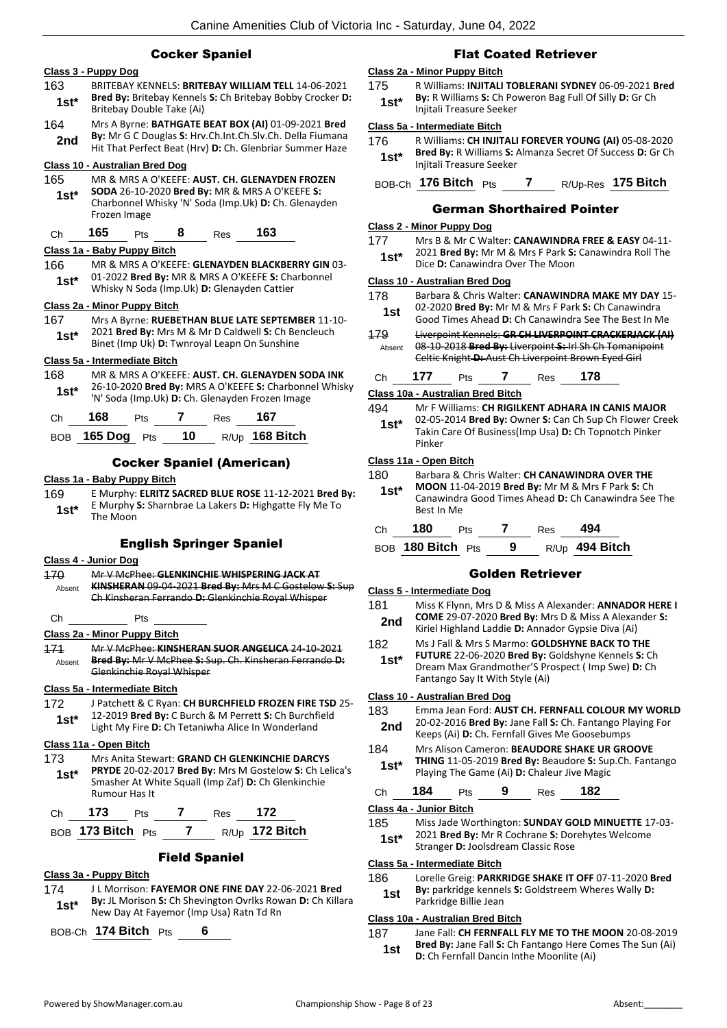## Cocker Spaniel

### Class 3 - Puppy Dog

163 **1st*** BRITEBAY KENNELS: **BRITEBAY WILLIAM TELL** 14-06-2021 **Bred By:** Britebay Kennels **S:** Ch Britebay Bobby Crocker **D:** Britebay Double Take (Ai)

164 **2nd** Mrs A Byrne: **BATHGATE BEAT BOX (AI)** 01-09-2021 **Bred By:** Mr G C Douglas **S:** Hrv.Ch.Int.Ch.Slv.Ch. Della Fiumana Hit That Perfect Beat (Hrv) **D:** Ch. Glenbriar Summer Haze

### Class 10 - Australian Bred Dog

165 **1st*** MR & MRS A O'KEEFE: **AUST. CH. GLENAYDEN FROZEN SODA** 26-10-2020 **Bred By:** MR & MRS A O'KEEFE **S:** Charbonnel Whisky 'N' Soda (Imp.Uk) **D:** Ch. Glenayden Frozen Image

Ch **165** Pts **8** Res **163**

### Class 1a - Baby Puppy Bitch

166 **1st*** MR & MRS A O'KEEFE: **GLENAYDEN BLACKBERRY GIN** 03-01-2022 **Bred By:** MR & MRS A O'KEEFE **S:** Charbonnel Whisky N Soda (Imp.Uk) **D:** Glenayden Cattier

### Class 2a - Minor Puppy Bitch

167 **1st*** Mrs A Byrne: **RUEBETHAN BLUE LATE SEPTEMBER** 11-10-2021 **Bred By:** Mrs M & Mr D Caldwell **S:** Ch Bencleuch Binet (Imp Uk) **D:** Twnroyal Leapn On Sunshine

### Class 5a - Intermediate Bitch

168 **1st*** MR & MRS A O'KEEFE: **AUST. CH. GLENAYDEN SODA INK** 26-10-2020 **Bred By:** MRS A O'KEEFE **S:** Charbonnel Whisky 'N' Soda (Imp.Uk) **D:** Ch. Glenayden Frozen Image

Ch **168** Pts **7** Res **167**

BOB **165 Dog** Pts **10** R/Up **168 Bitch**

## Cocker Spaniel (American)

### Class 1a - Baby Puppy Bitch

169 **1st*** E Murphy: **ELRITZ SACRED BLUE ROSE** 11-12-2021 **Bred By:** E Murphy **S:** Sharnbrae La Lakers **D:** Highgatte Fly Me To The Moon

## English Springer Spaniel

### Class 4 - Junior Dog

170 Absent ~~Mr V McPhee: **GLENKINCHIE WHISPERING JACK AT KINSHERAN** 09-04-2021 **Bred By:** Mrs M C Gostelow **S:** Sup Ch Kinsheran Ferrando **D:** Glenkinchie Royal Whisper~~

Ch ______ Pts ______

### Class 2a - Minor Puppy Bitch

171 Absent ~~Mr V McPhee: **KINSHERAN SUOR ANGELICA** 24-10-2021 **Bred By:** Mr V McPhee **S:** Sup. Ch. Kinsheran Ferrando **D:** Glenkinchie Royal Whisper~~

### Class 5a - Intermediate Bitch

172 **1st*** J Patchett & C Ryan: **CH BURCHFIELD FROZEN FIRE TSD** 25-12-2019 **Bred By:** C Burch & M Perrett **S:** Ch Burchfield Light My Fire **D:** Ch Tetaniwha Alice In Wonderland

### Class 11a - Open Bitch

173 **1st*** Mrs Anita Stewart: **GRAND CH GLENKINCHIE DARCYS PRYDE** 20-02-2017 **Bred By:** Mrs M Gostelow **S:** Ch Lelica's Smasher At White Squall (Imp Zaf) **D:** Ch Glenkinchie Rumour Has It

Ch **173** Pts **7** Res **172**

BOB **173 Bitch** Pts **7** R/Up **172 Bitch**

## Field Spaniel

### Class 3a - Puppy Bitch

174 **1st*** J L Morrison: **FAYEMOR ONE FINE DAY** 22-06-2021 **Bred By:** JL Morison **S:** Ch Shevington Ovrlks Rowan **D:** Ch Killara New Day At Fayemor (Imp Usa) Ratn Td Rn

BOB-Ch **174 Bitch** Pts **6**

## Flat Coated Retriever

### Class 2a - Minor Puppy Bitch

175 **1st*** R Williams: **INJITALI TOBLERANI SYDNEY** 06-09-2021 **Bred By:** R Williams **S:** Ch Poweron Bag Full Of Silly **D:** Gr Ch Injitali Treasure Seeker

### Class 5a - Intermediate Bitch

176 **1st*** R Williams: **CH INJITALI FOREVER YOUNG (AI)** 05-08-2020 **Bred By:** R Williams **S:** Almanza Secret Of Success **D:** Gr Ch Injitali Treasure Seeker

BOB-Ch **176 Bitch** Pts **7** R/Up-Res **175 Bitch**

## German Shorthaired Pointer

### Class 2 - Minor Puppy Dog

177 **1st*** Mrs B & Mr C Walter: **CANAWINDRA FREE & EASY** 04-11-2021 **Bred By:** Mr M & Mrs F Park **S:** Canawindra Roll The Dice **D:** Canawindra Over The Moon

### Class 10 - Australian Bred Dog

178 **1st** Barbara & Chris Walter: **CANAWINDRA MAKE MY DAY** 15-02-2020 **Bred By:** Mr M & Mrs F Park **S:** Ch Canawindra Good Times Ahead **D:** Ch Canawindra See The Best In Me

179 Absent ~~Liverpoint Kennels: **GR CH LIVERPOINT CRACKERJACK (AI)** 08-10-2018 **Bred By:** Liverpoint **S:** Irl Sh Ch Tomanipoint Celtic Knight **D:** Aust Ch Liverpoint Brown Eyed Girl~~

Ch **177** Pts **7** Res **178**

### Class 10a - Australian Bred Bitch

494 **1st*** Mr F Williams: **CH RIGILKENT ADHARA IN CANIS MAJOR** 02-05-2014 **Bred By:** Owner **S:** Can Ch Sup Ch Flower Creek Takin Care Of Business(Imp Usa) **D:** Ch Topnotch Pinker Pinker

### Class 11a - Open Bitch

180 **1st*** Barbara & Chris Walter: **CH CANAWINDRA OVER THE MOON** 11-04-2019 **Bred By:** Mr M & Mrs F Park **S:** Ch Canawindra Good Times Ahead **D:** Ch Canawindra See The Best In Me

Ch **180** Pts **7** Res **494**

BOB **180 Bitch** Pts **9** R/Up **494 Bitch**

## Golden Retriever

### Class 5 - Intermediate Dog

181 **2nd** Miss K Flynn, Mrs D & Miss A Alexander: **ANNADOR HERE I COME** 29-07-2020 **Bred By:** Mrs D & Miss A Alexander **S:** Kiriel Highland Laddie **D:** Annador Gypsie Diva (Ai)

182 **1st*** Ms J Fall & Mrs S Marmo: **GOLDSHYNE BACK TO THE FUTURE** 22-06-2020 **Bred By:** Goldshyne Kennels **S:** Ch Dream Max Grandmother'S Prospect ( Imp Swe) **D:** Ch Fantango Say It With Style (Ai)

### Class 10 - Australian Bred Dog

183 **2nd** Emma Jean Ford: **AUST CH. FERNFALL COLOUR MY WORLD** 20-02-2016 **Bred By:** Jane Fall **S:** Ch. Fantango Playing For Keeps (Ai) **D:** Ch. Fernfall Gives Me Goosebumps

184 **1st*** Mrs Alison Cameron: **BEAUDORE SHAKE UR GROOVE THING** 11-05-2019 **Bred By:** Beaudore **S:** Sup.Ch. Fantango Playing The Game (Ai) **D:** Chaleur Jive Magic

Ch **184** Pts **9** Res **182**

### Class 4a - Junior Bitch

185 **1st*** Miss Jade Worthington: **SUNDAY GOLD MINUETTE** 17-03-2021 **Bred By:** Mr R Cochrane **S:** Dorehytes Welcome Stranger **D:** Joolsdream Classic Rose

### Class 5a - Intermediate Bitch

186 **1st** Lorelle Greig: **PARKRIDGE SHAKE IT OFF** 07-11-2020 **Bred By:** parkridge kennels **S:** Goldstreem Wheres Wally **D:** Parkridge Billie Jean

### Class 10a - Australian Bred Bitch

187 **1st** Jane Fall: **CH FERNFALL FLY ME TO THE MOON** 20-08-2019 **Bred By:** Jane Fall **S:** Ch Fantango Here Comes The Sun (Ai) **D:** Ch Fernfall Dancin Inthe Moonlite (Ai)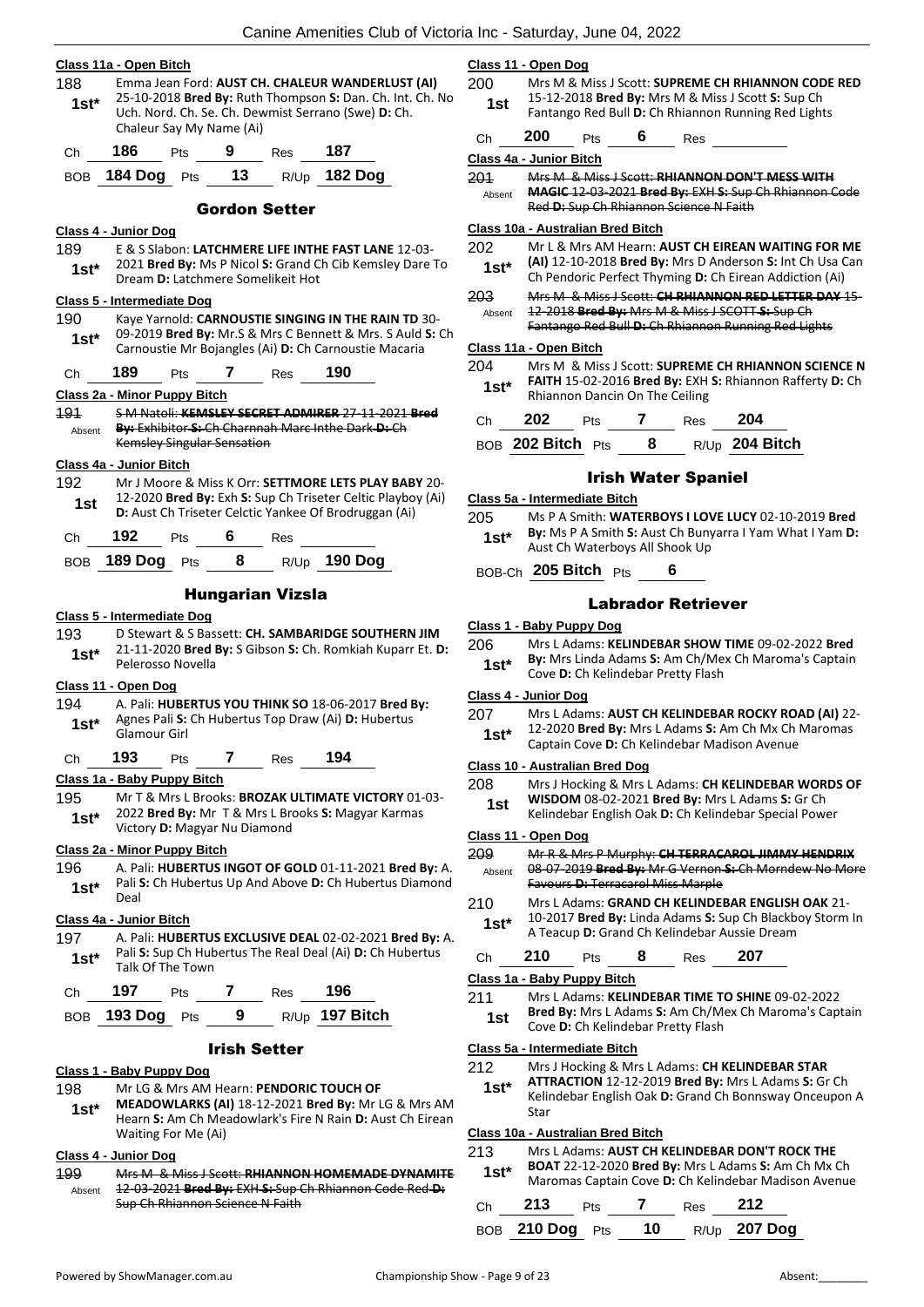### Class 11a - Open Bitch

188 — **1st*** — Emma Jean Ford: **AUST CH. CHALEUR WANDERLUST (AI)** 25-10-2018 **Bred By:** Ruth Thompson **S:** Dan. Ch. Int. Ch. No Uch. Nord. Ch. Se. Ch. Dewmist Serrano (Swe) **D:** Ch. Chaleur Say My Name (Ai)

Ch **186** Pts **9** Res **187**

BOB **184 Dog** Pts **13** R/Up **182 Dog**

## Gordon Setter

### Class 4 - Junior Dog

189 — **1st*** — E & S Slabon: **LATCHMERE LIFE INTHE FAST LANE** 12-03-2021 **Bred By:** Ms P Nicol **S:** Grand Ch Cib Kemsley Dare To Dream **D:** Latchmere Somelikeit Hot

### Class 5 - Intermediate Dog

190 — **1st*** — Kaye Yarnold: **CARNOUSTIE SINGING IN THE RAIN TD** 30-09-2019 **Bred By:** Mr.S & Mrs C Bennett & Mrs. S Auld **S:** Ch Carnoustie Mr Bojangles (Ai) **D:** Ch Carnoustie Macaria

Ch **189** Pts **7** Res **190**

### Class 2a - Minor Puppy Bitch

~~191~~ — Absent — ~~S M Natoli: **KEMSLEY SECRET ADMIRER** 27-11-2021 **Bred By:** Exhibitor **S:** Ch Charnnah Marc Inthe Dark **D:** Ch Kemsley Singular Sensation~~

### Class 4a - Junior Bitch

192 — **1st** — Mr J Moore & Miss K Orr: **SETTMORE LETS PLAY BABY** 20-12-2020 **Bred By:** Exh **S:** Sup Ch Triseter Celtic Playboy (Ai) **D:** Aust Ch Triseter Celctic Yankee Of Brodruggan (Ai)

Ch **192** Pts **6** Res

BOB **189 Dog** Pts **8** R/Up **190 Dog**

## Hungarian Vizsla

### Class 5 - Intermediate Dog

193 — **1st*** — D Stewart & S Bassett: **CH. SAMBARIDGE SOUTHERN JIM** 21-11-2020 **Bred By:** S Gibson **S:** Ch. Romkiah Kuparr Et. **D:** Pelerosso Novella

### Class 11 - Open Dog

194 — **1st*** — A. Pali: **HUBERTUS YOU THINK SO** 18-06-2017 **Bred By:** Agnes Pali **S:** Ch Hubertus Top Draw (Ai) **D:** Hubertus Glamour Girl

Ch **193** Pts **7** Res **194**

### Class 1a - Baby Puppy Bitch

195 — **1st*** — Mr T & Mrs L Brooks: **BROZAK ULTIMATE VICTORY** 01-03-2022 **Bred By:** Mr T & Mrs L Brooks **S:** Magyar Karmas Victory **D:** Magyar Nu Diamond

### Class 2a - Minor Puppy Bitch

196 — **1st*** — A. Pali: **HUBERTUS INGOT OF GOLD** 01-11-2021 **Bred By:** A. Pali **S:** Ch Hubertus Up And Above **D:** Ch Hubertus Diamond Deal

### Class 4a - Junior Bitch

197 — **1st*** — A. Pali: **HUBERTUS EXCLUSIVE DEAL** 02-02-2021 **Bred By:** A. Pali **S:** Sup Ch Hubertus The Real Deal (Ai) **D:** Ch Hubertus Talk Of The Town

Ch **197** Pts **7** Res **196**

BOB **193 Dog** Pts **9** R/Up **197 Bitch**

## Irish Setter

### Class 1 - Baby Puppy Dog

198 — **1st*** — Mr LG & Mrs AM Hearn: **PENDORIC TOUCH OF MEADOWLARKS (AI)** 18-12-2021 **Bred By:** Mr LG & Mrs AM Hearn **S:** Am Ch Meadowlark's Fire N Rain **D:** Aust Ch Eirean Waiting For Me (Ai)

### Class 4 - Junior Dog

~~199~~ — Absent — ~~Mrs M & Miss J Scott: **RHIANNON HOMEMADE DYNAMITE** 12-03-2021 **Bred By:** EXH **S:** Sup Ch Rhiannon Code Red **D:** Sup Ch Rhiannon Science N Faith~~

### Class 11 - Open Dog

200 — **1st** — Mrs M & Miss J Scott: **SUPREME CH RHIANNON CODE RED** 15-12-2018 **Bred By:** Mrs M & Miss J Scott **S:** Sup Ch Fantango Red Bull **D:** Ch Rhiannon Running Red Lights

Ch **200** Pts **6** Res

### Class 4a - Junior Bitch

~~201~~ — Absent — ~~Mrs M & Miss J Scott: **RHIANNON DON'T MESS WITH MAGIC** 12-03-2021 **Bred By:** EXH **S:** Sup Ch Rhiannon Code Red **D:** Sup Ch Rhiannon Science N Faith~~

### Class 10a - Australian Bred Bitch

202 — **1st*** — Mr L & Mrs AM Hearn: **AUST CH EIREAN WAITING FOR ME (AI)** 12-10-2018 **Bred By:** Mrs D Anderson **S:** Int Ch Usa Can Ch Pendoric Perfect Thyming **D:** Ch Eirean Addiction (Ai)

~~203~~ — Absent — ~~Mrs M & Miss J Scott: **CH RHIANNON RED LETTER DAY** 15-12-2018 **Bred By:** Mrs M & Miss J SCOTT **S:** Sup Ch Fantango Red Bull **D:** Ch Rhiannon Running Red Lights~~

### Class 11a - Open Bitch

204 — **1st*** — Mrs M & Miss J Scott: **SUPREME CH RHIANNON SCIENCE N FAITH** 15-02-2016 **Bred By:** EXH **S:** Rhiannon Rafferty **D:** Ch Rhiannon Dancin On The Ceiling

Ch **202** Pts **7** Res **204**

BOB **202 Bitch** Pts **8** R/Up **204 Bitch**

## Irish Water Spaniel

### Class 5a - Intermediate Bitch

205 — **1st*** — Ms P A Smith: **WATERBOYS I LOVE LUCY** 02-10-2019 **Bred By:** Ms P A Smith **S:** Aust Ch Bunyarra I Yam What I Yam **D:** Aust Ch Waterboys All Shook Up

BOB-Ch **205 Bitch** Pts **6**

## Labrador Retriever

### Class 1 - Baby Puppy Dog

206 — **1st*** — Mrs L Adams: **KELINDEBAR SHOW TIME** 09-02-2022 **Bred By:** Mrs Linda Adams **S:** Am Ch/Mex Ch Maroma's Captain Cove **D:** Ch Kelindebar Pretty Flash

### Class 4 - Junior Dog

207 — **1st*** — Mrs L Adams: **AUST CH KELINDEBAR ROCKY ROAD (AI)** 22-12-2020 **Bred By:** Mrs L Adams **S:** Am Ch Mx Ch Maromas Captain Cove **D:** Ch Kelindebar Madison Avenue

### Class 10 - Australian Bred Dog

208 — **1st** — Mrs J Hocking & Mrs L Adams: **CH KELINDEBAR WORDS OF WISDOM** 08-02-2021 **Bred By:** Mrs L Adams **S:** Gr Ch Kelindebar English Oak **D:** Ch Kelindebar Special Power

### Class 11 - Open Dog

~~209~~ — Absent — ~~Mr R & Mrs P Murphy: **CH TERRACAROL JIMMY HENDRIX** 08-07-2019 **Bred By:** Mr G Vernon **S:** Ch Morndew No More Favours **D:** Terracarol Miss Marple~~

210 — **1st*** — Mrs L Adams: **GRAND CH KELINDEBAR ENGLISH OAK** 21-10-2017 **Bred By:** Linda Adams **S:** Sup Ch Blackboy Storm In A Teacup **D:** Grand Ch Kelindebar Aussie Dream

Ch **210** Pts **8** Res **207**

### Class 1a - Baby Puppy Bitch

211 — **1st** — Mrs L Adams: **KELINDEBAR TIME TO SHINE** 09-02-2022 **Bred By:** Mrs L Adams **S:** Am Ch/Mex Ch Maroma's Captain Cove **D:** Ch Kelindebar Pretty Flash

### Class 5a - Intermediate Bitch

212 — **1st*** — Mrs J Hocking & Mrs L Adams: **CH KELINDEBAR STAR ATTRACTION** 12-12-2019 **Bred By:** Mrs L Adams **S:** Gr Ch Kelindebar English Oak **D:** Grand Ch Bonnsway Onceupon A Star

### Class 10a - Australian Bred Bitch

213 — **1st*** — Mrs L Adams: **AUST CH KELINDEBAR DON'T ROCK THE BOAT** 22-12-2020 **Bred By:** Mrs L Adams **S:** Am Ch Mx Ch Maromas Captain Cove **D:** Ch Kelindebar Madison Avenue

Ch **213** Pts **7** Res **212**

BOB **210 Dog** Pts **10** R/Up **207 Dog**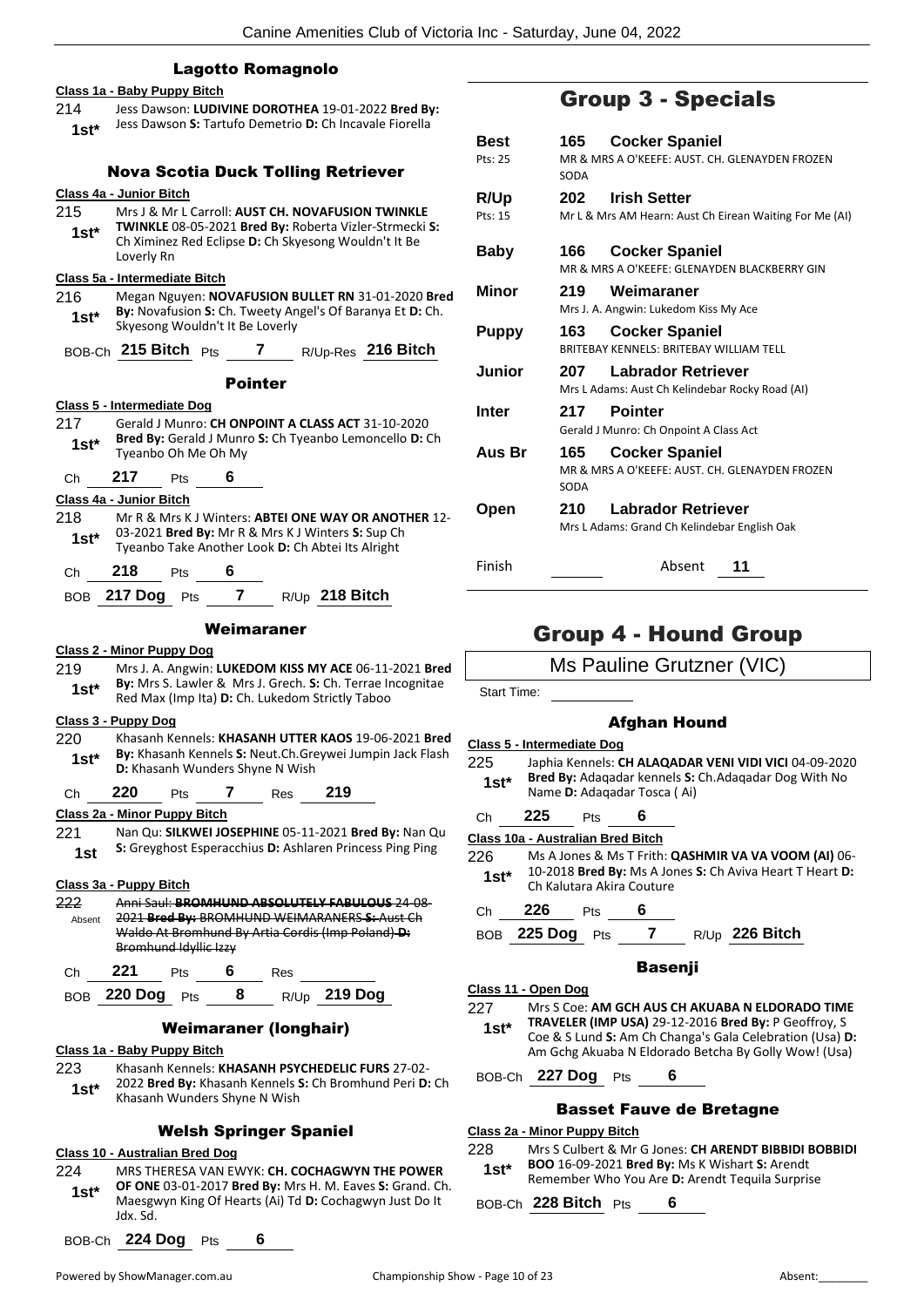### Lagotto Romagnolo

**Class 1a - Baby Puppy Bitch**

214 Jess Dawson: **LUDIVINE DOROTHEA** 19-01-2022 **Bred By:** Jess Dawson **S:** Tartufo Demetrio **D:** Ch Incavale Fiorella
**1st***

### Nova Scotia Duck Tolling Retriever

**Class 4a - Junior Bitch**

215 Mrs J & Mr L Carroll: **AUST CH. NOVAFUSION TWINKLE TWINKLE** 08-05-2021 **Bred By:** Roberta Vizler-Strmecki **S:** Ch Ximinez Red Eclipse **D:** Ch Skyesong Wouldn't It Be Loverly Rn
**1st***

**Class 5a - Intermediate Bitch**

216 Megan Nguyen: **NOVAFUSION BULLET RN** 31-01-2020 **Bred By:** Novafusion **S:** Ch. Tweety Angel's Of Baranya Et **D:** Ch. Skyesong Wouldn't It Be Loverly
**1st***

BOB-Ch **215 Bitch** Pts **7** R/Up-Res **216 Bitch**

### Pointer

**Class 5 - Intermediate Dog**

217 Gerald J Munro: **CH ONPOINT A CLASS ACT** 31-10-2020 **Bred By:** Gerald J Munro **S:** Ch Tyeanbo Lemoncello **D:** Ch Tyeanbo Oh Me Oh My
**1st***

Ch **217** Pts **6**

**Class 4a - Junior Bitch**

218 Mr R & Mrs K J Winters: **ABTEI ONE WAY OR ANOTHER** 12-03-2021 **Bred By:** Mr R & Mrs K J Winters **S:** Sup Ch Tyeanbo Take Another Look **D:** Ch Abtei Its Alright
**1st***

Ch **218** Pts **6**

BOB **217 Dog** Pts **7** R/Up **218 Bitch**

### Weimaraner

**Class 2 - Minor Puppy Dog**

219 Mrs J. A. Angwin: **LUKEDOM KISS MY ACE** 06-11-2021 **Bred By:** Mrs S. Lawler & Mrs J. Grech. **S:** Ch. Terrae Incognitae Red Max (Imp Ita) **D:** Ch. Lukedom Strictly Taboo
**1st***

**Class 3 - Puppy Dog**

220 Khasanh Kennels: **KHASANH UTTER KAOS** 19-06-2021 **Bred By:** Khasanh Kennels **S:** Neut.Ch.Greywei Jumpin Jack Flash **D:** Khasanh Wunders Shyne N Wish
**1st***

Ch **220** Pts **7** Res **219**

**Class 2a - Minor Puppy Bitch**

221 Nan Qu: **SILKWEI JOSEPHINE** 05-11-2021 **Bred By:** Nan Qu **S:** Greyghost Esperacchius **D:** Ashlaren Princess Ping Ping
**1st**

**Class 3a - Puppy Bitch**

222 ~~Anni Saul: **BROMHUND ABSOLUTELY FABULOUS** 24-08-2021 **Bred By:** BROMHUND WEIMARANERS **S:** Aust Ch Waldo At Bromhund By Artia Cordis (Imp Poland) **D:** Bromhund Idyllic Izzy~~
Absent

Ch **221** Pts **6** Res

BOB **220 Dog** Pts **8** R/Up **219 Dog**

### Weimaraner (longhair)

**Class 1a - Baby Puppy Bitch**

223 Khasanh Kennels: **KHASANH PSYCHEDELIC FURS** 27-02-2022 **Bred By:** Khasanh Kennels **S:** Ch Bromhund Peri **D:** Ch Khasanh Wunders Shyne N Wish
**1st***

### Welsh Springer Spaniel

**Class 10 - Australian Bred Dog**

224 MRS THERESA VAN EWYK: **CH. COCHAGWYN THE POWER OF ONE** 03-01-2017 **Bred By:** Mrs H. M. Eaves **S:** Grand. Ch. Maesgwyn King Of Hearts (Ai) Td **D:** Cochagwyn Just Do It Jdx. Sd.
**1st***

BOB-Ch **224 Dog** Pts **6**

## Group 3 - Specials

| | | |
|---|---|---|
| **Best** Pts: 25 | **165 Cocker Spaniel** | MR & MRS A O'KEEFE: AUST. CH. GLENAYDEN FROZEN SODA |
| **R/Up** Pts: 15 | **202 Irish Setter** | Mr L & Mrs AM Hearn: Aust Ch Eirean Waiting For Me (AI) |
| **Baby** | **166 Cocker Spaniel** | MR & MRS A O'KEEFE: GLENAYDEN BLACKBERRY GIN |
| **Minor** | **219 Weimaraner** | Mrs J. A. Angwin: Lukedom Kiss My Ace |
| **Puppy** | **163 Cocker Spaniel** | BRITEBAY KENNELS: BRITEBAY WILLIAM TELL |
| **Junior** | **207 Labrador Retriever** | Mrs L Adams: Aust Ch Kelindebar Rocky Road (AI) |
| **Inter** | **217 Pointer** | Gerald J Munro: Ch Onpoint A Class Act |
| **Aus Br** | **165 Cocker Spaniel** | MR & MRS A O'KEEFE: AUST. CH. GLENAYDEN FROZEN SODA |
| **Open** | **210 Labrador Retriever** | Mrs L Adams: Grand Ch Kelindebar English Oak |

Finish ______ Absent **11**

## Group 4 - Hound Group

Ms Pauline Grutzner (VIC)

Start Time: ______

### Afghan Hound

**Class 5 - Intermediate Dog**

225 Japhia Kennels: **CH ALAQADAR VENI VIDI VICI** 04-09-2020 **Bred By:** Adaqadar kennels **S:** Ch.Adaqadar Dog With No Name **D:** Adaqadar Tosca ( Ai)
**1st***

Ch **225** Pts **6**

**Class 10a - Australian Bred Bitch**

226 Ms A Jones & Ms T Frith: **QASHMIR VA VA VOOM (AI)** 06-10-2018 **Bred By:** Ms A Jones **S:** Ch Aviva Heart T Heart **D:** Ch Kalutara Akira Couture
**1st***

Ch **226** Pts **6**

BOB **225 Dog** Pts **7** R/Up **226 Bitch**

### Basenji

**Class 11 - Open Dog**

227 Mrs S Coe: **AM GCH AUS CH AKUABA N ELDORADO TIME TRAVELER (IMP USA)** 29-12-2016 **Bred By:** P Geoffroy, S Coe & S Lund **S:** Am Ch Changa's Gala Celebration (Usa) **D:** Am Gchg Akuaba N Eldorado Betcha By Golly Wow! (Usa)
**1st***

BOB-Ch **227 Dog** Pts **6**

### Basset Fauve de Bretagne

**Class 2a - Minor Puppy Bitch**

228 Mrs S Culbert & Mr G Jones: **CH ARENDT BIBBIDI BOBBIDI BOO** 16-09-2021 **Bred By:** Ms K Wishart **S:** Arendt Remember Who You Are **D:** Arendt Tequila Surprise
**1st***

BOB-Ch **228 Bitch** Pts **6**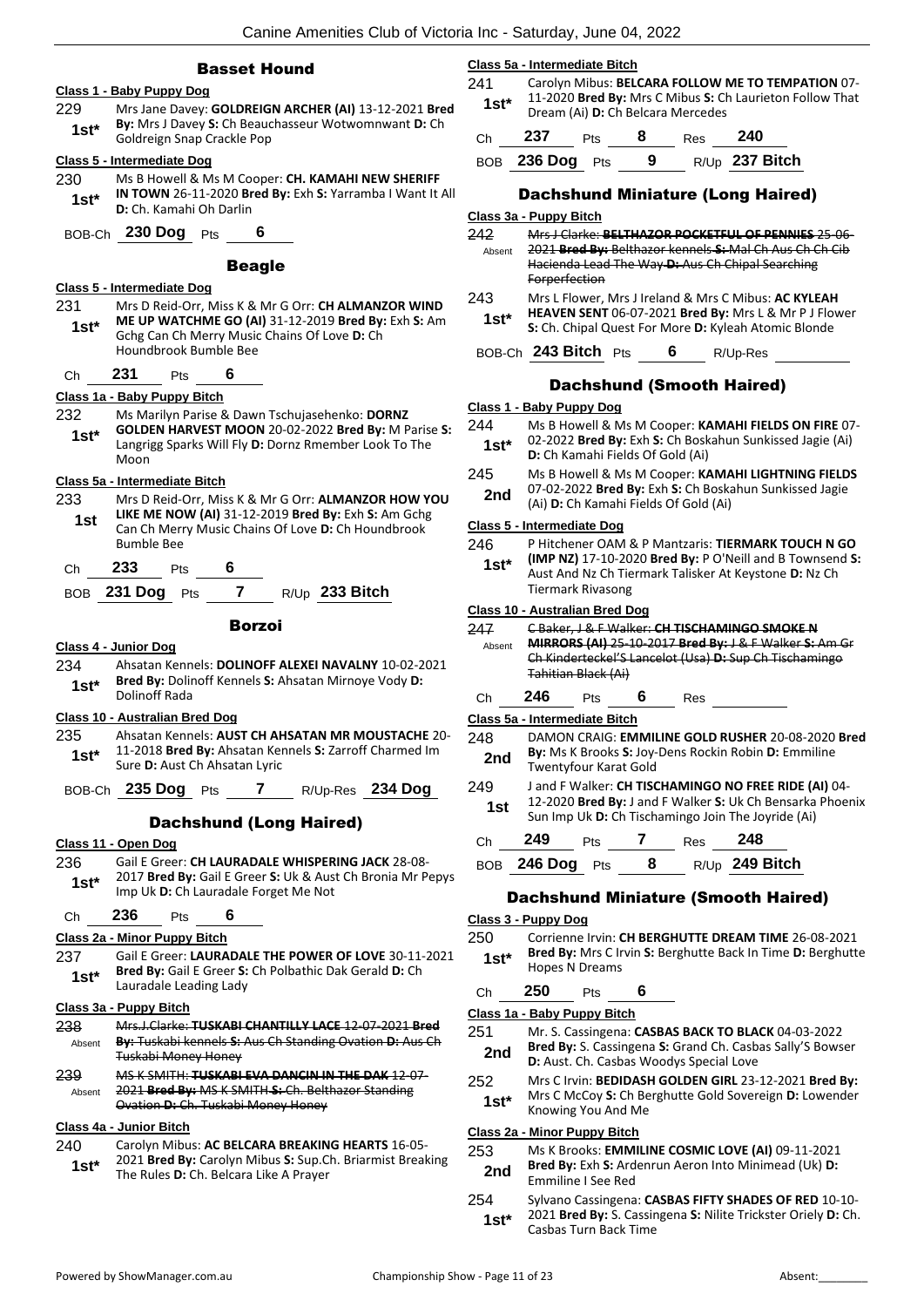## Basset Hound

**Class 1 - Baby Puppy Dog**

229 **1st*** Mrs Jane Davey: **GOLDREIGN ARCHER (AI)** 13-12-2021 **Bred By:** Mrs J Davey **S:** Ch Beauchasseur Wotwomnwant **D:** Ch Goldreign Snap Crackle Pop

**Class 5 - Intermediate Dog**

230 **1st*** Ms B Howell & Ms M Cooper: **CH. KAMAHI NEW SHERIFF IN TOWN** 26-11-2020 **Bred By:** Exh **S:** Yarramba I Want It All **D:** Ch. Kamahi Oh Darlin

BOB-Ch **230 Dog** Pts **6**

## Beagle

**Class 5 - Intermediate Dog**

231 **1st*** Mrs D Reid-Orr, Miss K & Mr G Orr: **CH ALMANZOR WIND ME UP WATCHME GO (AI)** 31-12-2019 **Bred By:** Exh **S:** Am Gchg Can Ch Merry Music Chains Of Love **D:** Ch Houndbrook Bumble Bee

Ch **231** Pts **6**

**Class 1a - Baby Puppy Bitch**

232 **1st*** Ms Marilyn Parise & Dawn Tschujasehenko: **DORNZ GOLDEN HARVEST MOON** 20-02-2022 **Bred By:** M Parise **S:** Langrigg Sparks Will Fly **D:** Dornz Rmember Look To The Moon

**Class 5a - Intermediate Bitch**

233 **1st** Mrs D Reid-Orr, Miss K & Mr G Orr: **ALMANZOR HOW YOU LIKE ME NOW (AI)** 31-12-2019 **Bred By:** Exh **S:** Am Gchg Can Ch Merry Music Chains Of Love **D:** Ch Houndbrook Bumble Bee

Ch **233** Pts **6**

BOB **231 Dog** Pts **7** R/Up **233 Bitch**

## Borzoi

**Class 4 - Junior Dog**

234 **1st*** Ahsatan Kennels: **DOLINOFF ALEXEI NAVALNY** 10-02-2021 **Bred By:** Dolinoff Kennels **S:** Ahsatan Mirnoye Vody **D:** Dolinoff Rada

**Class 10 - Australian Bred Dog**

235 **1st*** Ahsatan Kennels: **AUST CH AHSATAN MR MOUSTACHE** 20-11-2018 **Bred By:** Ahsatan Kennels **S:** Zarroff Charmed Im Sure **D:** Aust Ch Ahsatan Lyric

BOB-Ch **235 Dog** Pts **7** R/Up-Res **234 Dog**

## Dachshund (Long Haired)

**Class 11 - Open Dog**

236 **1st*** Gail E Greer: **CH LAURADALE WHISPERING JACK** 28-08-2017 **Bred By:** Gail E Greer **S:** Uk & Aust Ch Bronia Mr Pepys Imp Uk **D:** Ch Lauradale Forget Me Not

Ch **236** Pts **6**

**Class 2a - Minor Puppy Bitch**

237 **1st*** Gail E Greer: **LAURADALE THE POWER OF LOVE** 30-11-2021 **Bred By:** Gail E Greer **S:** Ch Polbathic Dak Gerald **D:** Ch Lauradale Leading Lady

**Class 3a - Puppy Bitch**

238 Absent ~~Mrs.J.Clarke: **TUSKABI CHANTILLY LACE** 12-07-2021 **Bred By:** Tuskabi kennels **S:** Aus Ch Standing Ovation **D:** Aus Ch Tuskabi Money Honey~~

239 Absent ~~MS K SMITH: **TUSKABI EVA DANCIN IN THE DAK** 12-07-2021 **Bred By:** MS K SMITH **S:** Ch. Belthazor Standing Ovation **D:** Ch. Tuskabi Money Honey~~

**Class 4a - Junior Bitch**

240 **1st*** Carolyn Mibus: **AC BELCARA BREAKING HEARTS** 16-05-2021 **Bred By:** Carolyn Mibus **S:** Sup.Ch. Briarmist Breaking The Rules **D:** Ch. Belcara Like A Prayer

**Class 5a - Intermediate Bitch**

241 **1st*** Carolyn Mibus: **BELCARA FOLLOW ME TO TEMPATION** 07-11-2020 **Bred By:** Mrs C Mibus **S:** Ch Laurieton Follow That Dream (Ai) **D:** Ch Belcara Mercedes

Ch **237** Pts **8** Res **240**

BOB **236 Dog** Pts **9** R/Up **237 Bitch**

## Dachshund Miniature (Long Haired)

**Class 3a - Puppy Bitch**

242 Absent ~~Mrs J Clarke: **BELTHAZOR POCKETFUL OF PENNIES** 25-06-2021 **Bred By:** Belthazor kennels **S:** Mal Ch Aus Ch Ch Cib Hacienda Lead The Way **D:** Aus Ch Chipal Searching Forperfection~~

243 **1st*** Mrs L Flower, Mrs J Ireland & Mrs C Mibus: **AC KYLEAH HEAVEN SENT** 06-07-2021 **Bred By:** Mrs L & Mr P J Flower **S:** Ch. Chipal Quest For More **D:** Kyleah Atomic Blonde

BOB-Ch **243 Bitch** Pts **6** R/Up-Res

## Dachshund (Smooth Haired)

**Class 1 - Baby Puppy Dog**

244 **1st*** Ms B Howell & Ms M Cooper: **KAMAHI FIELDS ON FIRE** 07-02-2022 **Bred By:** Exh **S:** Ch Boskahun Sunkissed Jagie (Ai) **D:** Ch Kamahi Fields Of Gold (Ai)

245 **2nd** Ms B Howell & Ms M Cooper: **KAMAHI LIGHTNING FIELDS** 07-02-2022 **Bred By:** Exh **S:** Ch Boskahun Sunkissed Jagie (Ai) **D:** Ch Kamahi Fields Of Gold (Ai)

**Class 5 - Intermediate Dog**

246 **1st*** P Hitchener OAM & P Mantzaris: **TIERMARK TOUCH N GO (IMP NZ)** 17-10-2020 **Bred By:** P O'Neill and B Townsend **S:** Aust And Nz Ch Tiermark Talisker At Keystone **D:** Nz Ch Tiermark Rivasong

**Class 10 - Australian Bred Dog**

247 Absent ~~C Baker, J & F Walker: **CH TISCHAMINGO SMOKE N MIRRORS (AI)** 25-10-2017 **Bred By:** J & F Walker **S:** Am Gr Ch Kinderteckel'S Lancelot (Usa) **D:** Sup Ch Tischamingo Tahitian Black (Ai)~~

Ch **246** Pts **6** Res

**Class 5a - Intermediate Bitch**

248 **2nd** DAMON CRAIG: **EMMILINE GOLD RUSHER** 20-08-2020 **Bred By:** Ms K Brooks **S:** Joy-Dens Rockin Robin **D:** Emmiline Twentyfour Karat Gold

249 **1st** J and F Walker: **CH TISCHAMINGO NO FREE RIDE (AI)** 04-12-2020 **Bred By:** J and F Walker **S:** Uk Ch Bensarka Phoenix Sun Imp Uk **D:** Ch Tischamingo Join The Joyride (Ai)

Ch **249** Pts **7** Res **248**

BOB **246 Dog** Pts **8** R/Up **249 Bitch**

## Dachshund Miniature (Smooth Haired)

**Class 3 - Puppy Dog**

250 **1st*** Corrienne Irvin: **CH BERGHUTTE DREAM TIME** 26-08-2021 **Bred By:** Mrs C Irvin **S:** Berghutte Back In Time **D:** Berghutte Hopes N Dreams

Ch **250** Pts **6**

**Class 1a - Baby Puppy Bitch**

251 **2nd** Mr. S. Cassingena: **CASBAS BACK TO BLACK** 04-03-2022 **Bred By:** S. Cassingena **S:** Grand Ch. Casbas Sally'S Bowser **D:** Aust. Ch. Casbas Woodys Special Love

252 **1st*** Mrs C Irvin: **BEDIDASH GOLDEN GIRL** 23-12-2021 **Bred By:** Mrs C McCoy **S:** Ch Berghutte Gold Sovereign **D:** Lowender Knowing You And Me

**Class 2a - Minor Puppy Bitch**

253 **2nd** Ms K Brooks: **EMMILINE COSMIC LOVE (AI)** 09-11-2021 **Bred By:** Exh **S:** Ardenrun Aeron Into Minimead (Uk) **D:** Emmiline I See Red

254 **1st*** Sylvano Cassingena: **CASBAS FIFTY SHADES OF RED** 10-10-2021 **Bred By:** S. Cassingena **S:** Nilite Trickster Oriely **D:** Ch. Casbas Turn Back Time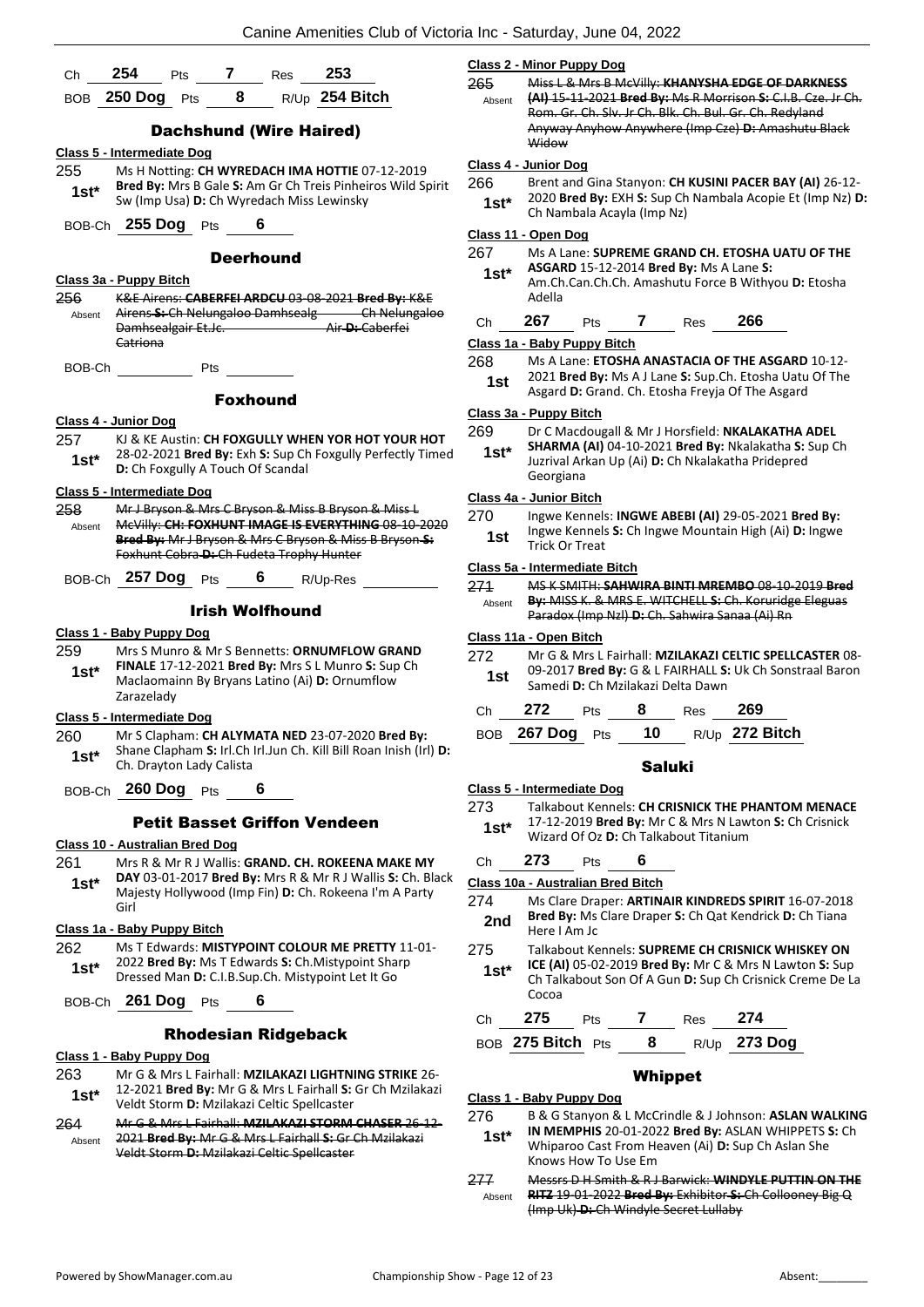Ch **254** Pts **7** Res **253**

BOB **250 Dog** Pts **8** R/Up **254 Bitch**

## Dachshund (Wire Haired)

**Class 5 - Intermediate Dog**

255 **1st*** Ms H Notting: **CH WYREDACH IMA HOTTIE** 07-12-2019 **Bred By:** Mrs B Gale **S:** Am Gr Ch Treis Pinheiros Wild Spirit Sw (Imp Usa) **D:** Ch Wyredach Miss Lewinsky

BOB-Ch **255 Dog** Pts **6**

## Deerhound

**Class 3a - Puppy Bitch**

256 Absent ~~K&E Airens: **CABERFEI ARDCU** 03-08-2021 **Bred By:** K&E Airens **S:** Ch Nelungaloo Damhsealg Ch Nelungaloo Damhsealgair Et.Jc. Air **D:** Caberfei Catriona~~

BOB-Ch Pts

## Foxhound

**Class 4 - Junior Dog**

257 **1st*** KJ & KE Austin: **CH FOXGULLY WHEN YOR HOT YOUR HOT** 28-02-2021 **Bred By:** Exh **S:** Sup Ch Foxgully Perfectly Timed **D:** Ch Foxgully A Touch Of Scandal

**Class 5 - Intermediate Dog**

258 Absent ~~Mr J Bryson & Mrs C Bryson & Miss B Bryson & Miss L McVilly: **CH: FOXHUNT IMAGE IS EVERYTHING** 08-10-2020 **Bred By:** Mr J Bryson & Mrs C Bryson & Miss B Bryson **S:** Foxhunt Cobra **D:** Ch Fudeta Trophy Hunter~~

BOB-Ch **257 Dog** Pts **6** R/Up-Res

## Irish Wolfhound

**Class 1 - Baby Puppy Dog**

259 **1st*** Mrs S Munro & Mr S Bennetts: **ORNUMFLOW GRAND FINALE** 17-12-2021 **Bred By:** Mrs S L Munro **S:** Sup Ch Maclaomainn By Bryans Latino (Ai) **D:** Ornumflow Zarazelady

**Class 5 - Intermediate Dog**

260 **1st*** Mr S Clapham: **CH ALYMATA NED** 23-07-2020 **Bred By:** Shane Clapham **S:** Irl.Ch Irl.Jun Ch. Kill Bill Roan Inish (Irl) **D:** Ch. Drayton Lady Calista

BOB-Ch **260 Dog** Pts **6**

## Petit Basset Griffon Vendeen

**Class 10 - Australian Bred Dog**

261 **1st*** Mrs R & Mr R J Wallis: **GRAND. CH. ROKEENA MAKE MY DAY** 03-01-2017 **Bred By:** Mrs R & Mr R J Wallis **S:** Ch. Black Majesty Hollywood (Imp Fin) **D:** Ch. Rokeena I'm A Party Girl

**Class 1a - Baby Puppy Bitch**

262 **1st*** Ms T Edwards: **MISTYPOINT COLOUR ME PRETTY** 11-01-2022 **Bred By:** Ms T Edwards **S:** Ch.Mistypoint Sharp Dressed Man **D:** C.I.B.Sup.Ch. Mistypoint Let It Go

BOB-Ch **261 Dog** Pts **6**

## Rhodesian Ridgeback

**Class 1 - Baby Puppy Dog**

263 **1st*** Mr G & Mrs L Fairhall: **MZILAKAZI LIGHTNING STRIKE** 26-12-2021 **Bred By:** Mr G & Mrs L Fairhall **S:** Gr Ch Mzilakazi Veldt Storm **D:** Mzilakazi Celtic Spellcaster

264 Absent ~~Mr G & Mrs L Fairhall: **MZILAKAZI STORM CHASER** 26-12-2021 **Bred By:** Mr G & Mrs L Fairhall **S:** Gr Ch Mzilakazi Veldt Storm **D:** Mzilakazi Celtic Spellcaster~~

**Class 2 - Minor Puppy Dog**

265 Absent ~~Miss L & Mrs B McVilly: **KHANYSHA EDGE OF DARKNESS (AI)** 15-11-2021 **Bred By:** Ms R Morrison **S:** C.I.B. Cze. Jr Ch. Rom. Gr. Ch. Slv. Jr Ch. Blk. Ch. Bul. Gr. Ch. Redyland Anyway Anyhow Anywhere (Imp Cze) **D:** Amashutu Black Widow~~

**Class 4 - Junior Dog**

266 **1st*** Brent and Gina Stanyon: **CH KUSINI PACER BAY (AI)** 26-12-2020 **Bred By:** EXH **S:** Sup Ch Nambala Acopie Et (Imp Nz) **D:** Ch Nambala Acayla (Imp Nz)

**Class 11 - Open Dog**

267 **1st*** Ms A Lane: **SUPREME GRAND CH. ETOSHA UATU OF THE ASGARD** 15-12-2014 **Bred By:** Ms A Lane **S:** Am.Ch.Can.Ch.Ch. Amashutu Force B Withyou **D:** Etosha Adella

Ch **267** Pts **7** Res **266**

**Class 1a - Baby Puppy Bitch**

268 **1st** Ms A Lane: **ETOSHA ANASTACIA OF THE ASGARD** 10-12-2021 **Bred By:** Ms A J Lane **S:** Sup.Ch. Etosha Uatu Of The Asgard **D:** Grand. Ch. Etosha Freyja Of The Asgard

**Class 3a - Puppy Bitch**

269 **1st*** Dr C Macdougall & Mr J Horsfield: **NKALAKATHA ADEL SHARMA (AI)** 04-10-2021 **Bred By:** Nkalakatha **S:** Sup Ch Juzrival Arkan Up (Ai) **D:** Ch Nkalakatha Pridepred Georgiana

**Class 4a - Junior Bitch**

270 **1st** Ingwe Kennels: **INGWE ABEBI (AI)** 29-05-2021 **Bred By:** Ingwe Kennels **S:** Ch Ingwe Mountain High (Ai) **D:** Ingwe Trick Or Treat

**Class 5a - Intermediate Bitch**

271 Absent ~~MS K SMITH: **SAHWIRA BINTI MREMBO** 08-10-2019 **Bred By:** MISS K. & MRS E. WITCHELL **S:** Ch. Koruridge Eleguas Paradox (Imp Nzl) **D:** Ch. Sahwira Sanaa (Ai) Rn~~

**Class 11a - Open Bitch**

272 **1st** Mr G & Mrs L Fairhall: **MZILAKAZI CELTIC SPELLCASTER** 08-09-2017 **Bred By:** G & L FAIRHALL **S:** Uk Ch Sonstraal Baron Samedi **D:** Ch Mzilakazi Delta Dawn

Ch **272** Pts **8** Res **269**

BOB **267 Dog** Pts **10** R/Up **272 Bitch**

## Saluki

**Class 5 - Intermediate Dog**

273 **1st*** Talkabout Kennels: **CH CRISNICK THE PHANTOM MENACE** 17-12-2019 **Bred By:** Mr C & Mrs N Lawton **S:** Ch Crisnick Wizard Of Oz **D:** Ch Talkabout Titanium

Ch **273** Pts **6**

**Class 10a - Australian Bred Bitch**

274 **2nd** Ms Clare Draper: **ARTINAIR KINDREDS SPIRIT** 16-07-2018 **Bred By:** Ms Clare Draper **S:** Ch Qat Kendrick **D:** Ch Tiana Here I Am Jc

275 **1st*** Talkabout Kennels: **SUPREME CH CRISNICK WHISKEY ON ICE (AI)** 05-02-2019 **Bred By:** Mr C & Mrs N Lawton **S:** Sup Ch Talkabout Son Of A Gun **D:** Sup Ch Crisnick Creme De La Cocoa

Ch **275** Pts **7** Res **274**

BOB **275 Bitch** Pts **8** R/Up **273 Dog**

## Whippet

**Class 1 - Baby Puppy Dog**

276 **1st*** B & G Stanyon & L McCrindle & J Johnson: **ASLAN WALKING IN MEMPHIS** 20-01-2022 **Bred By:** ASLAN WHIPPETS **S:** Ch Whiparoo Cast From Heaven (Ai) **D:** Sup Ch Aslan She Knows How To Use Em

277 Absent ~~Messrs D H Smith & R J Barwick: **WINDYLE PUTTIN ON THE RITZ** 19-01-2022 **Bred By:** Exhibitor **S:** Ch Collooney Big Q (Imp Uk) **D:** Ch Windyle Secret Lullaby~~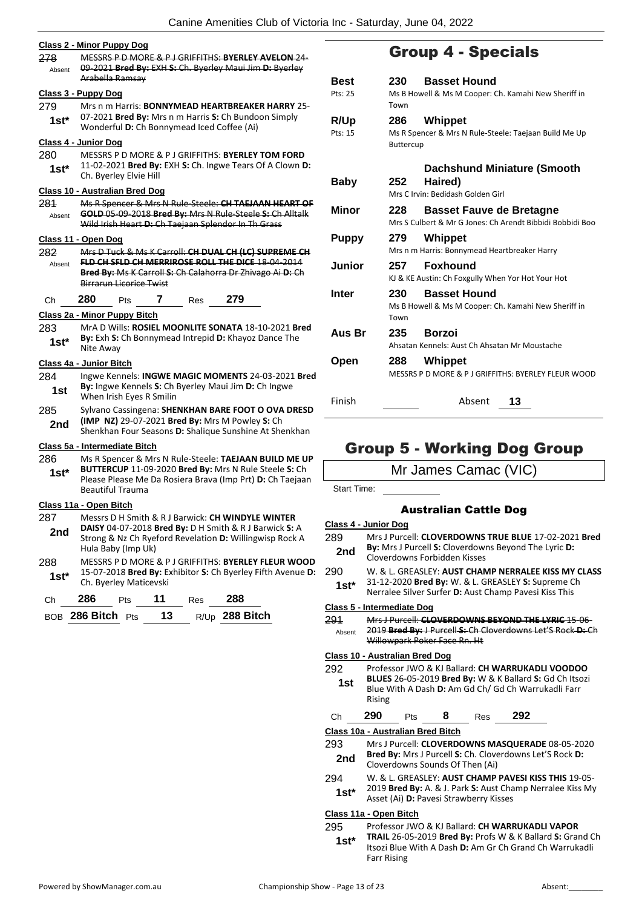**Class 2 - Minor Puppy Dog**

278 Absent — ~~MESSRS P D MORE & P J GRIFFITHS: **BYERLEY AVELON** 24-09-2021 **Bred By:** EXH **S:** Ch. Byerley Maui Jim **D:** Byerley Arabella Ramsay~~

**Class 3 - Puppy Dog**

279 1st* — Mrs n m Harris: **BONNYMEAD HEARTBREAKER HARRY** 25-07-2021 **Bred By:** Mrs n m Harris **S:** Ch Bundoon Simply Wonderful **D:** Ch Bonnymead Iced Coffee (Ai)

**Class 4 - Junior Dog**

280 1st* — MESSRS P D MORE & P J GRIFFITHS: **BYERLEY TOM FORD** 11-02-2021 **Bred By:** EXH **S:** Ch. Ingwe Tears Of A Clown **D:** Ch. Byerley Elvie Hill

**Class 10 - Australian Bred Dog**

281 Absent — ~~Ms R Spencer & Mrs N Rule-Steele: **CH TAEJAAN HEART OF GOLD** 05-09-2018 **Bred By:** Mrs N Rule-Steele **S:** Ch Alltalk Wild Irish Heart **D:** Ch Taejaan Splendor In Th Grass~~

**Class 11 - Open Dog**

282 Absent — ~~Mrs D Tuck & Ms K Carroll: **CH DUAL CH (LC) SUPREME CH FLD CH SFLD CH MERRIROSE ROLL THE DICE** 18-04-2014 **Bred By:** Ms K Carroll **S:** Ch Calahorra Dr Zhivago Ai **D:** Ch Birrarun Licorice Twist~~

Ch 280 Pts 7 Res 279

**Class 2a - Minor Puppy Bitch**

283 1st* — MrA D Wills: **ROSIEL MOONLITE SONATA** 18-10-2021 **Bred By:** Exh **S:** Ch Bonnymead Intrepid **D:** Khayoz Dance The Nite Away

**Class 4a - Junior Bitch**

284 1st — Ingwe Kennels: **INGWE MAGIC MOMENTS** 24-03-2021 **Bred By:** Ingwe Kennels **S:** Ch Byerley Maui Jim **D:** Ch Ingwe When Irish Eyes R Smilin

285 2nd — Sylvano Cassingena: **SHENKHAN BARE FOOT O OVA DRESD (IMP NZ)** 29-07-2021 **Bred By:** Mrs M Powley **S:** Ch Shenkhan Four Seasons **D:** Shalique Sunshine At Shenkhan

**Class 5a - Intermediate Bitch**

286 1st* — Ms R Spencer & Mrs N Rule-Steele: **TAEJAAN BUILD ME UP BUTTERCUP** 11-09-2020 **Bred By:** Mrs N Rule Steele **S:** Ch Please Please Me Da Rosiera Brava (Imp Prt) **D:** Ch Taejaan Beautiful Trauma

**Class 11a - Open Bitch**

287 2nd — Messrs D H Smith & R J Barwick: **CH WINDYLE WINTER DAISY** 04-07-2018 **Bred By:** D H Smith & R J Barwick **S:** A Strong & Nz Ch Ryeford Revelation **D:** Willingwisp Rock A Hula Baby (Imp Uk)

288 1st* — MESSRS P D MORE & P J GRIFFITHS: **BYERLEY FLEUR WOOD** 15-07-2018 **Bred By:** Exhibitor **S:** Ch Byerley Fifth Avenue **D:** Ch. Byerley Maticevski

Ch 286 Pts 11 Res 288

BOB 286 Bitch Pts 13 R/Up 288 Bitch

# Group 4 - Specials

| | | |
|---|---|---|
| **Best** (Pts: 25) | 230 | **Basset Hound** — Ms B Howell & Ms M Cooper: Ch. Kamahi New Sheriff in Town |
| **R/Up** (Pts: 15) | 286 | **Whippet** — Ms R Spencer & Mrs N Rule-Steele: Taejaan Build Me Up Buttercup |
| **Baby** | 252 | **Dachshund Miniature (Smooth Haired)** — Mrs C Irvin: Bedidash Golden Girl |
| **Minor** | 228 | **Basset Fauve de Bretagne** — Mrs S Culbert & Mr G Jones: Ch Arendt Bibbidi Bobbidi Boo |
| **Puppy** | 279 | **Whippet** — Mrs n m Harris: Bonnymead Heartbreaker Harry |
| **Junior** | 257 | **Foxhound** — KJ & KE Austin: Ch Foxgully When Yor Hot Your Hot |
| **Inter** | 230 | **Basset Hound** — Ms B Howell & Ms M Cooper: Ch. Kamahi New Sheriff in Town |
| **Aus Br** | 235 | **Borzoi** — Ahsatan Kennels: Aust Ch Ahsatan Mr Moustache |
| **Open** | 288 | **Whippet** — MESSRS P D MORE & P J GRIFFITHS: BYERLEY FLEUR WOOD |

Finish ______ Absent 13

# Group 5 - Working Dog Group

Mr James Camac (VIC)

Start Time:

## Australian Cattle Dog

**Class 4 - Junior Dog**

289 2nd — Mrs J Purcell: **CLOVERDOWNS TRUE BLUE** 17-02-2021 **Bred By:** Mrs J Purcell **S:** Cloverdowns Beyond The Lyric **D:** Cloverdowns Forbidden Kisses

290 1st* — W. & L. GREASLEY: **AUST CHAMP NERRALEE KISS MY CLASS** 31-12-2020 **Bred By:** W. & L. GREASLEY **S:** Supreme Ch Nerralee Silver Surfer **D:** Aust Champ Pavesi Kiss This

**Class 5 - Intermediate Dog**

291 Absent — ~~Mrs J Purcell: **CLOVERDOWNS BEYOND THE LYRIC** 15-06-2019 **Bred By:** J Purcell **S:** Ch Cloverdowns Let'S Rock **D:** Ch Willowpark Poker Face Rn. Ht~~

**Class 10 - Australian Bred Dog**

292 1st — Professor JWO & KJ Ballard: **CH WARRUKADLI VOODOO BLUES** 26-05-2019 **Bred By:** W & K Ballard **S:** Gd Ch Itsozi Blue With A Dash **D:** Am Gd Ch/ Gd Ch Warrukadli Farr Rising

Ch 290 Pts 8 Res 292

**Class 10a - Australian Bred Bitch**

293 2nd — Mrs J Purcell: **CLOVERDOWNS MASQUERADE** 08-05-2020 **Bred By:** Mrs J Purcell **S:** Ch. Cloverdowns Let'S Rock **D:** Cloverdowns Sounds Of Then (Ai)

294 1st* — W. & L. GREASLEY: **AUST CHAMP PAVESI KISS THIS** 19-05-2019 **Bred By:** A. & J. Park **S:** Aust Champ Nerralee Kiss My Asset (Ai) **D:** Pavesi Strawberry Kisses

**Class 11a - Open Bitch**

295 1st* — Professor JWO & KJ Ballard: **CH WARRUKADLI VAPOR TRAIL** 26-05-2019 **Bred By:** Profs W & K Ballard **S:** Grand Ch Itsozi Blue With A Dash **D:** Am Gr Ch Grand Ch Warrukadli Farr Rising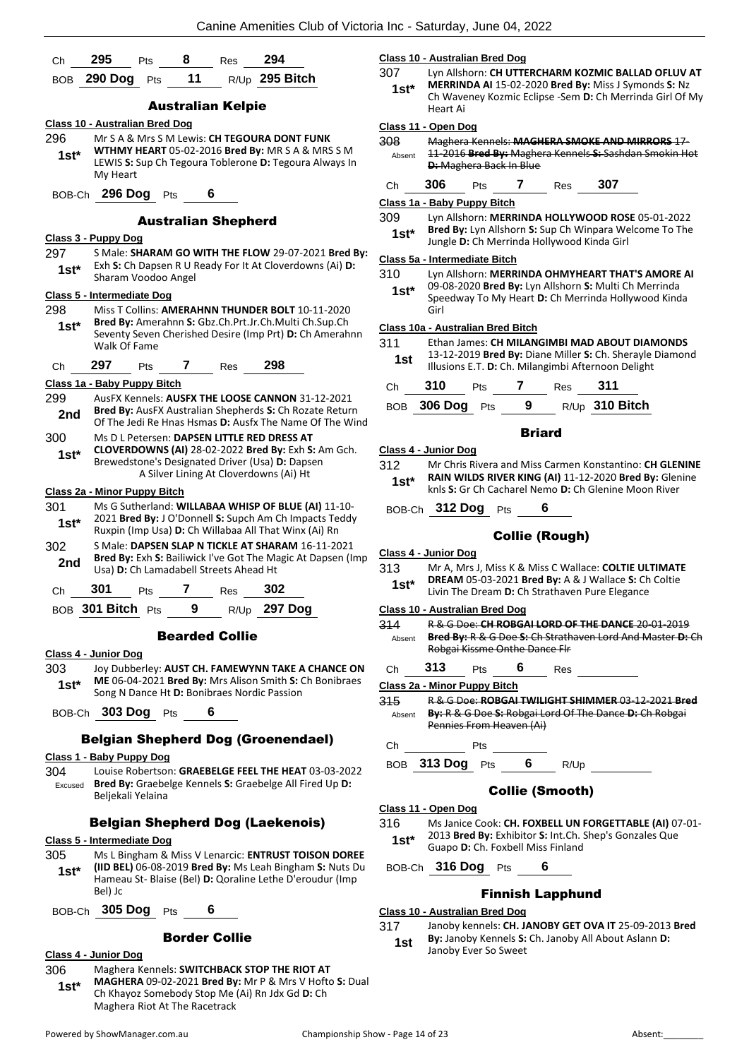Ch 295 Pts 8 Res 294

BOB 290 Dog Pts 11 R/Up 295 Bitch

## Australian Kelpie

**Class 10 - Australian Bred Dog**

296 1st* Mr S A & Mrs S M Lewis: **CH TEGOURA DONT FUNK WTHMY HEART** 05-02-2016 **Bred By:** MR S A & MRS S M LEWIS **S:** Sup Ch Tegoura Toblerone **D:** Tegoura Always In My Heart

BOB-Ch 296 Dog Pts 6

## Australian Shepherd

**Class 3 - Puppy Dog**

297 1st* S Male: **SHARAM GO WITH THE FLOW** 29-07-2021 **Bred By:** Exh **S:** Ch Dapsen R U Ready For It At Cloverdowns (Ai) **D:** Sharam Voodoo Angel

**Class 5 - Intermediate Dog**

298 1st* Miss T Collins: **AMERAHNN THUNDER BOLT** 10-11-2020 **Bred By:** Amerahnn **S:** Gbz.Ch.Prt.Jr.Ch.Multi Ch.Sup.Ch Seventy Seven Cherished Desire (Imp Prt) **D:** Ch Amerahnn Walk Of Fame

Ch 297 Pts 7 Res 298

**Class 1a - Baby Puppy Bitch**

299 2nd AusFX Kennels: **AUSFX THE LOOSE CANNON** 31-12-2021 **Bred By:** AusFX Australian Shepherds **S:** Ch Rozate Return Of The Jedi Re Hnas Hsmas **D:** Ausfx The Name Of The Wind

300 1st* Ms D L Petersen: **DAPSEN LITTLE RED DRESS AT CLOVERDOWNS (AI)** 28-02-2022 **Bred By:** Exh **S:** Am Gch. Brewedstone's Designated Driver (Usa) **D:** Dapsen A Silver Lining At Cloverdowns (Ai) Ht

**Class 2a - Minor Puppy Bitch**

301 1st* Ms G Sutherland: **WILLABAA WHISP OF BLUE (AI)** 11-10-2021 **Bred By:** J O'Donnell **S:** Supch Am Ch Impacts Teddy Ruxpin (Imp Usa) **D:** Ch Willabaa All That Winx (Ai) Rn

302 2nd S Male: **DAPSEN SLAP N TICKLE AT SHARAM** 16-11-2021 **Bred By:** Exh **S:** Bailiwick I've Got The Magic At Dapsen (Imp Usa) **D:** Ch Lamadabell Streets Ahead Ht

Ch 301 Pts 7 Res 302

BOB 301 Bitch Pts 9 R/Up 297 Dog

## Bearded Collie

**Class 4 - Junior Dog**

303 1st* Joy Dubberley: **AUST CH. FAMEWYNN TAKE A CHANCE ON ME** 06-04-2021 **Bred By:** Mrs Alison Smith **S:** Ch Bonibraes Song N Dance Ht **D:** Bonibraes Nordic Passion

BOB-Ch 303 Dog Pts 6

## Belgian Shepherd Dog (Groenendael)

**Class 1 - Baby Puppy Dog**

304 Excused Louise Robertson: **GRAEBELGE FEEL THE HEAT** 03-03-2022 **Bred By:** Graebelge Kennels **S:** Graebelge All Fired Up **D:** Beljekali Yelaina

## Belgian Shepherd Dog (Laekenois)

**Class 5 - Intermediate Dog**

305 1st* Ms L Bingham & Miss V Lenarcic: **ENTRUST TOISON DOREE (IID BEL)** 06-08-2019 **Bred By:** Ms Leah Bingham **S:** Nuts Du Hameau St- Blaise (Bel) **D:** Qoraline Lethe D'eroudur (Imp Bel) Jc

BOB-Ch 305 Dog Pts 6

## Border Collie

**Class 4 - Junior Dog**

306 1st* Maghera Kennels: **SWITCHBACK STOP THE RIOT AT MAGHERA** 09-02-2021 **Bred By:** Mr P & Mrs V Hofto **S:** Dual Ch Khayoz Somebody Stop Me (Ai) Rn Jdx Gd **D:** Ch Maghera Riot At The Racetrack

**Class 10 - Australian Bred Dog**

307 1st* Lyn Allshorn: **CH UTTERCHARM KOZMIC BALLAD OFLUV AT MERRINDA AI** 15-02-2020 **Bred By:** Miss J Symonds **S:** Nz Ch Waveney Kozmic Eclipse -Sem **D:** Ch Merrinda Girl Of My Heart Ai

**Class 11 - Open Dog**

308 Absent ~~Maghera Kennels: **MAGHERA SMOKE AND MIRRORS** 17-11-2016 **Bred By:** Maghera Kennels **S:** Sashdan Smokin Hot **D:** Maghera Back In Blue~~

Ch 306 Pts 7 Res 307

**Class 1a - Baby Puppy Bitch**

309 1st* Lyn Allshorn: **MERRINDA HOLLYWOOD ROSE** 05-01-2022 **Bred By:** Lyn Allshorn **S:** Sup Ch Winpara Welcome To The Jungle **D:** Ch Merrinda Hollywood Kinda Girl

**Class 5a - Intermediate Bitch**

310 1st* Lyn Allshorn: **MERRINDA OHMYHEART THAT'S AMORE AI** 09-08-2020 **Bred By:** Lyn Allshorn **S:** Multi Ch Merrinda Speedway To My Heart **D:** Ch Merrinda Hollywood Kinda Girl

**Class 10a - Australian Bred Bitch**

311 1st Ethan James: **CH MILANGIMBI MAD ABOUT DIAMONDS** 13-12-2019 **Bred By:** Diane Miller **S:** Ch. Sherayle Diamond Illusions E.T. **D:** Ch. Milangimbi Afternoon Delight

Ch 310 Pts 7 Res 311

BOB 306 Dog Pts 9 R/Up 310 Bitch

## Briard

**Class 4 - Junior Dog**

312 1st* Mr Chris Rivera and Miss Carmen Konstantino: **CH GLENINE RAIN WILDS RIVER KING (AI)** 11-12-2020 **Bred By:** Glenine knls **S:** Gr Ch Cacharel Nemo **D:** Ch Glenine Moon River

BOB-Ch 312 Dog Pts 6

## Collie (Rough)

**Class 4 - Junior Dog**

313 1st* Mr A, Mrs J, Miss K & Miss C Wallace: **COLTIE ULTIMATE DREAM** 05-03-2021 **Bred By:** A & J Wallace **S:** Ch Coltie Livin The Dream **D:** Ch Strathaven Pure Elegance

**Class 10 - Australian Bred Dog**

314 Absent ~~R & G Doe: **CH ROBGAI LORD OF THE DANCE** 20-01-2019 **Bred By:** R & G Doe **S:** Ch Strathaven Lord And Master **D:** Ch Robgai Kissme Onthe Dance Flr~~

Ch 313 Pts 6 Res

**Class 2a - Minor Puppy Bitch**

315 Absent ~~R & G Doe: **ROBGAI TWILIGHT SHIMMER** 03-12-2021 **Bred By:** R & G Doe **S:** Robgai Lord Of The Dance **D:** Ch Robgai Pennies From Heaven (Ai)~~

Ch Pts

BOB 313 Dog Pts 6 R/Up

## Collie (Smooth)

**Class 11 - Open Dog**

316 1st* Ms Janice Cook: **CH. FOXBELL UN FORGETTABLE (AI)** 07-01-2013 **Bred By:** Exhibitor **S:** Int.Ch. Shep's Gonzales Que Guapo **D:** Ch. Foxbell Miss Finland

BOB-Ch 316 Dog Pts 6

## Finnish Lapphund

**Class 10 - Australian Bred Dog**

317 1st Janoby kennels: **CH. JANOBY GET OVA IT** 25-09-2013 **Bred By:** Janoby Kennels **S:** Ch. Janoby All About Aslann **D:** Janoby Ever So Sweet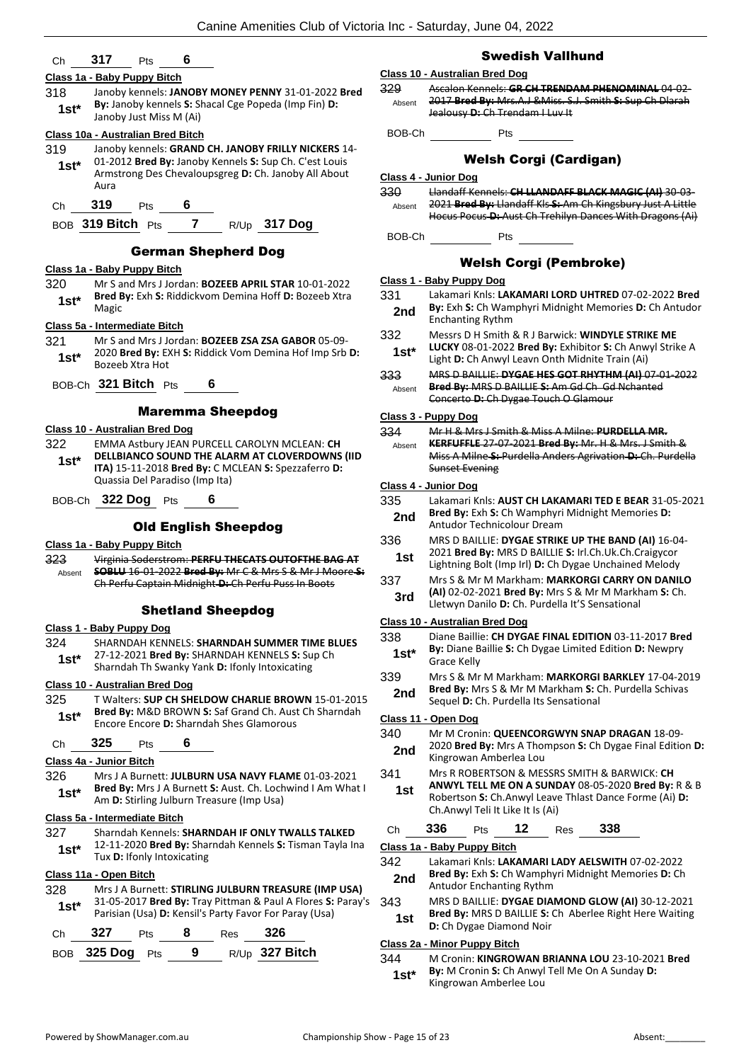Ch **317** Pts **6**

**Class 1a - Baby Puppy Bitch**

318 **1st*** Janoby kennels: **JANOBY MONEY PENNY** 31-01-2022 **Bred By:** Janoby kennels **S:** Shacal Cge Popeda (Imp Fin) **D:** Janoby Just Miss M (Ai)

**Class 10a - Australian Bred Bitch**

319 **1st*** Janoby kennels: **GRAND CH. JANOBY FRILLY NICKERS** 14-01-2012 **Bred By:** Janoby Kennels **S:** Sup Ch. C'est Louis Armstrong Des Chevaloupsgreg **D:** Ch. Janoby All About Aura

Ch **319** Pts **6**

BOB **319 Bitch** Pts **7** R/Up **317 Dog**

## German Shepherd Dog

**Class 1a - Baby Puppy Bitch**

320 **1st*** Mr S and Mrs J Jordan: **BOZEEB APRIL STAR** 10-01-2022 **Bred By:** Exh **S:** Riddickvom Demina Hoff **D:** Bozeeb Xtra Magic

**Class 5a - Intermediate Bitch**

321 **1st*** Mr S and Mrs J Jordan: **BOZEEB ZSA ZSA GABOR** 05-09-2020 **Bred By:** EXH **S:** Riddick Vom Demina Hof Imp Srb **D:** Bozeeb Xtra Hot

BOB-Ch **321 Bitch** Pts **6**

## Maremma Sheepdog

**Class 10 - Australian Bred Dog**

322 **1st*** EMMA Astbury JEAN PURCELL CAROLYN MCLEAN: **CH DELLBIANCO SOUND THE ALARM AT CLOVERDOWNS (IID ITA)** 15-11-2018 **Bred By:** C MCLEAN **S:** Spezzaferro **D:** Quassia Del Paradiso (Imp Ita)

BOB-Ch **322 Dog** Pts **6**

## Old English Sheepdog

**Class 1a - Baby Puppy Bitch**

323 Absent ~~Virginia Soderstrom: **PERFU THECATS OUTOFTHE BAG AT SOBLU** 16-01-2022 **Bred By:** Mr C & Mrs S & Mr J Moore **S:** Ch Perfu Captain Midnight **D:** Ch Perfu Puss In Boots~~

## Shetland Sheepdog

**Class 1 - Baby Puppy Dog**

324 **1st*** SHARNDAH KENNELS: **SHARNDAH SUMMER TIME BLUES** 27-12-2021 **Bred By:** SHARNDAH KENNELS **S:** Sup Ch Sharndah Th Swanky Yank **D:** Ifonly Intoxicating

**Class 10 - Australian Bred Dog**

325 **1st*** T Walters: **SUP CH SHELDOW CHARLIE BROWN** 15-01-2015 **Bred By:** M&D BROWN **S:** Saf Grand Ch. Aust Ch Sharndah Encore Encore **D:** Sharndah Shes Glamorous

Ch **325** Pts **6**

**Class 4a - Junior Bitch**

326 **1st*** Mrs J A Burnett: **JULBURN USA NAVY FLAME** 01-03-2021 **Bred By:** Mrs J A Burnett **S:** Aust. Ch. Lochwind I Am What I Am **D:** Stirling Julburn Treasure (Imp Usa)

**Class 5a - Intermediate Bitch**

327 **1st*** Sharndah Kennels: **SHARNDAH IF ONLY TWALLS TALKED** 12-11-2020 **Bred By:** Sharndah Kennels **S:** Tisman Tayla Ina Tux **D:** Ifonly Intoxicating

**Class 11a - Open Bitch**

328 **1st*** Mrs J A Burnett: **STIRLING JULBURN TREASURE (IMP USA)** 31-05-2017 **Bred By:** Tray Pittman & Paul A Flores **S:** Paray's Parisian (Usa) **D:** Kensil's Party Favor For Paray (Usa)

Ch **327** Pts **8** Res **326**

BOB **325 Dog** Pts **9** R/Up **327 Bitch**

## Swedish Vallhund

**Class 10 - Australian Bred Dog**

329 Absent ~~Ascalon Kennels: **GR CH TRENDAM PHENOMINAL** 04-02-2017 **Bred By:** Mrs.A.J &Miss. S.J. Smith **S:** Sup Ch Dlarah Jealousy **D:** Ch Trendam I Luv It~~

BOB-Ch ______ Pts ______

## Welsh Corgi (Cardigan)

**Class 4 - Junior Dog**

330 Absent ~~Llandaff Kennels: **CH LLANDAFF BLACK MAGIC (AI)** 30-03-2021 **Bred By:** Llandaff Kls **S:** Am Ch Kingsbury Just A Little Hocus Pocus **D:** Aust Ch Trehilyn Dances With Dragons (Ai)~~

BOB-Ch ______ Pts ______

## Welsh Corgi (Pembroke)

**Class 1 - Baby Puppy Dog**

331 **2nd** Lakamari Knls: **LAKAMARI LORD UHTRED** 07-02-2022 **Bred By:** Exh **S:** Ch Wamphyri Midnight Memories **D:** Ch Antudor Enchanting Rythm

332 **1st*** Messrs D H Smith & R J Barwick: **WINDYLE STRIKE ME LUCKY** 08-01-2022 **Bred By:** Exhibitor **S:** Ch Anwyl Strike A Light **D:** Ch Anwyl Leavn Onth Midnite Train (Ai)

333 Absent ~~MRS D BAILLIE: **DYGAE HES GOT RHYTHM (AI)** 07-01-2022 **Bred By:** MRS D BAILLIE **S:** Am Gd Ch Gd Nchanted Concerto **D:** Ch Dygae Touch O Glamour~~

**Class 3 - Puppy Dog**

334 Absent ~~Mr H & Mrs J Smith & Miss A Milne: **PURDELLA MR. KERFUFFLE** 27-07-2021 **Bred By:** Mr. H & Mrs. J Smith & Miss A Milne **S:** Purdella Anders Agrivation **D:** Ch. Purdella Sunset Evening~~

**Class 4 - Junior Dog**

335 **2nd** Lakamari Knls: **AUST CH LAKAMARI TED E BEAR** 31-05-2021 **Bred By:** Exh **S:** Ch Wamphyri Midnight Memories **D:** Antudor Technicolour Dream

336 **1st** MRS D BAILLIE: **DYGAE STRIKE UP THE BAND (AI)** 16-04-2021 **Bred By:** MRS D BAILLIE **S:** Irl.Ch.Uk.Ch.Craigycor Lightning Bolt (Imp Irl) **D:** Ch Dygae Unchained Melody

337 **3rd** Mrs S & Mr M Markham: **MARKORGI CARRY ON DANILO (AI)** 02-02-2021 **Bred By:** Mrs S & Mr M Markham **S:** Ch. Lletwyn Danilo **D:** Ch. Purdella It'S Sensational

**Class 10 - Australian Bred Dog**

338 **1st*** Diane Baillie: **CH DYGAE FINAL EDITION** 03-11-2017 **Bred By:** Diane Baillie **S:** Ch Dygae Limited Edition **D:** Newpry Grace Kelly

339 **2nd** Mrs S & Mr M Markham: **MARKORGI BARKLEY** 17-04-2019 **Bred By:** Mrs S & Mr M Markham **S:** Ch. Purdella Schivas Sequel **D:** Ch. Purdella Its Sensational

**Class 11 - Open Dog**

340 **2nd** Mr M Cronin: **QUEENCORGWYN SNAP DRAGAN** 18-09-2020 **Bred By:** Mrs A Thompson **S:** Ch Dygae Final Edition **D:** Kingrowan Amberlea Lou

341 **1st** Mrs R ROBERTSON & MESSRS SMITH & BARWICK: **CH ANWYL TELL ME ON A SUNDAY** 08-05-2020 **Bred By:** R & B Robertson **S:** Ch.Anwyl Leave Thlast Dance Forme (Ai) **D:** Ch.Anwyl Teli It Like It Is (Ai)

Ch **336** Pts **12** Res **338**

**Class 1a - Baby Puppy Bitch**

342 **2nd** Lakamari Knls: **LAKAMARI LADY AELSWITH** 07-02-2022 **Bred By:** Exh **S:** Ch Wamphyri Midnight Memories **D:** Ch Antudor Enchanting Rythm

343 **1st** MRS D BAILLIE: **DYGAE DIAMOND GLOW (AI)** 30-12-2021 **Bred By:** MRS D BAILLIE **S:** Ch Aberlee Right Here Waiting **D:** Ch Dygae Diamond Noir

**Class 2a - Minor Puppy Bitch**

344 **1st*** M Cronin: **KINGROWAN BRIANNA LOU** 23-10-2021 **Bred By:** M Cronin **S:** Ch Anwyl Tell Me On A Sunday **D:** Kingrowan Amberlee Lou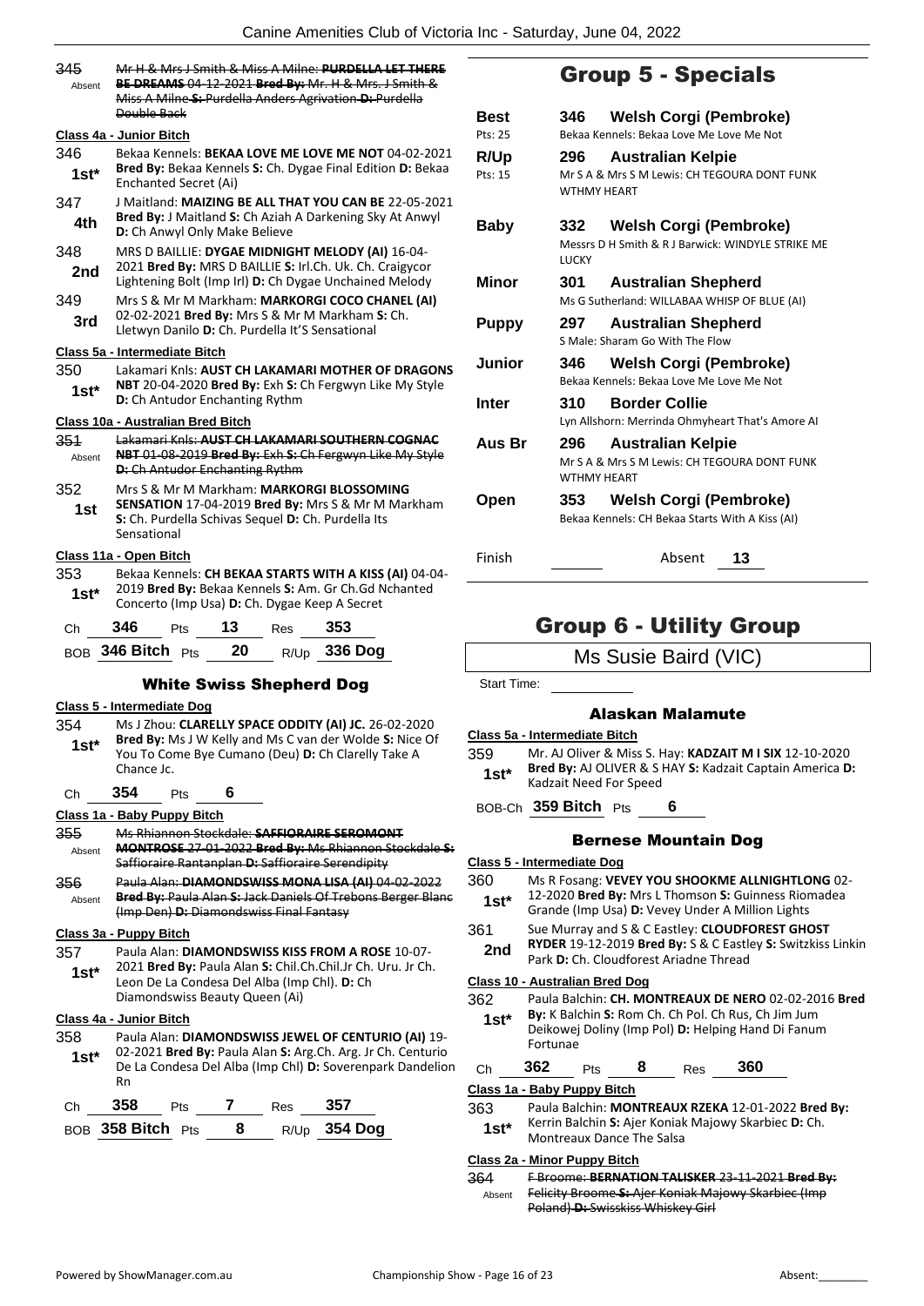345 Absent ~~Mr H & Mrs J Smith & Miss A Milne: **PURDELLA LET THERE BE DREAMS** 04-12-2021 **Bred By:** Mr. H & Mrs. J Smith & Miss A Milne **S:** Purdella Anders Agrivation **D:** Purdella Double Back~~

**Class 4a - Junior Bitch**

346 **1st*** Bekaa Kennels: **BEKAA LOVE ME LOVE ME NOT** 04-02-2021 **Bred By:** Bekaa Kennels **S:** Ch. Dygae Final Edition **D:** Bekaa Enchanted Secret (Ai)

347 **4th** J Maitland: **MAIZING BE ALL THAT YOU CAN BE** 22-05-2021 **Bred By:** J Maitland **S:** Ch Aziah A Darkening Sky At Anwyl **D:** Ch Anwyl Only Make Believe

348 **2nd** MRS D BAILLIE: **DYGAE MIDNIGHT MELODY (AI)** 16-04-2021 **Bred By:** MRS D BAILLIE **S:** Irl.Ch. Uk. Ch. Craigycor Lightening Bolt (Imp Irl) **D:** Ch Dygae Unchained Melody

349 **3rd** Mrs S & Mr M Markham: **MARKORGI COCO CHANEL (AI)** 02-02-2021 **Bred By:** Mrs S & Mr M Markham **S:** Ch. Lletwyn Danilo **D:** Ch. Purdella It'S Sensational

**Class 5a - Intermediate Bitch**

350 **1st*** Lakamari Knls: **AUST CH LAKAMARI MOTHER OF DRAGONS NBT** 20-04-2020 **Bred By:** Exh **S:** Ch Fergwyn Like My Style **D:** Ch Antudor Enchanting Rythm

**Class 10a - Australian Bred Bitch**

351 Absent ~~Lakamari Knls: **AUST CH LAKAMARI SOUTHERN COGNAC NBT** 01-08-2019 **Bred By:** Exh **S:** Ch Fergwyn Like My Style **D:** Ch Antudor Enchanting Rythm~~

352 **1st** Mrs S & Mr M Markham: **MARKORGI BLOSSOMING SENSATION** 17-04-2019 **Bred By:** Mrs S & Mr M Markham **S:** Ch. Purdella Schivas Sequel **D:** Ch. Purdella Its Sensational

**Class 11a - Open Bitch**

353 **1st*** Bekaa Kennels: **CH BEKAA STARTS WITH A KISS (AI)** 04-04-2019 **Bred By:** Bekaa Kennels **S:** Am. Gr Ch.Gd Nchanted Concerto (Imp Usa) **D:** Ch. Dygae Keep A Secret

Ch **346** Pts **13** Res **353**

BOB **346 Bitch** Pts **20** R/Up **336 Dog**

### White Swiss Shepherd Dog

**Class 5 - Intermediate Dog**

354 **1st*** Ms J Zhou: **CLARELLY SPACE ODDITY (AI) JC.** 26-02-2020 **Bred By:** Ms J W Kelly and Ms C van der Wolde **S:** Nice Of You To Come Bye Cumano (Deu) **D:** Ch Clarelly Take A Chance Jc.

Ch **354** Pts **6**

**Class 1a - Baby Puppy Bitch**

355 Absent ~~Ms Rhiannon Stockdale: **SAFFIORAIRE SEROMONT MONTROSE** 27-01-2022 **Bred By:** Ms Rhiannon Stockdale **S:** Saffioraire Rantanplan **D:** Saffioraire Serendipity~~

356 Absent ~~Paula Alan: **DIAMONDSWISS MONA LISA (AI)** 04-02-2022 **Bred By:** Paula Alan **S:** Jack Daniels Of Trebons Berger Blanc (Imp Den) **D:** Diamondswiss Final Fantasy~~

**Class 3a - Puppy Bitch**

357 **1st*** Paula Alan: **DIAMONDSWISS KISS FROM A ROSE** 10-07-2021 **Bred By:** Paula Alan **S:** Chil.Ch.Chil.Jr Ch. Uru. Jr Ch. Leon De La Condesa Del Alba (Imp Chl). **D:** Ch Diamondswiss Beauty Queen (Ai)

**Class 4a - Junior Bitch**

358 **1st*** Paula Alan: **DIAMONDSWISS JEWEL OF CENTURIO (AI)** 19-02-2021 **Bred By:** Paula Alan **S:** Arg.Ch. Arg. Jr Ch. Centurio De La Condesa Del Alba (Imp Chl) **D:** Soverenpark Dandelion Rn

Ch **358** Pts **7** Res **357**

BOB **358 Bitch** Pts **8** R/Up **354 Dog**

## Group 5 - Specials

| | | | |
|---|---|---|---|
| **Best** Pts: 25 | **346** | **Welsh Corgi (Pembroke)** | Bekaa Kennels: Bekaa Love Me Love Me Not |
| **R/Up** Pts: 15 | **296** | **Australian Kelpie** | Mr S A & Mrs S M Lewis: CH TEGOURA DONT FUNK WTHMY HEART |
| **Baby** | **332** | **Welsh Corgi (Pembroke)** | Messrs D H Smith & R J Barwick: WINDYLE STRIKE ME LUCKY |
| **Minor** | **301** | **Australian Shepherd** | Ms G Sutherland: WILLABAA WHISP OF BLUE (AI) |
| **Puppy** | **297** | **Australian Shepherd** | S Male: Sharam Go With The Flow |
| **Junior** | **346** | **Welsh Corgi (Pembroke)** | Bekaa Kennels: Bekaa Love Me Love Me Not |
| **Inter** | **310** | **Border Collie** | Lyn Allshorn: Merrinda Ohmyheart That's Amore AI |
| **Aus Br** | **296** | **Australian Kelpie** | Mr S A & Mrs S M Lewis: CH TEGOURA DONT FUNK WTHMY HEART |
| **Open** | **353** | **Welsh Corgi (Pembroke)** | Bekaa Kennels: CH Bekaa Starts With A Kiss (AI) |

Finish ______ Absent **13**

## Group 6 - Utility Group

Ms Susie Baird (VIC)

Start Time: ______

### Alaskan Malamute

**Class 5a - Intermediate Bitch**

359 **1st*** Mr. AJ Oliver & Miss S. Hay: **KADZAIT M I SIX** 12-10-2020 **Bred By:** AJ OLIVER & S HAY **S:** Kadzait Captain America **D:** Kadzait Need For Speed

BOB-Ch **359 Bitch** Pts **6**

### Bernese Mountain Dog

**Class 5 - Intermediate Dog**

360 **1st*** Ms R Fosang: **VEVEY YOU SHOOKME ALLNIGHTLONG** 02-12-2020 **Bred By:** Mrs L Thomson **S:** Guinness Riomadea Grande (Imp Usa) **D:** Vevey Under A Million Lights

361 **2nd** Sue Murray and S & C Eastley: **CLOUDFOREST GHOST RYDER** 19-12-2019 **Bred By:** S & C Eastley **S:** Switzkiss Linkin Park **D:** Ch. Cloudforest Ariadne Thread

**Class 10 - Australian Bred Dog**

362 **1st*** Paula Balchin: **CH. MONTREAUX DE NERO** 02-02-2016 **Bred By:** K Balchin **S:** Rom Ch. Ch Pol. Ch Rus, Ch Jim Jum Deikowej Doliny (Imp Pol) **D:** Helping Hand Di Fanum Fortunae

Ch **362** Pts **8** Res **360**

**Class 1a - Baby Puppy Bitch**

363 **1st*** Paula Balchin: **MONTREAUX RZEKA** 12-01-2022 **Bred By:** Kerrin Balchin **S:** Ajer Koniak Majowy Skarbiec **D:** Ch. Montreaux Dance The Salsa

**Class 2a - Minor Puppy Bitch**

364 Absent ~~F Broome: **BERNATION TALISKER** 23-11-2021 **Bred By:** Felicity Broome **S:** Ajer Koniak Majowy Skarbiec (Imp Poland) **D:** Swisskiss Whiskey Girl~~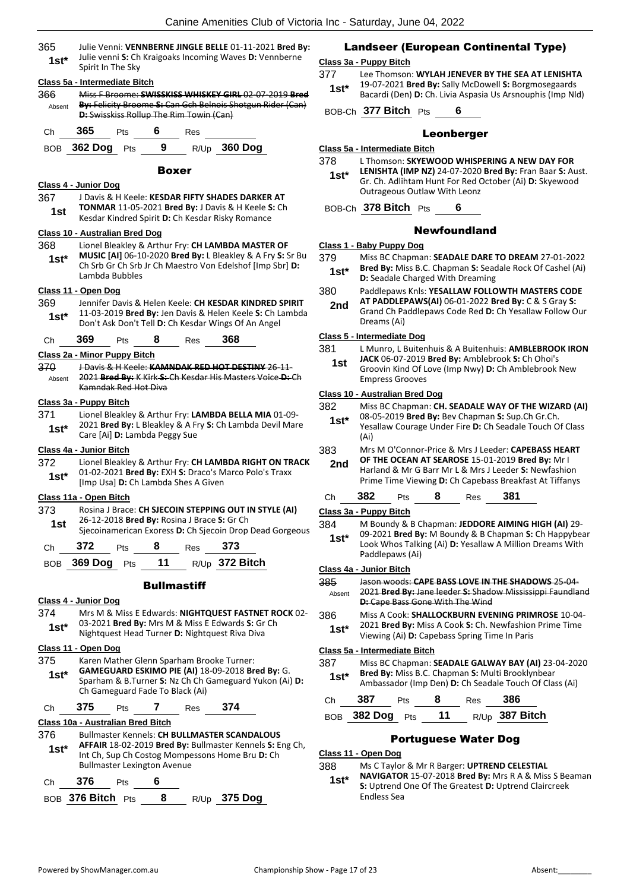365 1st* Julie Venni: **VENNBERNE JINGLE BELLE** 01-11-2021 **Bred By:** Julie venni **S:** Ch Kraigoaks Incoming Waves **D:** Vennberne Spirit In The Sky

**Class 5a - Intermediate Bitch**

366 Absent ~~Miss F Broome: **SWISSKISS WHISKEY GIRL** 02-07-2019 **Bred By:** Felicity Broome **S:** Can Gch Belnois Shotgun Rider (Can) **D:** Swisskiss Rollup The Rim Towin (Can)~~

Ch **365** Pts **6** Res

BOB **362 Dog** Pts **9** R/Up **360 Dog**

## Boxer

**Class 4 - Junior Dog**

367 1st J Davis & H Keele: **KESDAR FIFTY SHADES DARKER AT TONMAR** 11-05-2021 **Bred By:** J Davis & H Keele **S:** Ch Kesdar Kindred Spirit **D:** Ch Kesdar Risky Romance

**Class 10 - Australian Bred Dog**

368 1st* Lionel Bleakley & Arthur Fry: **CH LAMBDA MASTER OF MUSIC [AI]** 06-10-2020 **Bred By:** L Bleakley & A Fry **S:** Sr Bu Ch Srb Gr Ch Srb Jr Ch Maestro Von Edelshof [Imp Sbr] **D:** Lambda Bubbles

**Class 11 - Open Dog**

369 1st* Jennifer Davis & Helen Keele: **CH KESDAR KINDRED SPIRIT** 11-03-2019 **Bred By:** Jen Davis & Helen Keele **S:** Ch Lambda Don't Ask Don't Tell **D:** Ch Kesdar Wings Of An Angel

Ch **369** Pts **8** Res **368**

**Class 2a - Minor Puppy Bitch**

370 Absent ~~J Davis & H Keele: **KAMNDAK RED HOT DESTINY** 26-11-2021 **Bred By:** K Kirk **S:** Ch Kesdar His Masters Voice **D:** Ch Kamndak Red Hot Diva~~

**Class 3a - Puppy Bitch**

371 1st* Lionel Bleakley & Arthur Fry: **LAMBDA BELLA MIA** 01-09-2021 **Bred By:** L Bleakley & A Fry **S:** Ch Lambda Devil Mare Care [Ai] **D:** Lambda Peggy Sue

**Class 4a - Junior Bitch**

372 1st* Lionel Bleakley & Arthur Fry: **CH LAMBDA RIGHT ON TRACK** 01-02-2021 **Bred By:** EXH **S:** Draco's Marco Polo's Traxx [Imp Usa] **D:** Ch Lambda Shes A Given

**Class 11a - Open Bitch**

373 1st Rosina J Brace: **CH SJECOIN STEPPING OUT IN STYLE (AI)** 26-12-2018 **Bred By:** Rosina J Brace **S:** Gr Ch Sjecoinamerican Exoress **D:** Ch Sjecoin Drop Dead Gorgeous

Ch **372** Pts **8** Res **373**

BOB **369 Dog** Pts **11** R/Up **372 Bitch**

## Bullmastiff

**Class 4 - Junior Dog**

374 1st* Mrs M & Miss E Edwards: **NIGHTQUEST FASTNET ROCK** 02-03-2021 **Bred By:** Mrs M & Miss E Edwards **S:** Gr Ch Nightquest Head Turner **D:** Nightquest Riva Diva

**Class 11 - Open Dog**

375 1st* Karen Mather Glenn Sparham Brooke Turner: **GAMEGUARD ESKIMO PIE (AI)** 18-09-2018 **Bred By:** G. Sparham & B.Turner **S:** Nz Ch Ch Gameguard Yukon (Ai) **D:** Ch Gameguard Fade To Black (Ai)

Ch **375** Pts **7** Res **374**

**Class 10a - Australian Bred Bitch**

376 1st* Bullmaster Kennels: **CH BULLMASTER SCANDALOUS AFFAIR** 18-02-2019 **Bred By:** Bullmaster Kennels **S:** Eng Ch, Int Ch, Sup Ch Costog Mompessons Home Bru **D:** Ch Bullmaster Lexington Avenue

Ch **376** Pts **6**

BOB **376 Bitch** Pts **8** R/Up **375 Dog**

## Landseer (European Continental Type)

**Class 3a - Puppy Bitch**

377 1st* Lee Thomson: **WYLAH JENEVER BY THE SEA AT LENISHTA** 19-07-2021 **Bred By:** Sally McDowell **S:** Borgmosegaards Bacardi (Den) **D:** Ch. Livia Aspasia Us Arsnouphis (Imp Nld)

BOB-Ch **377 Bitch** Pts **6**

## Leonberger

**Class 5a - Intermediate Bitch**

378 1st* L Thomson: **SKYEWOOD WHISPERING A NEW DAY FOR LENISHTA (IMP NZ)** 24-07-2020 **Bred By:** Fran Baar **S:** Aust. Gr. Ch. Adlihtam Hunt For Red October (Ai) **D:** Skyewood Outrageous Outlaw With Leonz

BOB-Ch **378 Bitch** Pts **6**

## Newfoundland

**Class 1 - Baby Puppy Dog**

379 1st* Miss BC Chapman: **SEADALE DARE TO DREAM** 27-01-2022 **Bred By:** Miss B.C. Chapman **S:** Seadale Rock Of Cashel (Ai) **D:** Seadale Charged With Dreaming

380 2nd Paddlepaws Knls: **YESALLAW FOLLOWTH MASTERS CODE AT PADDLEPAWS(AI)** 06-01-2022 **Bred By:** C & S Gray **S:** Grand Ch Paddlepaws Code Red **D:** Ch Yesallaw Follow Our Dreams (Ai)

**Class 5 - Intermediate Dog**

381 1st L Munro, L Buitenhuis & A Buitenhuis: **AMBLEBROOK IRON JACK** 06-07-2019 **Bred By:** Amblebrook **S:** Ch Ohoi's Groovin Kind Of Love (Imp Nwy) **D:** Ch Amblebrook New Empress Grooves

**Class 10 - Australian Bred Dog**

382 1st* Miss BC Chapman: **CH. SEADALE WAY OF THE WIZARD (AI)** 08-05-2019 **Bred By:** Bev Chapman **S:** Sup.Ch Gr.Ch. Yesallaw Courage Under Fire **D:** Ch Seadale Touch Of Class (Ai)

383 2nd Mrs M O'Connor-Price & Mrs J Leeder: **CAPEBASS HEART OF THE OCEAN AT SEAROSE** 15-01-2019 **Bred By:** Mr I Harland & Mr G Barr Mr L & Mrs J Leeder **S:** Newfashion Prime Time Viewing **D:** Ch Capebass Breakfast At Tiffanys

Ch **382** Pts **8** Res **381**

**Class 3a - Puppy Bitch**

384 1st* M Boundy & B Chapman: **JEDDORE AIMING HIGH (AI)** 29-09-2021 **Bred By:** M Boundy & B Chapman **S:** Ch Happybear Look Whos Talking (Ai) **D:** Yesallaw A Million Dreams With Paddlepaws (Ai)

**Class 4a - Junior Bitch**

385 Absent ~~Jason woods: **CAPE BASS LOVE IN THE SHADOWS** 25-04-2021 **Bred By:** Jane leeder **S:** Shadow Mississippi Faundland **D:** Cape Bass Gone With The Wind~~

386 1st* Miss A Cook: **SHALLOCKBURN EVENING PRIMROSE** 10-04-2021 **Bred By:** Miss A Cook **S:** Ch. Newfashion Prime Time Viewing (Ai) **D:** Capebass Spring Time In Paris

**Class 5a - Intermediate Bitch**

387 1st* Miss BC Chapman: **SEADALE GALWAY BAY (AI)** 23-04-2020 **Bred By:** Miss B.C. Chapman **S:** Multi Brooklynbear Ambassador (Imp Den) **D:** Ch Seadale Touch Of Class (Ai)

Ch **387** Pts **8** Res **386**

BOB **382 Dog** Pts **11** R/Up **387 Bitch**

## Portuguese Water Dog

**Class 11 - Open Dog**

388 1st* Ms C Taylor & Mr R Barger: **UPTREND CELESTIAL NAVIGATOR** 15-07-2018 **Bred By:** Mrs R A & Miss S Beaman **S:** Uptrend One Of The Greatest **D:** Uptrend Claircreek Endless Sea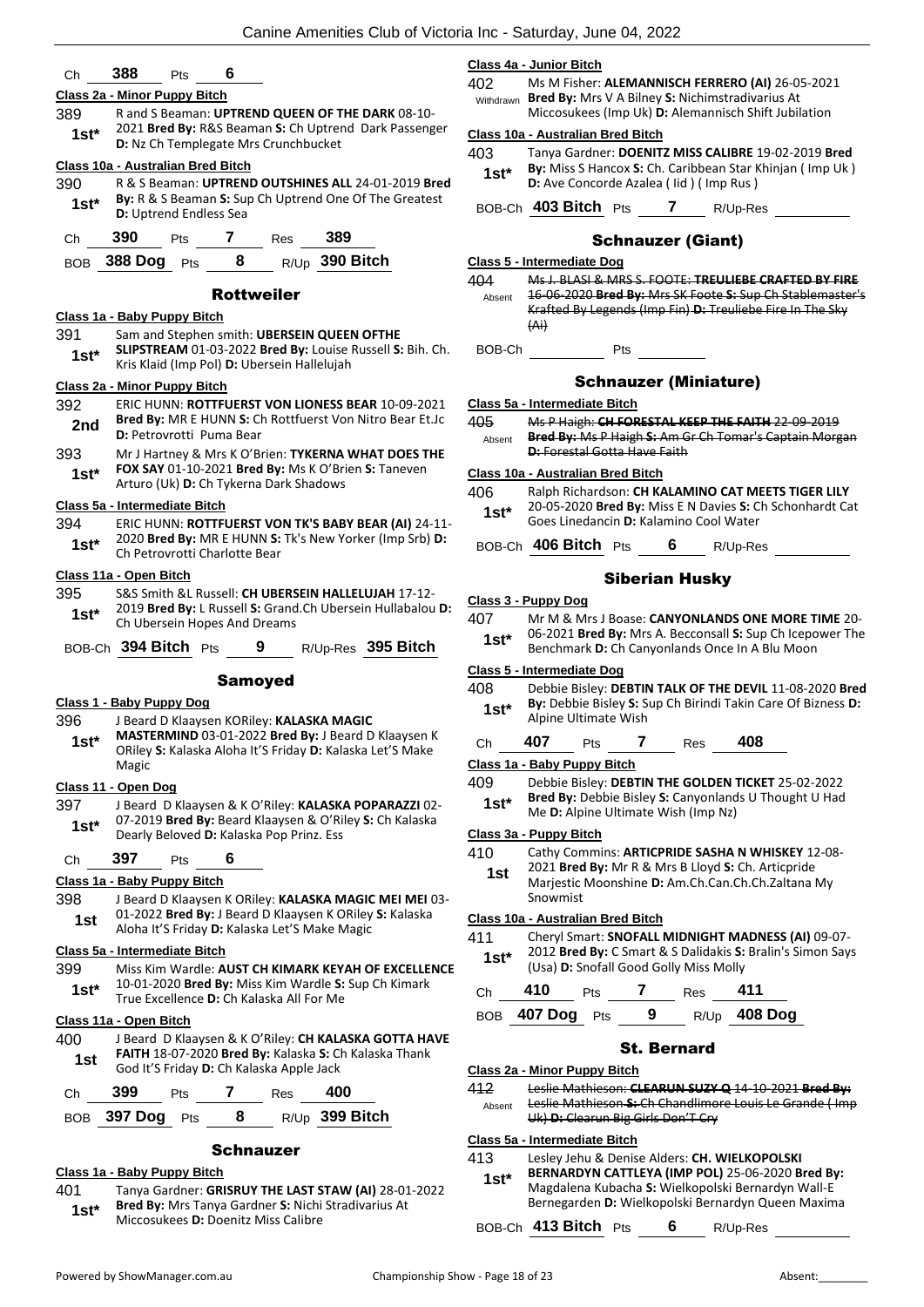Ch **388** Pts **6**

**Class 2a - Minor Puppy Bitch**

389 R and S Beaman: **UPTREND QUEEN OF THE DARK** 08-10-2021 **Bred By:** R&S Beaman **S:** Ch Uptrend Dark Passenger **D:** Nz Ch Templegate Mrs Crunchbucket
**1st***

**Class 10a - Australian Bred Bitch**

390 R & S Beaman: **UPTREND OUTSHINES ALL** 24-01-2019 **Bred By:** R & S Beaman **S:** Sup Ch Uptrend One Of The Greatest **D:** Uptrend Endless Sea
**1st***

Ch **390** Pts **7** Res **389**

BOB **388 Dog** Pts **8** R/Up **390 Bitch**

## Rottweiler

**Class 1a - Baby Puppy Bitch**

391 Sam and Stephen smith: **UBERSEIN QUEEN OFTHE SLIPSTREAM** 01-03-2022 **Bred By:** Louise Russell **S:** Bih. Ch. Kris Klaid (Imp Pol) **D:** Ubersein Hallelujah
**1st***

**Class 2a - Minor Puppy Bitch**

392 ERIC HUNN: **ROTTFUERST VON LIONESS BEAR** 10-09-2021 **Bred By:** MR E HUNN **S:** Ch Rottfuerst Von Nitro Bear Et.Jc **D:** Petrovrotti Puma Bear
**2nd**

393 Mr J Hartney & Mrs K O'Brien: **TYKERNA WHAT DOES THE FOX SAY** 01-10-2021 **Bred By:** Ms K O'Brien **S:** Taneven Arturo (Uk) **D:** Ch Tykerna Dark Shadows
**1st***

**Class 5a - Intermediate Bitch**

394 ERIC HUNN: **ROTTFUERST VON TK'S BABY BEAR (AI)** 24-11-2020 **Bred By:** MR E HUNN **S:** Tk's New Yorker (Imp Srb) **D:** Ch Petrovrotti Charlotte Bear
**1st***

**Class 11a - Open Bitch**

395 S&S Smith &L Russell: **CH UBERSEIN HALLELUJAH** 17-12-2019 **Bred By:** L Russell **S:** Grand.Ch Ubersein Hullabalou **D:** Ch Ubersein Hopes And Dreams
**1st***

BOB-Ch **394 Bitch** Pts **9** R/Up-Res **395 Bitch**

## Samoyed

**Class 1 - Baby Puppy Dog**

396 J Beard D Klaaysen KORiley: **KALASKA MAGIC MASTERMIND** 03-01-2022 **Bred By:** J Beard D Klaaysen K ORiley **S:** Kalaska Aloha It'S Friday **D:** Kalaska Let'S Make Magic
**1st***

**Class 11 - Open Dog**

397 J Beard D Klaaysen & K O'Riley: **KALASKA POPARAZZI** 02-07-2019 **Bred By:** Beard Klaaysen & O'Riley **S:** Ch Kalaska Dearly Beloved **D:** Kalaska Pop Prinz. Ess
**1st***

Ch **397** Pts **6**

**Class 1a - Baby Puppy Bitch**

398 J Beard D Klaaysen K ORiley: **KALASKA MAGIC MEI MEI** 03-01-2022 **Bred By:** J Beard D Klaaysen K ORiley **S:** Kalaska Aloha It'S Friday **D:** Kalaska Let'S Make Magic
**1st**

**Class 5a - Intermediate Bitch**

399 Miss Kim Wardle: **AUST CH KIMARK KEYAH OF EXCELLENCE** 10-01-2020 **Bred By:** Miss Kim Wardle **S:** Sup Ch Kimark True Excellence **D:** Ch Kalaska All For Me
**1st***

**Class 11a - Open Bitch**

400 J Beard D Klaaysen & K O'Riley: **CH KALASKA GOTTA HAVE FAITH** 18-07-2020 **Bred By:** Kalaska **S:** Ch Kalaska Thank God It'S Friday **D:** Ch Kalaska Apple Jack
**1st**

Ch **399** Pts **7** Res **400**

BOB **397 Dog** Pts **8** R/Up **399 Bitch**

## Schnauzer

**Class 1a - Baby Puppy Bitch**

401 Tanya Gardner: **GRISRUY THE LAST STAW (AI)** 28-01-2022 **Bred By:** Mrs Tanya Gardner **S:** Nichi Stradivarius At Miccosukees **D:** Doenitz Miss Calibre
**1st***

**Class 4a - Junior Bitch**

402 Ms M Fisher: **ALEMANNISCH FERRERO (AI)** 26-05-2021 **Bred By:** Mrs V A Bilney **S:** Nichimstradivarius At Miccosukees (Imp Uk) **D:** Alemannisch Shift Jubilation
Withdrawn

**Class 10a - Australian Bred Bitch**

403 Tanya Gardner: **DOENITZ MISS CALIBRE** 19-02-2019 **Bred By:** Miss S Hancox **S:** Ch. Caribbean Star Khinjan ( Imp Uk ) **D:** Ave Concorde Azalea ( Iid ) ( Imp Rus )
**1st***

BOB-Ch **403 Bitch** Pts **7** R/Up-Res

## Schnauzer (Giant)

**Class 5 - Intermediate Dog**

404 ~~Ms J. BLASI & MRS S. FOOTE: **TREULIEBE CRAFTED BY FIRE** 16-06-2020 **Bred By:** Mrs SK Foote **S:** Sup Ch Stablemaster's Krafted By Legends (Imp Fin) **D:** Treuliebe Fire In The Sky (Ai)~~
Absent

BOB-Ch Pts

## Schnauzer (Miniature)

**Class 5a - Intermediate Bitch**

405 ~~Ms P Haigh: **CH FORESTAL KEEP THE FAITH** 22-09-2019 **Bred By:** Ms P Haigh **S:** Am Gr Ch Tomar's Captain Morgan **D:** Forestal Gotta Have Faith~~
Absent

**Class 10a - Australian Bred Bitch**

406 Ralph Richardson: **CH KALAMINO CAT MEETS TIGER LILY** 20-05-2020 **Bred By:** Miss E N Davies **S:** Ch Schonhardt Cat Goes Linedancin **D:** Kalamino Cool Water
**1st***

BOB-Ch **406 Bitch** Pts **6** R/Up-Res

## Siberian Husky

**Class 3 - Puppy Dog**

407 Mr M & Mrs J Boase: **CANYONLANDS ONE MORE TIME** 20-06-2021 **Bred By:** Mrs A. Becconsall **S:** Sup Ch Icepower The Benchmark **D:** Ch Canyonlands Once In A Blu Moon
**1st***

**Class 5 - Intermediate Dog**

408 Debbie Bisley: **DEBTIN TALK OF THE DEVIL** 11-08-2020 **Bred By:** Debbie Bisley **S:** Sup Ch Birindi Takin Care Of Bizness **D:** Alpine Ultimate Wish
**1st***

Ch **407** Pts **7** Res **408**

**Class 1a - Baby Puppy Bitch**

409 Debbie Bisley: **DEBTIN THE GOLDEN TICKET** 25-02-2022 **Bred By:** Debbie Bisley **S:** Canyonlands U Thought U Had Me **D:** Alpine Ultimate Wish (Imp Nz)
**1st***

**Class 3a - Puppy Bitch**

410 Cathy Commins: **ARTICPRIDE SASHA N WHISKEY** 12-08-2021 **Bred By:** Mr R & Mrs B Lloyd **S:** Ch. Articpride Marjestic Moonshine **D:** Am.Ch.Can.Ch.Ch.Zaltana My Snowmist
**1st**

**Class 10a - Australian Bred Bitch**

411 Cheryl Smart: **SNOFALL MIDNIGHT MADNESS (AI)** 09-07-2012 **Bred By:** C Smart & S Dalidakis **S:** Bralin's Simon Says (Usa) **D:** Snofall Good Golly Miss Molly
**1st***

Ch **410** Pts **7** Res **411**

BOB **407 Dog** Pts **9** R/Up **408 Dog**

## St. Bernard

**Class 2a - Minor Puppy Bitch**

412 ~~Leslie Mathieson: **CLEARUN SUZY Q** 14-10-2021 **Bred By:** Leslie Mathieson **S:** Ch Chandlimore Louis Le Grande ( Imp Uk) **D:** Clearun Big Girls Don'T Cry~~
Absent

**Class 5a - Intermediate Bitch**

413 Lesley Jehu & Denise Alders: **CH. WIELKOPOLSKI BERNARDYN CATTLEYA (IMP POL)** 25-06-2020 **Bred By:** Magdalena Kubacha **S:** Wielkopolski Bernardyn Wall-E Bernegarden **D:** Wielkopolski Bernardyn Queen Maxima
**1st***

BOB-Ch **413 Bitch** Pts **6** R/Up-Res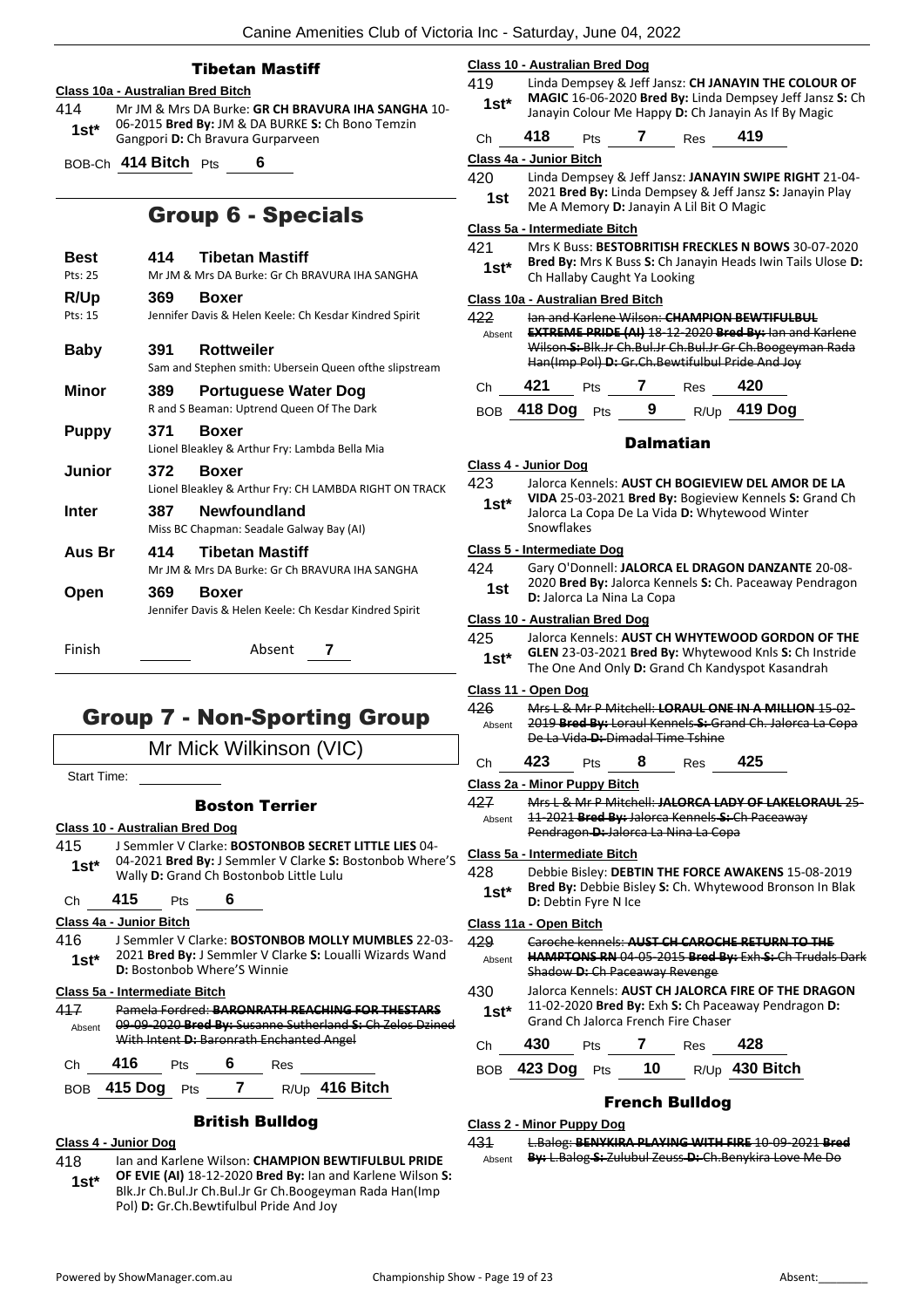## Tibetan Mastiff

**Class 10a - Australian Bred Bitch**

414 **1st*** Mr JM & Mrs DA Burke: **GR CH BRAVURA IHA SANGHA** 10-06-2015 **Bred By:** JM & DA BURKE **S:** Ch Bono Temzin Gangpori **D:** Ch Bravura Gurparveen

BOB-Ch **414 Bitch** Pts **6**

# Group 6 - Specials

| | | |
|---|---|---|
| **Best** Pts: 25 | **414** | **Tibetan Mastiff** Mr JM & Mrs DA Burke: Gr Ch BRAVURA IHA SANGHA |
| **R/Up** Pts: 15 | **369** | **Boxer** Jennifer Davis & Helen Keele: Ch Kesdar Kindred Spirit |
| **Baby** | **391** | **Rottweiler** Sam and Stephen smith: Ubersein Queen ofthe slipstream |
| **Minor** | **389** | **Portuguese Water Dog** R and S Beaman: Uptrend Queen Of The Dark |
| **Puppy** | **371** | **Boxer** Lionel Bleakley & Arthur Fry: Lambda Bella Mia |
| **Junior** | **372** | **Boxer** Lionel Bleakley & Arthur Fry: CH LAMBDA RIGHT ON TRACK |
| **Inter** | **387** | **Newfoundland** Miss BC Chapman: Seadale Galway Bay (AI) |
| **Aus Br** | **414** | **Tibetan Mastiff** Mr JM & Mrs DA Burke: Gr Ch BRAVURA IHA SANGHA |
| **Open** | **369** | **Boxer** Jennifer Davis & Helen Keele: Ch Kesdar Kindred Spirit |

Finish Absent **7**

# Group 7 - Non-Sporting Group

Mr Mick Wilkinson (VIC)

Start Time:

## Boston Terrier

**Class 10 - Australian Bred Dog**

415 **1st*** J Semmler V Clarke: **BOSTONBOB SECRET LITTLE LIES** 04-04-2021 **Bred By:** J Semmler V Clarke **S:** Bostonbob Where'S Wally **D:** Grand Ch Bostonbob Little Lulu

Ch **415** Pts **6**

**Class 4a - Junior Bitch**

416 **1st*** J Semmler V Clarke: **BOSTONBOB MOLLY MUMBLES** 22-03-2021 **Bred By:** J Semmler V Clarke **S:** Loualli Wizards Wand **D:** Bostonbob Where'S Winnie

**Class 5a - Intermediate Bitch**

417 Absent ~~Pamela Fordred: **BARONRATH REACHING FOR THESTARS** 09-09-2020 **Bred By:** Susanne Sutherland **S:** Ch Zelos Dzined With Intent **D:** Baronrath Enchanted Angel~~

Ch **416** Pts **6** Res

BOB **415 Dog** Pts **7** R/Up **416 Bitch**

## British Bulldog

**Class 4 - Junior Dog**

418 **1st*** Ian and Karlene Wilson: **CHAMPION BEWTIFULBUL PRIDE OF EVIE (AI)** 18-12-2020 **Bred By:** Ian and Karlene Wilson **S:** Blk.Jr Ch.Bul.Jr Ch.Bul.Jr Gr Ch.Boogeyman Rada Han(Imp Pol) **D:** Gr.Ch.Bewtifulbul Pride And Joy

**Class 10 - Australian Bred Dog**

419 **1st*** Linda Dempsey & Jeff Jansz: **CH JANAYIN THE COLOUR OF MAGIC** 16-06-2020 **Bred By:** Linda Dempsey Jeff Jansz **S:** Ch Janayin Colour Me Happy **D:** Ch Janayin As If By Magic

Ch **418** Pts **7** Res **419**

**Class 4a - Junior Bitch**

420 **1st** Linda Dempsey & Jeff Jansz: **JANAYIN SWIPE RIGHT** 21-04-2021 **Bred By:** Linda Dempsey & Jeff Jansz **S:** Janayin Play Me A Memory **D:** Janayin A Lil Bit O Magic

**Class 5a - Intermediate Bitch**

421 **1st*** Mrs K Buss: **BESTOBRITISH FRECKLES N BOWS** 30-07-2020 **Bred By:** Mrs K Buss **S:** Ch Janayin Heads Iwin Tails Ulose **D:** Ch Hallaby Caught Ya Looking

**Class 10a - Australian Bred Bitch**

422 Absent ~~Ian and Karlene Wilson: **CHAMPION BEWTIFULBUL EXTREME PRIDE (AI)** 18-12-2020 **Bred By:** Ian and Karlene Wilson **S:** Blk.Jr Ch.Bul.Jr Ch.Bul.Jr Gr Ch.Boogeyman Rada Han(Imp Pol) **D:** Gr.Ch.Bewtifulbul Pride And Joy~~

Ch **421** Pts **7** Res **420**

BOB **418 Dog** Pts **9** R/Up **419 Dog**

## Dalmatian

**Class 4 - Junior Dog**

423 **1st*** Jalorca Kennels: **AUST CH BOGIEVIEW DEL AMOR DE LA VIDA** 25-03-2021 **Bred By:** Bogieview Kennels **S:** Grand Ch Jalorca La Copa De La Vida **D:** Whytewood Winter Snowflakes

**Class 5 - Intermediate Dog**

424 **1st** Gary O'Donnell: **JALORCA EL DRAGON DANZANTE** 20-08-2020 **Bred By:** Jalorca Kennels **S:** Ch. Paceaway Pendragon **D:** Jalorca La Nina La Copa

**Class 10 - Australian Bred Dog**

425 **1st*** Jalorca Kennels: **AUST CH WHYTEWOOD GORDON OF THE GLEN** 23-03-2021 **Bred By:** Whytewood Knls **S:** Ch Instride The One And Only **D:** Grand Ch Kandyspot Kasandrah

**Class 11 - Open Dog**

426 Absent ~~Mrs L & Mr P Mitchell: **LORAUL ONE IN A MILLION** 15-02-2019 **Bred By:** Loraul Kennels **S:** Grand Ch. Jalorca La Copa De La Vida **D:** Dimadal Time Tshine~~

Ch **423** Pts **8** Res **425**

**Class 2a - Minor Puppy Bitch**

427 Absent ~~Mrs L & Mr P Mitchell: **JALORCA LADY OF LAKELORAUL** 25-11-2021 **Bred By:** Jalorca Kennels **S:** Ch Paceaway Pendragon **D:** Jalorca La Nina La Copa~~

**Class 5a - Intermediate Bitch**

428 **1st*** Debbie Bisley: **DEBTIN THE FORCE AWAKENS** 15-08-2019 **Bred By:** Debbie Bisley **S:** Ch. Whytewood Bronson In Blak **D:** Debtin Fyre N Ice

**Class 11a - Open Bitch**

429 Absent ~~Caroche kennels: **AUST CH CAROCHE RETURN TO THE HAMPTONS RN** 04-05-2015 **Bred By:** Exh **S:** Ch Trudals Dark Shadow **D:** Ch Paceaway Revenge~~

430 **1st*** Jalorca Kennels: **AUST CH JALORCA FIRE OF THE DRAGON** 11-02-2020 **Bred By:** Exh **S:** Ch Paceaway Pendragon **D:** Grand Ch Jalorca French Fire Chaser

Ch **430** Pts **7** Res **428**

BOB **423 Dog** Pts **10** R/Up **430 Bitch**

## French Bulldog

**Class 2 - Minor Puppy Dog**

431 Absent ~~L.Balog: **BENYKIRA PLAYING WITH FIRE** 10-09-2021 **Bred By:** L.Balog **S:** Zulubul Zeuss **D:** Ch.Benykira Love Me Do~~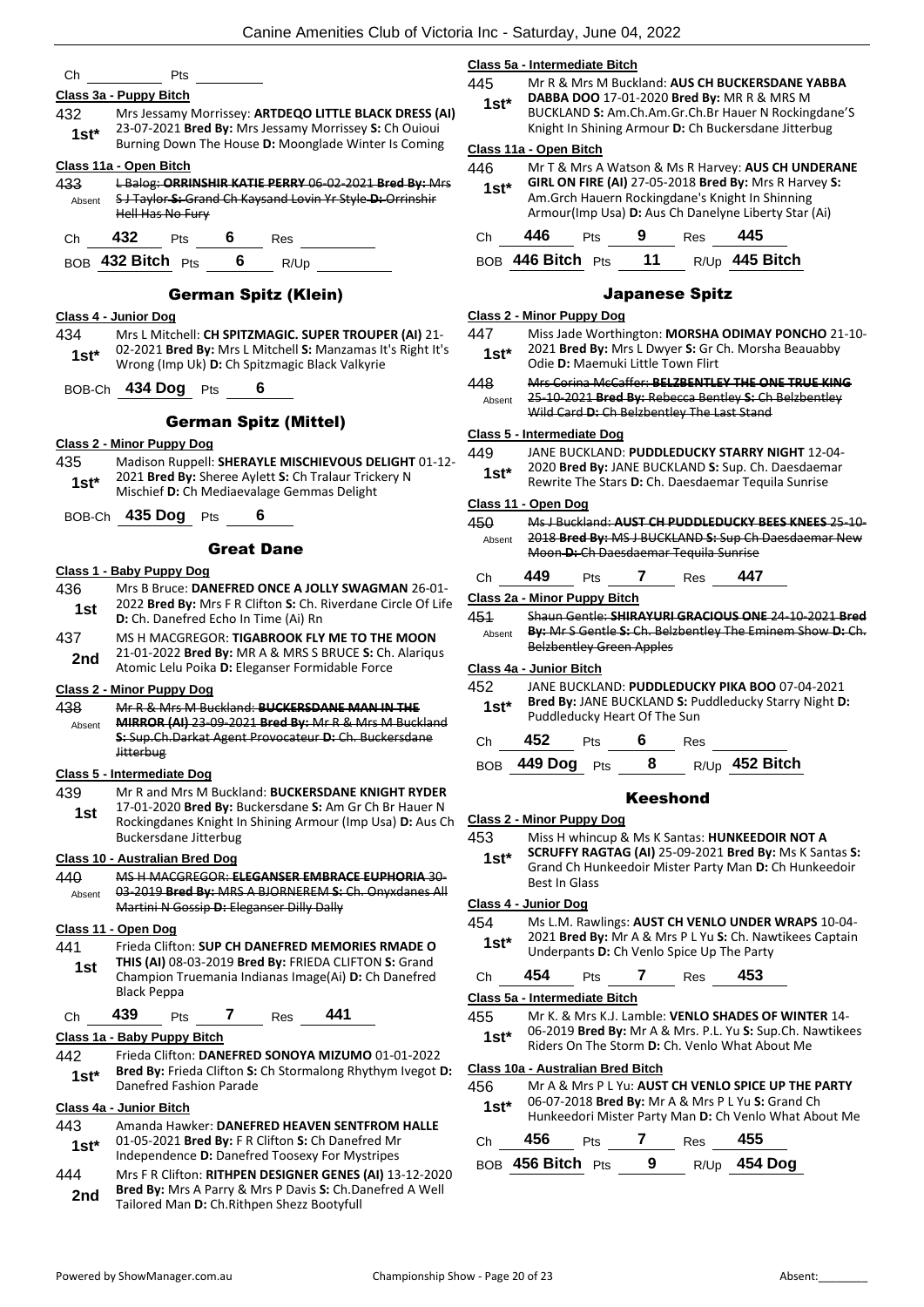Ch ______ Pts ______

**Class 3a - Puppy Bitch**

432 1st* Mrs Jessamy Morrissey: **ARTDEQO LITTLE BLACK DRESS (AI)** 23-07-2021 **Bred By:** Mrs Jessamy Morrissey **S:** Ch Ouioui Burning Down The House **D:** Moonglade Winter Is Coming

**Class 11a - Open Bitch**

433 Absent ~~L Balog: **ORRINSHIR KATIE PERRY** 06-02-2021 **Bred By:** Mrs S J Taylor **S:** Grand Ch Kaysand Lovin Yr Style **D:** Orrinshir Hell Has No Fury~~

Ch **432** Pts **6** Res ______

BOB **432 Bitch** Pts **6** R/Up ______

## German Spitz (Klein)

**Class 4 - Junior Dog**

434 1st* Mrs L Mitchell: **CH SPITZMAGIC. SUPER TROUPER (AI)** 21-02-2021 **Bred By:** Mrs L Mitchell **S:** Manzamas It's Right It's Wrong (Imp Uk) **D:** Ch Spitzmagic Black Valkyrie

BOB-Ch **434 Dog** Pts **6**

## German Spitz (Mittel)

**Class 2 - Minor Puppy Dog**

435 1st* Madison Ruppell: **SHERAYLE MISCHIEVOUS DELIGHT** 01-12-2021 **Bred By:** Sheree Aylett **S:** Ch Tralaur Trickery N Mischief **D:** Ch Mediaevalage Gemmas Delight

BOB-Ch **435 Dog** Pts **6**

## Great Dane

**Class 1 - Baby Puppy Dog**

436 1st Mrs B Bruce: **DANEFRED ONCE A JOLLY SWAGMAN** 26-01-2022 **Bred By:** Mrs F R Clifton **S:** Ch. Riverdane Circle Of Life **D:** Ch. Danefred Echo In Time (Ai) Rn

437 2nd MS H MACGREGOR: **TIGABROOK FLY ME TO THE MOON** 21-01-2022 **Bred By:** MR A & MRS S BRUCE **S:** Ch. Alariqus Atomic Lelu Poika **D:** Eleganser Formidable Force

**Class 2 - Minor Puppy Dog**

438 Absent ~~Mr R & Mrs M Buckland: **BUCKERSDANE MAN IN THE MIRROR (AI)** 23-09-2021 **Bred By:** Mr R & Mrs M Buckland **S:** Sup.Ch.Darkat Agent Provocateur **D:** Ch. Buckersdane Jitterbug~~

**Class 5 - Intermediate Dog**

439 1st Mr R and Mrs M Buckland: **BUCKERSDANE KNIGHT RYDER** 17-01-2020 **Bred By:** Buckersdane **S:** Am Gr Ch Br Hauer N Rockingdanes Knight In Shining Armour (Imp Usa) **D:** Aus Ch Buckersdane Jitterbug

**Class 10 - Australian Bred Dog**

440 Absent ~~MS H MACGREGOR: **ELEGANSER EMBRACE EUPHORIA** 30-03-2019 **Bred By:** MRS A BJORNEREM **S:** Ch. Onyxdanes All Martini N Gossip **D:** Eleganser Dilly Dally~~

**Class 11 - Open Dog**

441 1st Frieda Clifton: **SUP CH DANEFRED MEMORIES RMADE O THIS (AI)** 08-03-2019 **Bred By:** FRIEDA CLIFTON **S:** Grand Champion Truemania Indianas Image(Ai) **D:** Ch Danefred Black Peppa

Ch **439** Pts **7** Res **441**

**Class 1a - Baby Puppy Bitch**

442 1st* Frieda Clifton: **DANEFRED SONOYA MIZUMO** 01-01-2022 **Bred By:** Frieda Clifton **S:** Ch Stormalong Rhythym Ivegot **D:** Danefred Fashion Parade

**Class 4a - Junior Bitch**

443 1st* Amanda Hawker: **DANEFRED HEAVEN SENTFROM HALLE** 01-05-2021 **Bred By:** F R Clifton **S:** Ch Danefred Mr Independence **D:** Danefred Toosexy For Mystripes

444 2nd Mrs F R Clifton: **RITHPEN DESIGNER GENES (AI)** 13-12-2020 **Bred By:** Mrs A Parry & Mrs P Davis **S:** Ch.Danefred A Well Tailored Man **D:** Ch.Rithpen Shezz Bootyfull

**Class 5a - Intermediate Bitch**

445 1st* Mr R & Mrs M Buckland: **AUS CH BUCKERSDANE YABBA DABBA DOO** 17-01-2020 **Bred By:** MR R & MRS M BUCKLAND **S:** Am.Ch.Am.Gr.Ch.Br Hauer N Rockingdane'S Knight In Shining Armour **D:** Ch Buckersdane Jitterbug

**Class 11a - Open Bitch**

446 1st* Mr T & Mrs A Watson & Ms R Harvey: **AUS CH UNDERANE GIRL ON FIRE (AI)** 27-05-2018 **Bred By:** Mrs R Harvey **S:** Am.Grch Hauern Rockingdane's Knight In Shining Armour(Imp Usa) **D:** Aus Ch Danelyne Liberty Star (Ai)

Ch **446** Pts **9** Res **445**

BOB **446 Bitch** Pts **11** R/Up **445 Bitch**

## Japanese Spitz

**Class 2 - Minor Puppy Dog**

447 1st* Miss Jade Worthington: **MORSHA ODIMAY PONCHO** 21-10-2021 **Bred By:** Mrs L Dwyer **S:** Gr Ch. Morsha Beauabby Odie **D:** Maemuki Little Town Flirt

448 Absent ~~Mrs Corina McCaffer: **BELZBENTLEY THE ONE TRUE KING** 25-10-2021 **Bred By:** Rebecca Bentley **S:** Ch Belzbentley Wild Card **D:** Ch Belzbentley The Last Stand~~

**Class 5 - Intermediate Dog**

449 1st* JANE BUCKLAND: **PUDDLEDUCKY STARRY NIGHT** 12-04-2020 **Bred By:** JANE BUCKLAND **S:** Sup. Ch. Daesdaemar Rewrite The Stars **D:** Ch. Daesdaemar Tequila Sunrise

**Class 11 - Open Dog**

450 Absent ~~Ms J Buckland: **AUST CH PUDDLEDUCKY BEES KNEES** 25-10-2018 **Bred By:** MS J BUCKLAND **S:** Sup Ch Daesdaemar New Moon **D:** Ch Daesdaemar Tequila Sunrise~~

Ch **449** Pts **7** Res **447**

**Class 2a - Minor Puppy Bitch**

451 Absent ~~Shaun Gentle: **SHIRAYURI GRACIOUS ONE** 24-10-2021 **Bred By:** Mr S Gentle **S:** Ch. Belzbentley The Eminem Show **D:** Ch. Belzbentley Green Apples~~

**Class 4a - Junior Bitch**

452 1st* JANE BUCKLAND: **PUDDLEDUCKY PIKA BOO** 07-04-2021 **Bred By:** JANE BUCKLAND **S:** Puddleducky Starry Night **D:** Puddleducky Heart Of The Sun

Ch **452** Pts **6** Res ______

BOB **449 Dog** Pts **8** R/Up **452 Bitch**

## Keeshond

**Class 2 - Minor Puppy Dog**

453 1st* Miss H whincup & Ms K Santas: **HUNKEEDOIR NOT A SCRUFFY RAGTAG (AI)** 25-09-2021 **Bred By:** Ms K Santas **S:** Grand Ch Hunkeedoir Mister Party Man **D:** Ch Hunkeedoir Best In Glass

**Class 4 - Junior Dog**

454 1st* Ms L.M. Rawlings: **AUST CH VENLO UNDER WRAPS** 10-04-2021 **Bred By:** Mr A & Mrs P L Yu **S:** Ch. Nawtikees Captain Underpants **D:** Ch Venlo Spice Up The Party

Ch **454** Pts **7** Res **453**

**Class 5a - Intermediate Bitch**

455 1st* Mr K. & Mrs K.J. Lamble: **VENLO SHADES OF WINTER** 14-06-2019 **Bred By:** Mr A & Mrs. P.L. Yu **S:** Sup.Ch. Nawtikees Riders On The Storm **D:** Ch. Venlo What About Me

**Class 10a - Australian Bred Bitch**

456 1st* Mr A & Mrs P L Yu: **AUST CH VENLO SPICE UP THE PARTY** 06-07-2018 **Bred By:** Mr A & Mrs P L Yu **S:** Grand Ch Hunkeedoiri Mister Party Man **D:** Ch Venlo What About Me

Ch **456** Pts **7** Res **455**

BOB **456 Bitch** Pts **9** R/Up **454 Dog**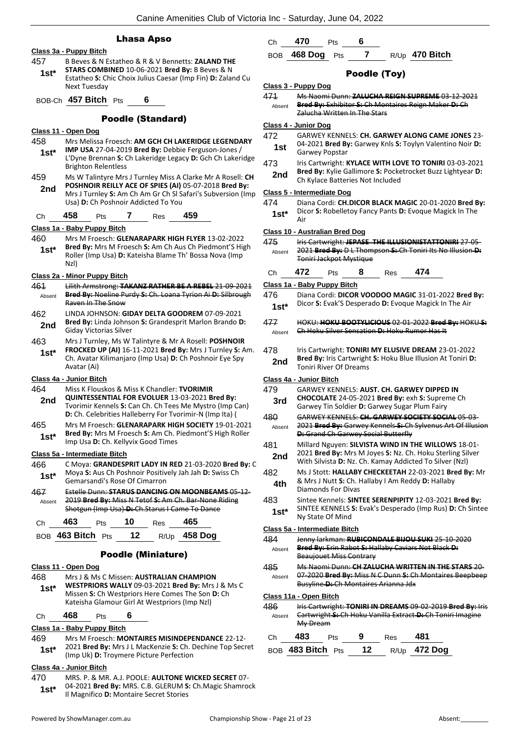## Lhasa Apso

**Class 3a - Puppy Bitch**

457 **1st*** B Beves & N Estatheo & R & V Bennetts: **ZALAND THE STARS COMBINED** 10-06-2021 **Bred By:** B Beves & N Estatheo **S:** Chic Choix Julius Caesar (Imp Fin) **D:** Zaland Cu Next Tuesday

BOB-Ch **457 Bitch** Pts **6**

## Poodle (Standard)

**Class 11 - Open Dog**

458 **1st*** Mrs Melissa Froesch: **AM GCH CH LAKERIDGE LEGENDARY IMP USA** 27-04-2019 **Bred By:** Debbie Ferguson-Jones / L'Dyne Brennan **S:** Ch Lakeridge Legacy **D:** Gch Ch Lakeridge Brighton Relentless

459 **2nd** Ms W Talintyre Mrs J Turnley Miss A Clarke Mr A Rosell: **CH POSHNOIR REILLY ACE OF SPIES (AI)** 05-07-2018 **Bred By:** Mrs J Turnley **S:** Am Ch Am Gr Ch Sl Safari's Subversion (Imp Usa) **D:** Ch Poshnoir Addicted To You

Ch **458** Pts **7** Res **459**

**Class 1a - Baby Puppy Bitch**

460 **1st*** Mrs M Froesch: **GLENARAPARK HIGH FLYER** 13-02-2022 **Bred By:** Mrs M Froesch **S:** Am Ch Aus Ch Piedmont'S High Roller (Imp Usa) **D:** Kateisha Blame Th' Bossa Nova (Imp Nzl)

**Class 2a - Minor Puppy Bitch**

461 Absent ~~Lilith Armstrong: **TAKANZ RATHER BE A REBEL** 21-09-2021 **Bred By:** Noeline Purdy **S:** Ch. Loana Tyrion Ai **D:** Silbrough Raven In The Snow~~

462 **2nd** LINDA JOHNSON: **GIDAY DELTA GOODREM** 07-09-2021 **Bred By:** Linda Johnson **S:** Grandesprit Marlon Brando **D:** Giday Victorias Silver

463 **1st*** Mrs J Turnley, Ms W Talintyre & Mr A Rosell: **POSHNOIR FROCKED UP (AI)** 16-11-2021 **Bred By:** Mrs J Turnley **S:** Am. Ch. Avatar Kilimanjaro (Imp Usa) **D:** Ch Poshnoir Eye Spy Avatar (Ai)

**Class 4a - Junior Bitch**

464 **2nd** Miss K Flouskos & Miss K Chandler: **TVORIMIR QUINTESSENTIAL FOR EVOLUER** 13-03-2021 **Bred By:** Tvorimir Kennels **S:** Can Ch. Ch Tees Me Mystro (Imp Can) **D:** Ch. Celebrities Halleberry For Tvorimir-N (Imp Ita) (

465 **1st*** Mrs M Froesch: **GLENARAPARK HIGH SOCIETY** 19-01-2021 **Bred By:** Mrs M Froesch **S:** Am Ch. Piedmont'S High Roller Imp Usa **D:** Ch. Kellyvix Good Times

**Class 5a - Intermediate Bitch**

466 **1st*** C Moya: **GRANDESPRIT LADY IN RED** 21-03-2020 **Bred By:** C Moya **S:** Aus Ch Poshnoir Positively Jah Jah **D:** Swiss Ch Gemarsandi's Rose Of Cimarron

467 Absent ~~Estelle Dunn: **STARUS DANCING ON MOONBEAMS** 05-12-2019 **Bred By:** Miss N Tetof **S:** Am Ch. Bar-None Riding Shotgun (Imp Usa) **D:** Ch.Starus I Came To Dance~~

Ch **463** Pts **10** Res **465**

BOB **463 Bitch** Pts **12** R/Up **458 Dog**

## Poodle (Miniature)

**Class 11 - Open Dog**

468 **1st*** Mrs J & Ms C Missen: **AUSTRALIAN CHAMPION WESTPRIORS WALLY** 09-03-2021 **Bred By:** Mrs J & Ms C Missen **S:** Ch Westpriors Here Comes The Son **D:** Ch Kateisha Glamour Girl At Westpriors (Imp Nzl)

Ch **468** Pts **6**

**Class 1a - Baby Puppy Bitch**

469 **1st*** Mrs M Froesch: **MONTAIRES MISINDEPENDANCE** 22-12-2021 **Bred By:** Mrs J L MacKenzie **S:** Ch. Dechine Top Secret (Imp Uk) **D:** Troymere Picture Perfection

**Class 4a - Junior Bitch**

470 **1st*** MRS. P. & MR. A.J. POOLE: **AULTONE WICKED SECRET** 07-04-2021 **Bred By:** MRS. C.B. GLERUM **S:** Ch.Magic Shamrock Il Magnifico **D:** Montaire Secret Stories

Ch **470** Pts **6**

BOB **468 Dog** Pts **7** R/Up **470 Bitch**

## Poodle (Toy)

**Class 3 - Puppy Dog**

471 Absent ~~Ms Naomi Dunn: **ZALUCHA REIGN SUPREME** 03-12-2021 **Bred By:** Exhibitor **S:** Ch Montaires Reign Maker **D:** Ch Zalucha Written In The Stars~~

**Class 4 - Junior Dog**

472 **1st** GARWEY KENNELS: **CH. GARWEY ALONG CAME JONES** 23-04-2021 **Bred By:** Garwey Knls **S:** Toylyn Valentino Noir **D:** Garwey Popstar

473 **2nd** Iris Cartwright: **KYLACE WITH LOVE TO TONIRI** 03-03-2021 **Bred By:** Kylie Gallimore **S:** Pocketrocket Buzz Lightyear **D:** Ch Kylace Batteries Not Included

**Class 5 - Intermediate Dog**

474 **1st*** Diana Cordi: **CH.DICOR BLACK MAGIC** 20-01-2020 **Bred By:** Dicor **S:** Robelletoy Fancy Pants **D:** Evoque Magick In The Air

**Class 10 - Australian Bred Dog**

475 Absent ~~Iris Cartwright: **JEPASE THE ILLUSIONISTATTONIRI** 27-05-2021 **Bred By:** D L Thompson **S:** Ch Toniri Its No Illusion **D:** Toniri Jackpot Mystique~~

Ch **472** Pts **8** Res **474**

**Class 1a - Baby Puppy Bitch**

476 **1st*** Diana Cordi: **DICOR VOODOO MAGIC** 31-01-2022 **Bred By:** Dicor **S:** Evak'S Desperado **D:** Evoque Magick In The Air

477 Absent ~~HOKU: **HOKU BOOTYLICIOUS** 02-01-2022 **Bred By:** HOKU **S:** Ch Hoku Silver Sensation **D:** Hoku Rumor Has It~~

478 **2nd** Iris Cartwright: **TONIRI MY ELUSIVE DREAM** 23-01-2022 **Bred By:** Iris Cartwright **S:** Hoku Blue Illusion At Toniri **D:** Toniri River Of Dreams

**Class 4a - Junior Bitch**

479 **3rd** GARWEY KENNELS: **AUST. CH. GARWEY DIPPED IN CHOCOLATE** 24-05-2021 **Bred By:** exh **S:** Supreme Ch Garwey Tin Soldier **D:** Garwey Sugar Plum Fairy

480 Absent ~~GARWEY KENNELS: **CH. GARWEY SOCIETY SOCIAL** 05-03-2021 **Bred By:** Garwey Kennels **S:** Ch Sylvenus Art Of Illusion **D:** Grand Ch Garwey Social Butterfly~~

481 **2nd** Millard Nguyen: **SILVISTA WIND IN THE WILLOWS** 18-01-2021 **Bred By:** Mrs M Joyes **S:** Nz. Ch. Hoku Sterling Silver With Silvista **D:** Nz. Ch. Kamay Addicted To Silver (Nzl)

482 **4th** Ms J Stott: **HALLABY CHECKEETAH** 22-03-2021 **Bred By:** Mr & Mrs J Nutt **S:** Ch. Hallaby I Am Reddy **D:** Hallaby Diamonds For Divas

483 **1st*** Sintee Kennels: **SINTEE SERENPIPITY** 12-03-2021 **Bred By:** SINTEE KENNELS **S:** Evak's Desperado (Imp Rus) **D:** Ch Sintee Ny State Of Mind

**Class 5a - Intermediate Bitch**

484 Absent ~~Jenny larkman: **RUBICONDALE BIJOU SUKI** 25-10-2020 **Bred By:** Erin Rabot **S:** Hallaby Caviars Not Black **D:** Beaujouet Miss Contrary~~

485 Absent ~~Ms Naomi Dunn: **CH ZALUCHA WRITTEN IN THE STARS** 20-07-2020 **Bred By:** Miss N C Dunn **S:** Ch Montaires Beepbeep Busyline **D:** Ch Montaires Arianna Jdx~~

**Class 11a - Open Bitch**

486 Absent ~~Iris Cartwright: **TONIRI IN DREAMS** 09-02-2019 **Bred By:** Iris Cartwright **S:** Ch Hoku Vanilla Extract **D:** Ch Toniri Imagine My Dream~~

Ch **483** Pts **9** Res **481**

BOB **483 Bitch** Pts **12** R/Up **472 Dog**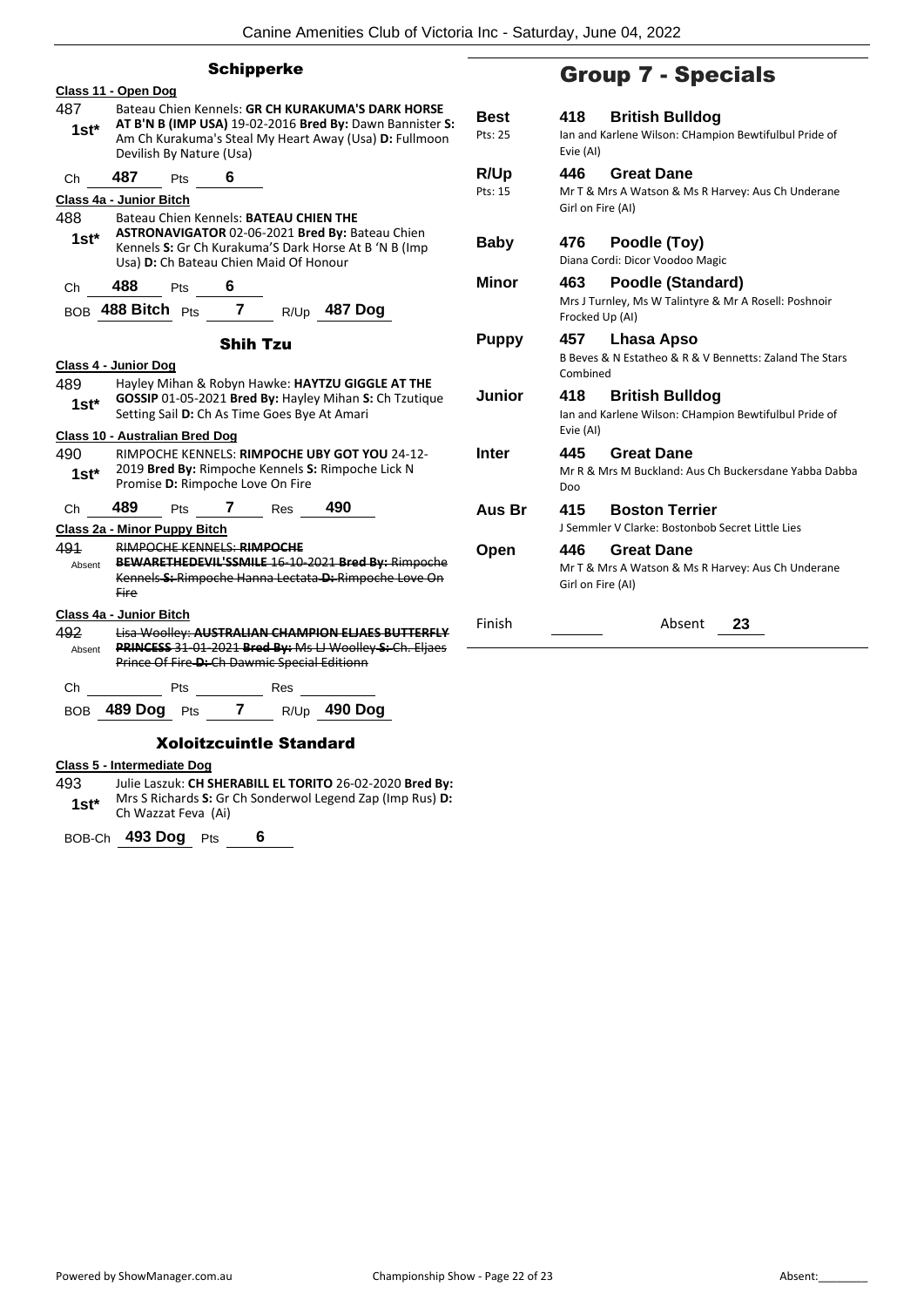## Schipperke

**Class 11 - Open Dog**

487 1st* — Bateau Chien Kennels: **GR CH KURAKUMA'S DARK HORSE AT B'N B (IMP USA)** 19-02-2016 **Bred By:** Dawn Bannister **S:** Am Ch Kurakuma's Steal My Heart Away (Usa) **D:** Fullmoon Devilish By Nature (Usa)

Ch 487 Pts 6

**Class 4a - Junior Bitch**

488 1st* — Bateau Chien Kennels: **BATEAU CHIEN THE ASTRONAVIGATOR** 02-06-2021 **Bred By:** Bateau Chien Kennels **S:** Gr Ch Kurakuma'S Dark Horse At B 'N B (Imp Usa) **D:** Ch Bateau Chien Maid Of Honour

Ch 488 Pts 6

BOB 488 Bitch Pts 7 R/Up 487 Dog

## Shih Tzu

**Class 4 - Junior Dog**

489 1st* — Hayley Mihan & Robyn Hawke: **HAYTZU GIGGLE AT THE GOSSIP** 01-05-2021 **Bred By:** Hayley Mihan **S:** Ch Tzutique Setting Sail **D:** Ch As Time Goes Bye At Amari

**Class 10 - Australian Bred Dog**

490 1st* — RIMPOCHE KENNELS: **RIMPOCHE UBY GOT YOU** 24-12-2019 **Bred By:** Rimpoche Kennels **S:** Rimpoche Lick N Promise **D:** Rimpoche Love On Fire

Ch 489 Pts 7 Res 490

**Class 2a - Minor Puppy Bitch**

~~491~~ Absent — ~~RIMPOCHE KENNELS: **RIMPOCHE BEWARETHEDEVIL'SSMILE** 16-10-2021 **Bred By:** Rimpoche Kennels **S:** Rimpoche Hanna Lectata **D:** Rimpoche Love On Fire~~

**Class 4a - Junior Bitch**

~~492~~ Absent — ~~Lisa Woolley: **AUSTRALIAN CHAMPION ELJAES BUTTERFLY PRINCESS** 31-01-2021 **Bred By:** Ms LJ Woolley **S:** Ch. Eljaes Prince Of Fire **D:** Ch Dawmic Special Editionn~~

Ch ______ Pts ______ Res ______

BOB 489 Dog Pts 7 R/Up 490 Dog

## Xoloitzcuintle Standard

**Class 5 - Intermediate Dog**

493 1st* — Julie Laszuk: **CH SHERABILL EL TORITO** 26-02-2020 **Bred By:** Mrs S Richards **S:** Gr Ch Sonderwol Legend Zap (Imp Rus) **D:** Ch Wazzat Feva (Ai)

BOB-Ch 493 Dog Pts 6

# Group 7 - Specials

| Award | No. | Breed / Details |
|---|---|---|
| **Best** (Pts: 25) | 418 | **British Bulldog** — Ian and Karlene Wilson: CHampion Bewtifulbul Pride of Evie (AI) |
| **R/Up** (Pts: 15) | 446 | **Great Dane** — Mr T & Mrs A Watson & Ms R Harvey: Aus Ch Underane Girl on Fire (AI) |
| **Baby** | 476 | **Poodle (Toy)** — Diana Cordi: Dicor Voodoo Magic |
| **Minor** | 463 | **Poodle (Standard)** — Mrs J Turnley, Ms W Talintyre & Mr A Rosell: Poshnoir Frocked Up (AI) |
| **Puppy** | 457 | **Lhasa Apso** — B Beves & N Estatheo & R & V Bennetts: Zaland The Stars Combined |
| **Junior** | 418 | **British Bulldog** — Ian and Karlene Wilson: CHampion Bewtifulbul Pride of Evie (AI) |
| **Inter** | 445 | **Great Dane** — Mr R & Mrs M Buckland: Aus Ch Buckersdane Yabba Dabba Doo |
| **Aus Br** | 415 | **Boston Terrier** — J Semmler V Clarke: Bostonbob Secret Little Lies |
| **Open** | 446 | **Great Dane** — Mr T & Mrs A Watson & Ms R Harvey: Aus Ch Underane Girl on Fire (AI) |

Finish ______ Absent 23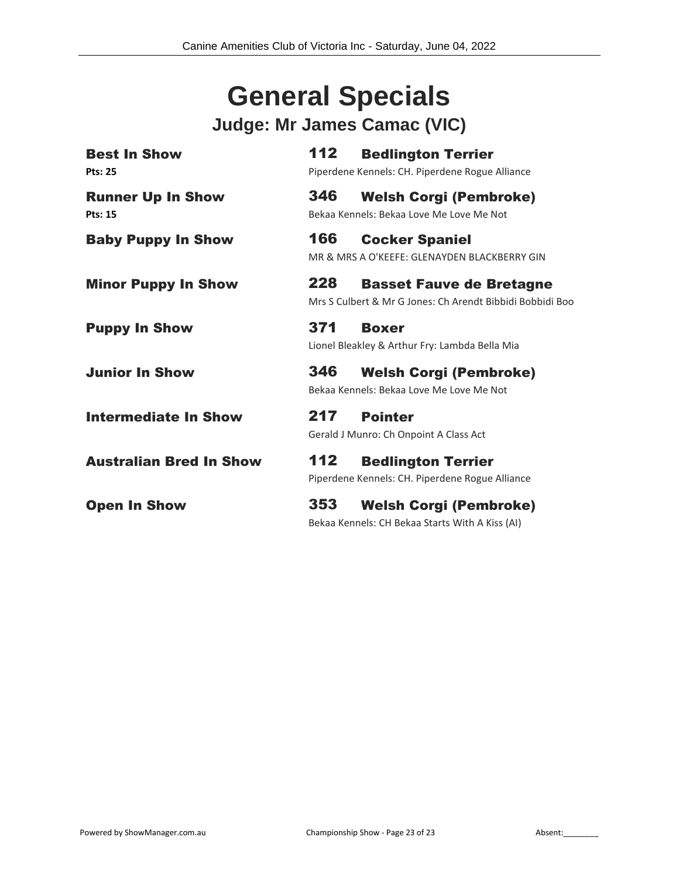# General Specials

## Judge: Mr James Camac (VIC)

**Best In Show**
Pts: 25

**112 Bedlington Terrier**
Piperdene Kennels: CH. Piperdene Rogue Alliance

**Runner Up In Show**
Pts: 15

**346 Welsh Corgi (Pembroke)**
Bekaa Kennels: Bekaa Love Me Love Me Not

**Baby Puppy In Show**

**166 Cocker Spaniel**
MR & MRS A O'KEEFE: GLENAYDEN BLACKBERRY GIN

**Minor Puppy In Show**

**228 Basset Fauve de Bretagne**
Mrs S Culbert & Mr G Jones: Ch Arendt Bibbidi Bobbidi Boo

**Puppy In Show**

**371 Boxer**
Lionel Bleakley & Arthur Fry: Lambda Bella Mia

**Junior In Show**

**346 Welsh Corgi (Pembroke)**
Bekaa Kennels: Bekaa Love Me Love Me Not

**Intermediate In Show**

**217 Pointer**
Gerald J Munro: Ch Onpoint A Class Act

**Australian Bred In Show**

**112 Bedlington Terrier**
Piperdene Kennels: CH. Piperdene Rogue Alliance

**Open In Show**

**353 Welsh Corgi (Pembroke)**
Bekaa Kennels: CH Bekaa Starts With A Kiss (AI)